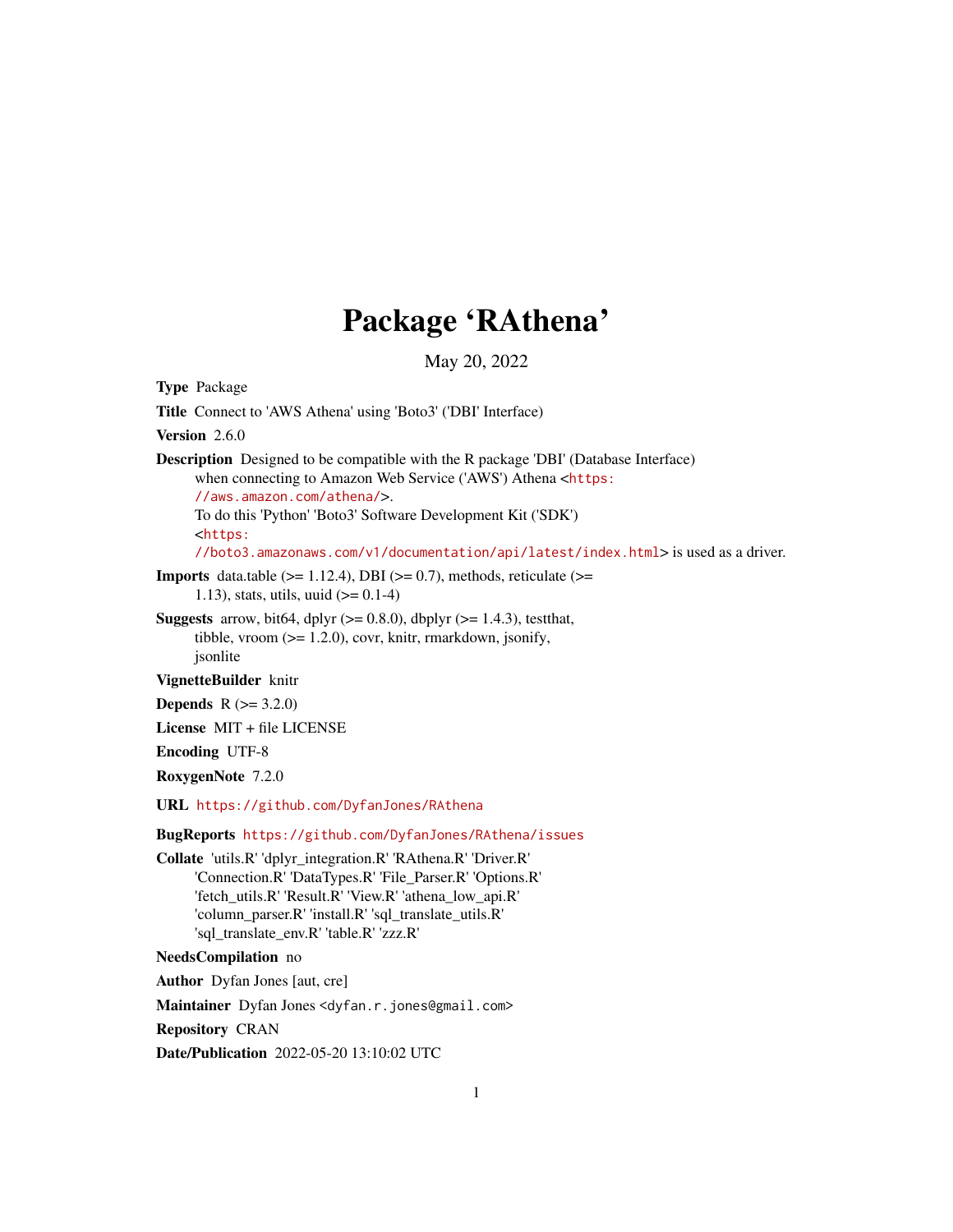# Package 'RAthena'

May 20, 2022

**Type** Package

**Title** Connect to 'AWS Athena' using 'Boto3' ('DBI' Interface)

**Version** 2.6.0

**Description** Designed to be compatible with the R package 'DBI' (Database Interface) when connecting to Amazon Web Service ('AWS') Athena <https://aws.amazon.com/athena/>. To do this 'Python' 'Boto3' Software Development Kit ('SDK') <https://boto3.amazonaws.com/v1/documentation/api/latest/index.html> is used as a driver.

**Imports** data.table (>= 1.12.4), DBI (>= 0.7), methods, reticulate (>= 1.13), stats, utils, uuid (>= 0.1-4)

**Suggests** arrow, bit64, dplyr (>= 0.8.0), dbplyr (>= 1.4.3), testthat, tibble, vroom (>= 1.2.0), covr, knitr, rmarkdown, jsonify, jsonlite

**VignetteBuilder** knitr

**Depends** R (>= 3.2.0)

**License** MIT + file LICENSE

**Encoding** UTF-8

**RoxygenNote** 7.2.0

**URL** https://github.com/DyfanJones/RAthena

**BugReports** https://github.com/DyfanJones/RAthena/issues

**Collate** 'utils.R' 'dplyr_integration.R' 'RAthena.R' 'Driver.R' 'Connection.R' 'DataTypes.R' 'File_Parser.R' 'Options.R' 'fetch_utils.R' 'Result.R' 'View.R' 'athena_low_api.R' 'column_parser.R' 'install.R' 'sql_translate_utils.R' 'sql_translate_env.R' 'table.R' 'zzz.R'

**NeedsCompilation** no

**Author** Dyfan Jones [aut, cre]

**Maintainer** Dyfan Jones <dyfan.r.jones@gmail.com>

**Repository** CRAN

**Date/Publication** 2022-05-20 13:10:02 UTC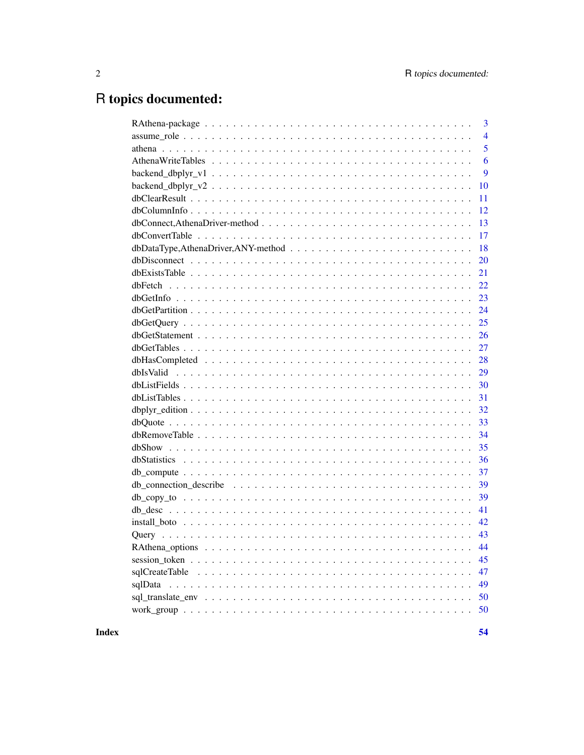# R topics documented:

RAthena-package . . . . . . . . . . . . . . . . . . . . . . . . . . . . . . . . . . . 3
assume_role . . . . . . . . . . . . . . . . . . . . . . . . . . . . . . . . . . . . 4
athena . . . . . . . . . . . . . . . . . . . . . . . . . . . . . . . . . . . . . . . 5
AthenaWriteTables . . . . . . . . . . . . . . . . . . . . . . . . . . . . . . . . . . 6
backend_dbplyr_v1 . . . . . . . . . . . . . . . . . . . . . . . . . . . . . . . . . 9
backend_dbplyr_v2 . . . . . . . . . . . . . . . . . . . . . . . . . . . . . . . . . 10
dbClearResult . . . . . . . . . . . . . . . . . . . . . . . . . . . . . . . . . . . 11
dbColumnInfo . . . . . . . . . . . . . . . . . . . . . . . . . . . . . . . . . . . 12
dbConnect,AthenaDriver-method . . . . . . . . . . . . . . . . . . . . . . . . . . 13
dbConvertTable . . . . . . . . . . . . . . . . . . . . . . . . . . . . . . . . . . 17
dbDataType,AthenaDriver,ANY-method . . . . . . . . . . . . . . . . . . . . . . . . 18
dbDisconnect . . . . . . . . . . . . . . . . . . . . . . . . . . . . . . . . . . . 20
dbExistsTable . . . . . . . . . . . . . . . . . . . . . . . . . . . . . . . . . . . 21
dbFetch . . . . . . . . . . . . . . . . . . . . . . . . . . . . . . . . . . . . . . 22
dbGetInfo . . . . . . . . . . . . . . . . . . . . . . . . . . . . . . . . . . . . . 23
dbGetPartition . . . . . . . . . . . . . . . . . . . . . . . . . . . . . . . . . . 24
dbGetQuery . . . . . . . . . . . . . . . . . . . . . . . . . . . . . . . . . . . . 25
dbGetStatement . . . . . . . . . . . . . . . . . . . . . . . . . . . . . . . . . . 26
dbGetTables . . . . . . . . . . . . . . . . . . . . . . . . . . . . . . . . . . . . 27
dbHasCompleted . . . . . . . . . . . . . . . . . . . . . . . . . . . . . . . . . . 28
dbIsValid . . . . . . . . . . . . . . . . . . . . . . . . . . . . . . . . . . . . . 29
dbListFields . . . . . . . . . . . . . . . . . . . . . . . . . . . . . . . . . . . 30
dbListTables . . . . . . . . . . . . . . . . . . . . . . . . . . . . . . . . . . . 31
dbplyr_edition . . . . . . . . . . . . . . . . . . . . . . . . . . . . . . . . . . 32
dbQuote . . . . . . . . . . . . . . . . . . . . . . . . . . . . . . . . . . . . . . 33
dbRemoveTable . . . . . . . . . . . . . . . . . . . . . . . . . . . . . . . . . . 34
dbShow . . . . . . . . . . . . . . . . . . . . . . . . . . . . . . . . . . . . . . 35
dbStatistics . . . . . . . . . . . . . . . . . . . . . . . . . . . . . . . . . . . 36
db_compute . . . . . . . . . . . . . . . . . . . . . . . . . . . . . . . . . . . . 37
db_connection_describe . . . . . . . . . . . . . . . . . . . . . . . . . . . . . . 39
db_copy_to . . . . . . . . . . . . . . . . . . . . . . . . . . . . . . . . . . . . 39
db_desc . . . . . . . . . . . . . . . . . . . . . . . . . . . . . . . . . . . . . . 41
install_boto . . . . . . . . . . . . . . . . . . . . . . . . . . . . . . . . . . . 42
Query . . . . . . . . . . . . . . . . . . . . . . . . . . . . . . . . . . . . . . . 43
RAthena_options . . . . . . . . . . . . . . . . . . . . . . . . . . . . . . . . . 44
session_token . . . . . . . . . . . . . . . . . . . . . . . . . . . . . . . . . . 45
sqlCreateTable . . . . . . . . . . . . . . . . . . . . . . . . . . . . . . . . . . 47
sqlData . . . . . . . . . . . . . . . . . . . . . . . . . . . . . . . . . . . . . . 49
sql_translate_env . . . . . . . . . . . . . . . . . . . . . . . . . . . . . . . . 50
work_group . . . . . . . . . . . . . . . . . . . . . . . . . . . . . . . . . . . . 50

**Index** **54**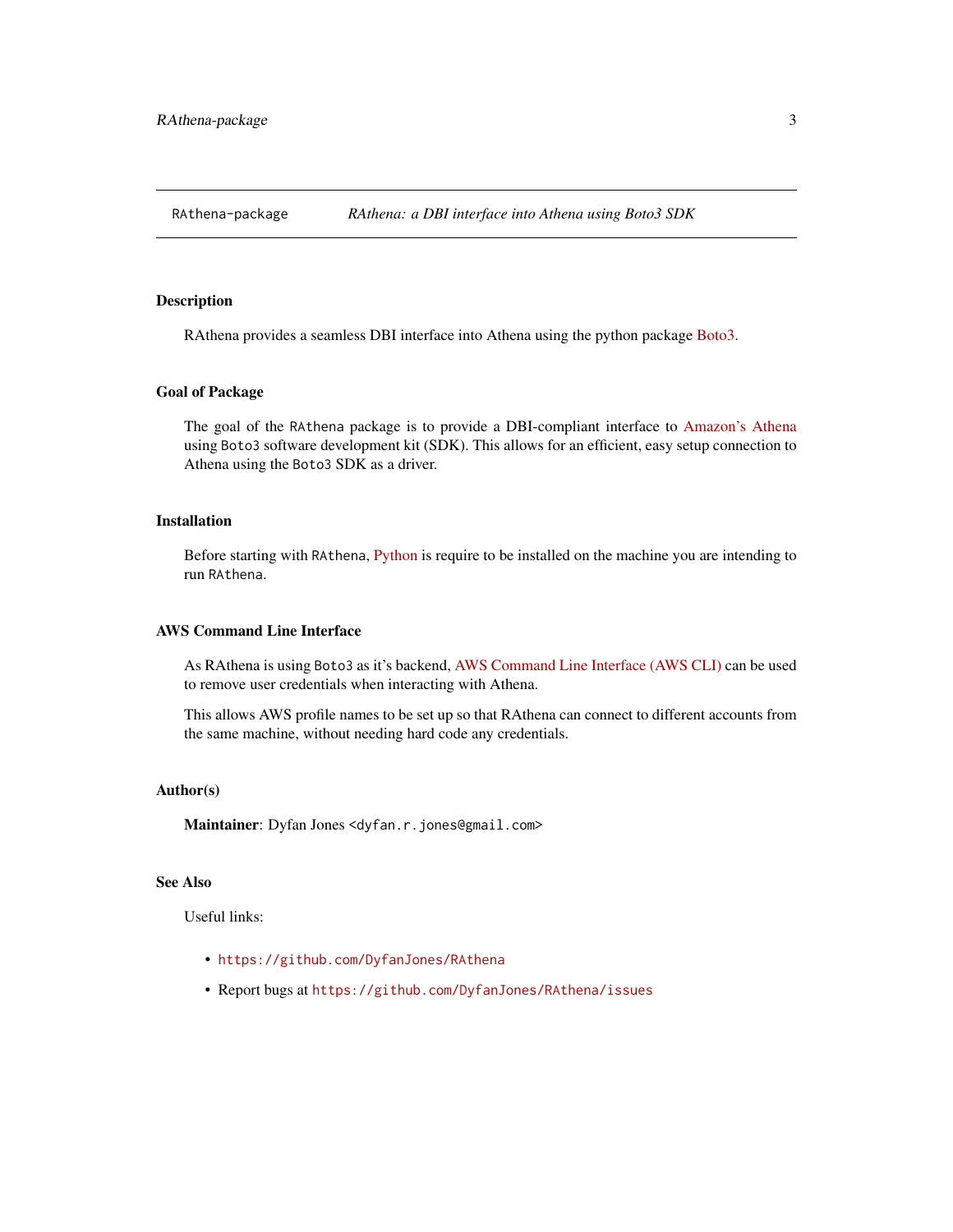RAthena-package *RAthena: a DBI interface into Athena using Boto3 SDK*

## Description

RAthena provides a seamless DBI interface into Athena using the python package Boto3.

## Goal of Package

The goal of the `RAthena` package is to provide a DBI-compliant interface to Amazon's Athena using `Boto3` software development kit (SDK). This allows for an efficient, easy setup connection to Athena using the `Boto3` SDK as a driver.

## Installation

Before starting with `RAthena`, Python is require to be installed on the machine you are intending to run `RAthena`.

## AWS Command Line Interface

As RAthena is using `Boto3` as it's backend, AWS Command Line Interface (AWS CLI) can be used to remove user credentials when interacting with Athena.

This allows AWS profile names to be set up so that RAthena can connect to different accounts from the same machine, without needing hard code any credentials.

## Author(s)

**Maintainer**: Dyfan Jones <dyfan.r.jones@gmail.com>

## See Also

Useful links:

- https://github.com/DyfanJones/RAthena
- Report bugs at https://github.com/DyfanJones/RAthena/issues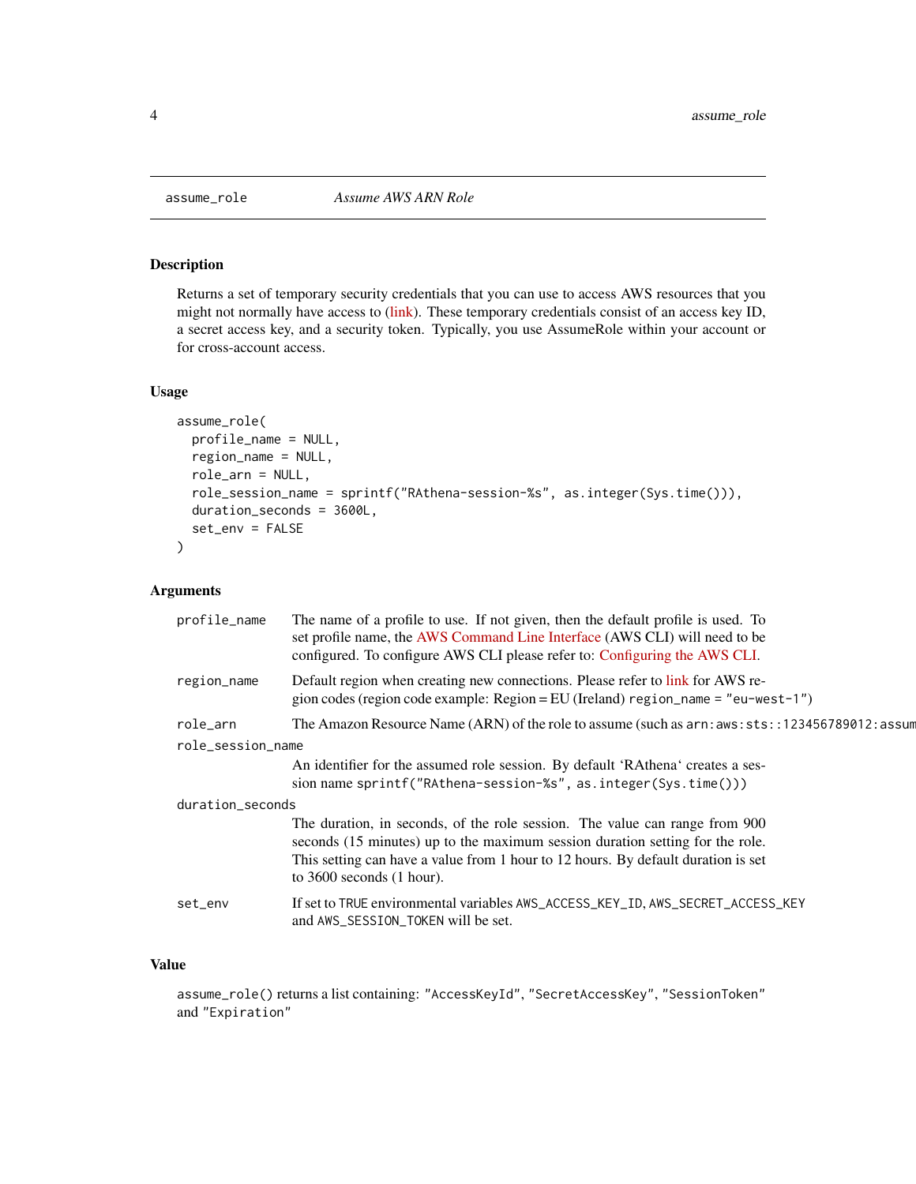# assume_role *Assume AWS ARN Role*

## Description

Returns a set of temporary security credentials that you can use to access AWS resources that you might not normally have access to (link). These temporary credentials consist of an access key ID, a secret access key, and a security token. Typically, you use AssumeRole within your account or for cross-account access.

## Usage

```
assume_role(
  profile_name = NULL,
  region_name = NULL,
  role_arn = NULL,
  role_session_name = sprintf("RAthena-session-%s", as.integer(Sys.time())),
  duration_seconds = 3600L,
  set_env = FALSE
)
```

## Arguments

| | |
|---|---|
| `profile_name` | The name of a profile to use. If not given, then the default profile is used. To set profile name, the AWS Command Line Interface (AWS CLI) will need to be configured. To configure AWS CLI please refer to: Configuring the AWS CLI. |
| `region_name` | Default region when creating new connections. Please refer to link for AWS region codes (region code example: Region = EU (Ireland) `region_name = "eu-west-1"`) |
| `role_arn` | The Amazon Resource Name (ARN) of the role to assume (such as `arn:aws:sts::123456789012:assum` |
| `role_session_name` | An identifier for the assumed role session. By default 'RAthena' creates a session name `sprintf("RAthena-session-%s", as.integer(Sys.time()))` |
| `duration_seconds` | The duration, in seconds, of the role session. The value can range from 900 seconds (15 minutes) up to the maximum session duration setting for the role. This setting can have a value from 1 hour to 12 hours. By default duration is set to 3600 seconds (1 hour). |
| `set_env` | If set to `TRUE` environmental variables `AWS_ACCESS_KEY_ID`, `AWS_SECRET_ACCESS_KEY` and `AWS_SESSION_TOKEN` will be set. |

## Value

`assume_role()` returns a list containing: `"AccessKeyId"`, `"SecretAccessKey"`, `"SessionToken"` and `"Expiration"`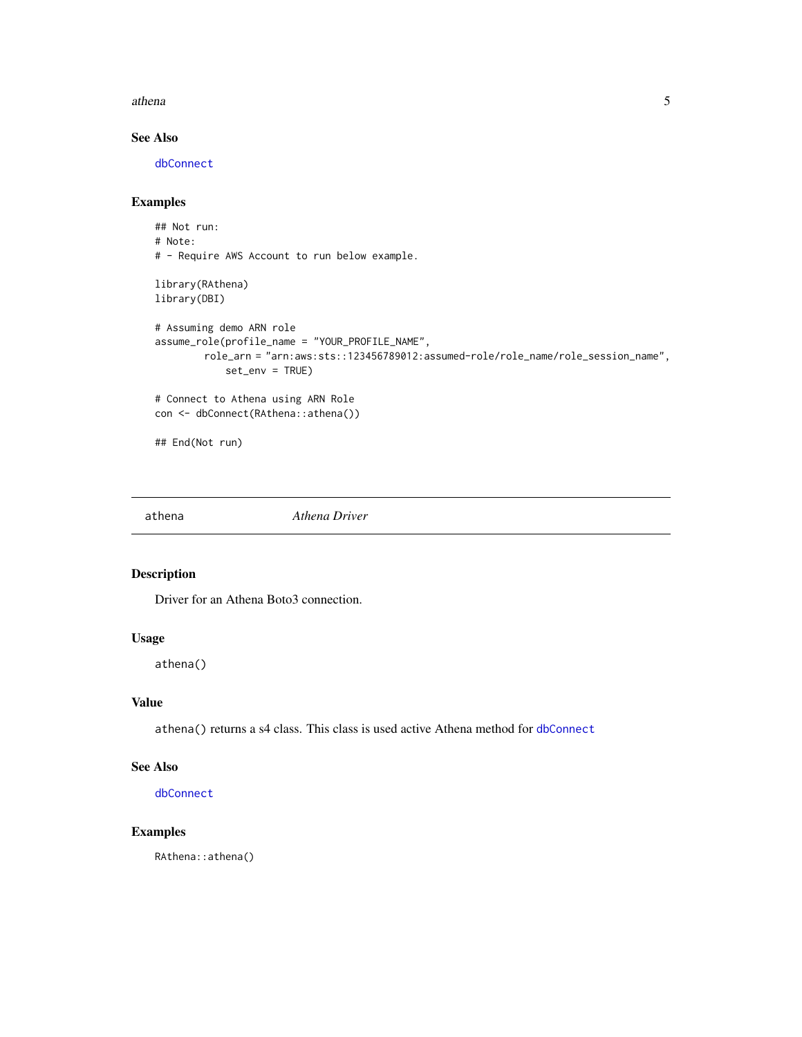### See Also

dbConnect

### Examples

```
## Not run:
# Note:
# - Require AWS Account to run below example.

library(RAthena)
library(DBI)

# Assuming demo ARN role
assume_role(profile_name = "YOUR_PROFILE_NAME",
        role_arn = "arn:aws:sts::123456789012:assumed-role/role_name/role_session_name",
            set_env = TRUE)

# Connect to Athena using ARN Role
con <- dbConnect(RAthena::athena())

## End(Not run)
```

---

## athena *Athena Driver*

---

### Description

Driver for an Athena Boto3 connection.

### Usage

```
athena()
```

### Value

`athena()` returns a s4 class. This class is used active Athena method for dbConnect

### See Also

dbConnect

### Examples

```
RAthena::athena()
```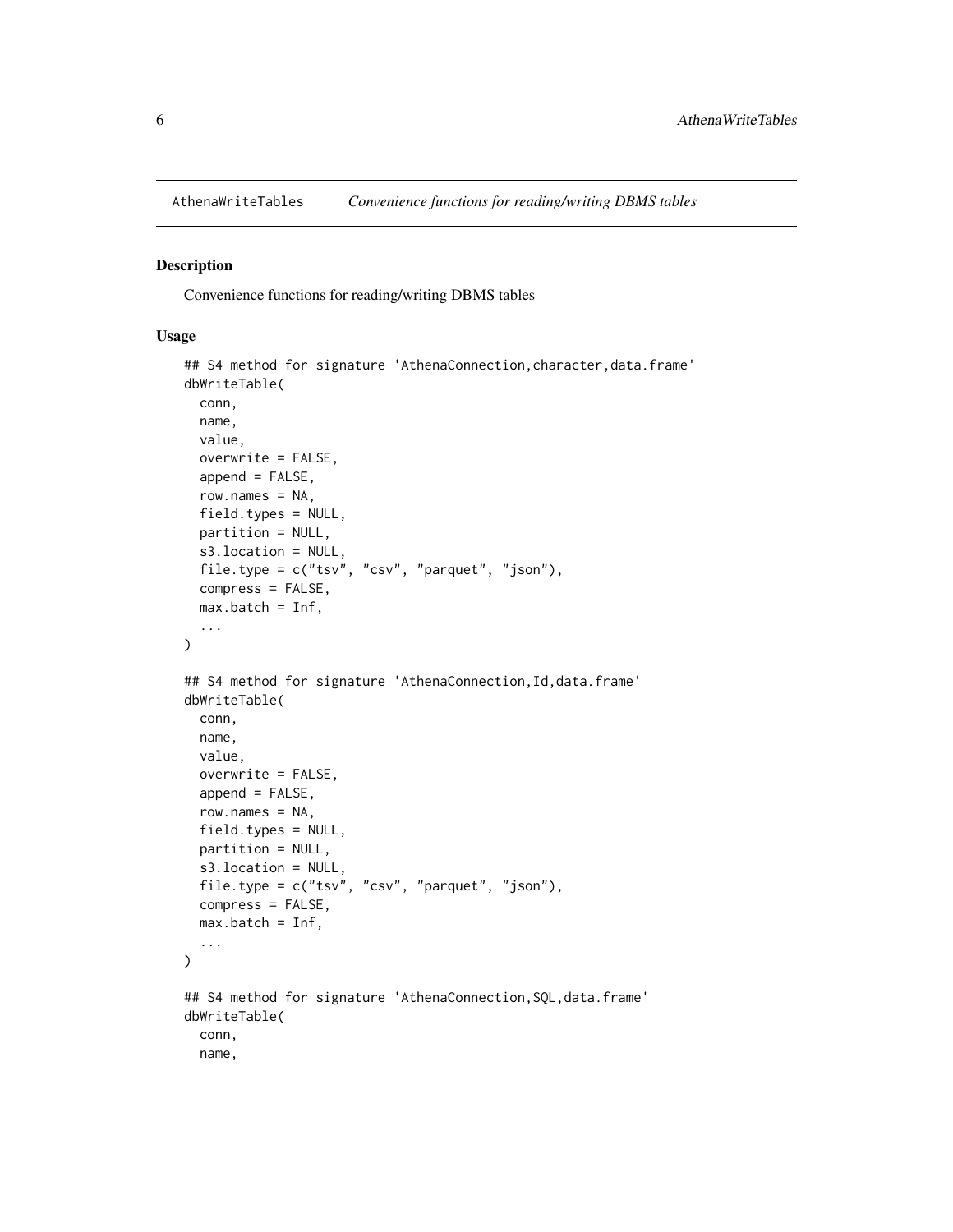AthenaWriteTables    *Convenience functions for reading/writing DBMS tables*

## Description

Convenience functions for reading/writing DBMS tables

## Usage

```
## S4 method for signature 'AthenaConnection,character,data.frame'
dbWriteTable(
  conn,
  name,
  value,
  overwrite = FALSE,
  append = FALSE,
  row.names = NA,
  field.types = NULL,
  partition = NULL,
  s3.location = NULL,
  file.type = c("tsv", "csv", "parquet", "json"),
  compress = FALSE,
  max.batch = Inf,
  ...
)

## S4 method for signature 'AthenaConnection,Id,data.frame'
dbWriteTable(
  conn,
  name,
  value,
  overwrite = FALSE,
  append = FALSE,
  row.names = NA,
  field.types = NULL,
  partition = NULL,
  s3.location = NULL,
  file.type = c("tsv", "csv", "parquet", "json"),
  compress = FALSE,
  max.batch = Inf,
  ...
)

## S4 method for signature 'AthenaConnection,SQL,data.frame'
dbWriteTable(
  conn,
  name,
```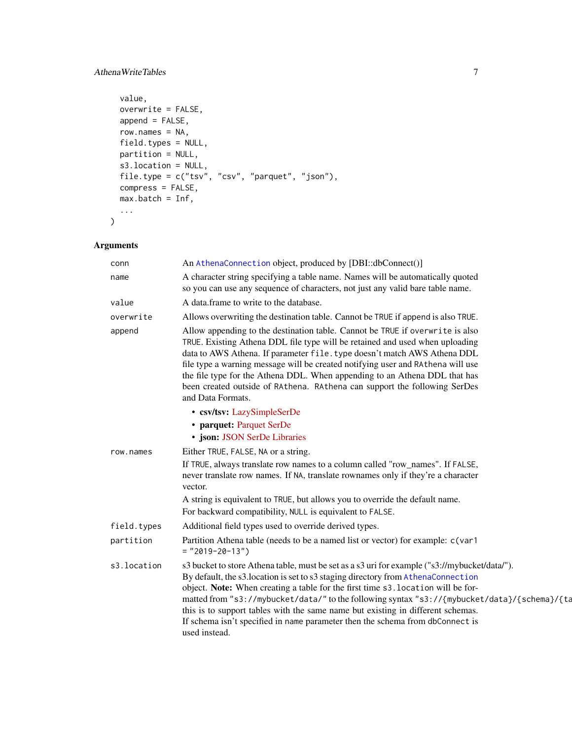```
  value,
  overwrite = FALSE,
  append = FALSE,
  row.names = NA,
  field.types = NULL,
  partition = NULL,
  s3.location = NULL,
  file.type = c("tsv", "csv", "parquet", "json"),
  compress = FALSE,
  max.batch = Inf,
  ...
)
```

### Arguments

| | |
|---|---|
| conn | An AthenaConnection object, produced by [DBI::dbConnect()] |
| name | A character string specifying a table name. Names will be automatically quoted so you can use any sequence of characters, not just any valid bare table name. |
| value | A data.frame to write to the database. |
| overwrite | Allows overwriting the destination table. Cannot be TRUE if append is also TRUE. |
| append | Allow appending to the destination table. Cannot be TRUE if overwrite is also TRUE. Existing Athena DDL file type will be retained and used when uploading data to AWS Athena. If parameter file.type doesn't match AWS Athena DDL file type a warning message will be created notifying user and RAthena will use the file type for the Athena DDL. When appending to an Athena DDL that has been created outside of RAthena. RAthena can support the following SerDes and Data Formats.<br>• **csv/tsv:** LazySimpleSerDe<br>• **parquet:** Parquet SerDe<br>• **json:** JSON SerDe Libraries |
| row.names | Either TRUE, FALSE, NA or a string.<br>If TRUE, always translate row names to a column called "row_names". If FALSE, never translate row names. If NA, translate rownames only if they're a character vector.<br>A string is equivalent to TRUE, but allows you to override the default name.<br>For backward compatibility, NULL is equivalent to FALSE. |
| field.types | Additional field types used to override derived types. |
| partition | Partition Athena table (needs to be a named list or vector) for example: c(var1 = "2019-20-13") |
| s3.location | s3 bucket to store Athena table, must be set as a s3 uri for example ("s3://mybucket/data/"). By default, the s3.location is set to s3 staging directory from AthenaConnection object. **Note:** When creating a table for the first time s3.location will be formatted from "s3://mybucket/data/" to the following syntax "s3://{mybucket/data}/{schema}/{ta this is to support tables with the same name but existing in different schemas. If schema isn't specified in name parameter then the schema from dbConnect is used instead. |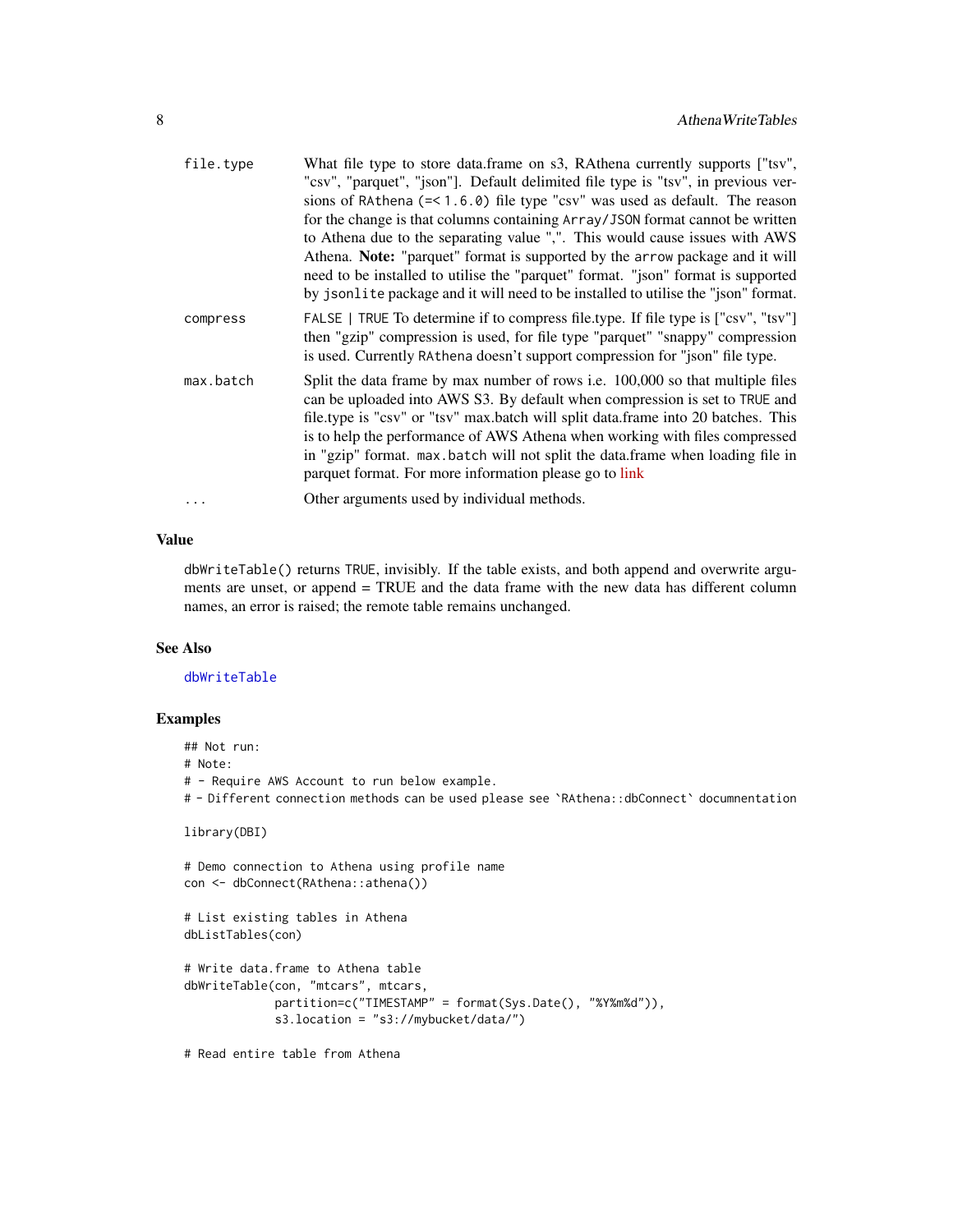| | |
|---|---|
| file.type | What file type to store data.frame on s3, RAthena currently supports ["tsv", "csv", "parquet", "json"]. Default delimited file type is "tsv", in previous versions of RAthena (=< 1.6.0) file type "csv" was used as default. The reason for the change is that columns containing Array/JSON format cannot be written to Athena due to the separating value ",". This would cause issues with AWS Athena. **Note:** "parquet" format is supported by the arrow package and it will need to be installed to utilise the "parquet" format. "json" format is supported by jsonlite package and it will need to be installed to utilise the "json" format. |
| compress | FALSE \| TRUE To determine if to compress file.type. If file type is ["csv", "tsv"] then "gzip" compression is used, for file type "parquet" "snappy" compression is used. Currently RAthena doesn't support compression for "json" file type. |
| max.batch | Split the data frame by max number of rows i.e. 100,000 so that multiple files can be uploaded into AWS S3. By default when compression is set to TRUE and file.type is "csv" or "tsv" max.batch will split data.frame into 20 batches. This is to help the performance of AWS Athena when working with files compressed in "gzip" format. max.batch will not split the data.frame when loading file in parquet format. For more information please go to link |
| ... | Other arguments used by individual methods. |

## Value

dbWriteTable() returns TRUE, invisibly. If the table exists, and both append and overwrite arguments are unset, or append = TRUE and the data frame with the new data has different column names, an error is raised; the remote table remains unchanged.

## See Also

dbWriteTable

## Examples

```
## Not run:
# Note:
# - Require AWS Account to run below example.
# - Different connection methods can be used please see `RAthena::dbConnect` documnentation

library(DBI)

# Demo connection to Athena using profile name
con <- dbConnect(RAthena::athena())

# List existing tables in Athena
dbListTables(con)

# Write data.frame to Athena table
dbWriteTable(con, "mtcars", mtcars,
             partition=c("TIMESTAMP" = format(Sys.Date(), "%Y%m%d")),
             s3.location = "s3://mybucket/data/")

# Read entire table from Athena
```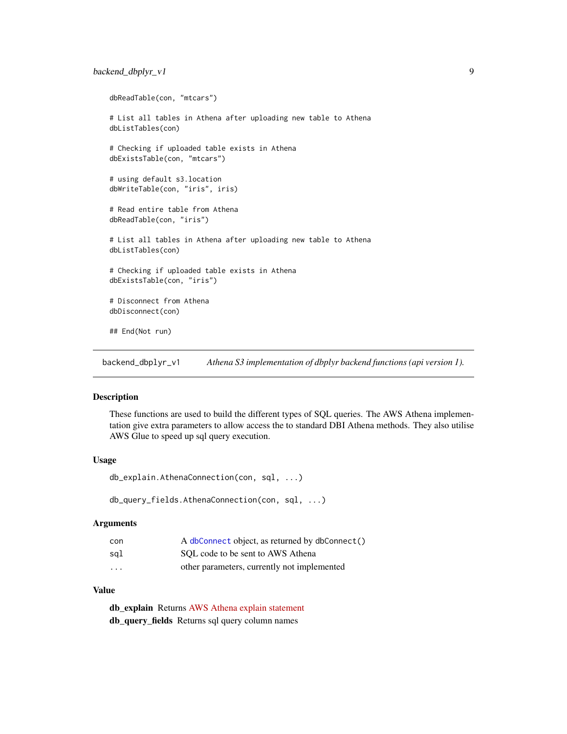```
dbReadTable(con, "mtcars")

# List all tables in Athena after uploading new table to Athena
dbListTables(con)

# Checking if uploaded table exists in Athena
dbExistsTable(con, "mtcars")

# using default s3.location
dbWriteTable(con, "iris", iris)

# Read entire table from Athena
dbReadTable(con, "iris")

# List all tables in Athena after uploading new table to Athena
dbListTables(con)

# Checking if uploaded table exists in Athena
dbExistsTable(con, "iris")

# Disconnect from Athena
dbDisconnect(con)

## End(Not run)
```

## backend_dbplyr_v1 — *Athena S3 implementation of dbplyr backend functions (api version 1).*

### Description

These functions are used to build the different types of SQL queries. The AWS Athena implementation give extra parameters to allow access the to standard DBI Athena methods. They also utilise AWS Glue to speed up sql query execution.

### Usage

```
db_explain.AthenaConnection(con, sql, ...)

db_query_fields.AthenaConnection(con, sql, ...)
```

### Arguments

| | |
|---|---|
| con | A `dbConnect` object, as returned by `dbConnect()` |
| sql | SQL code to be sent to AWS Athena |
| ... | other parameters, currently not implemented |

### Value

**db_explain** Returns AWS Athena explain statement

**db_query_fields** Returns sql query column names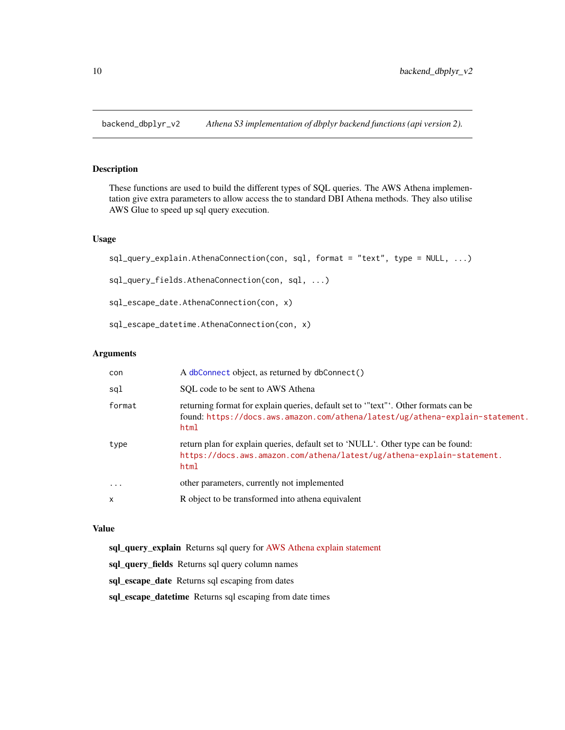backend_dbplyr_v2 *Athena S3 implementation of dbplyr backend functions (api version 2).*

## Description

These functions are used to build the different types of SQL queries. The AWS Athena implementation give extra parameters to allow access the to standard DBI Athena methods. They also utilise AWS Glue to speed up sql query execution.

## Usage

```
sql_query_explain.AthenaConnection(con, sql, format = "text", type = NULL, ...)

sql_query_fields.AthenaConnection(con, sql, ...)

sql_escape_date.AthenaConnection(con, x)

sql_escape_datetime.AthenaConnection(con, x)
```

## Arguments

| | |
|---|---|
| `con` | A `dbConnect` object, as returned by `dbConnect()` |
| `sql` | SQL code to be sent to AWS Athena |
| `format` | returning format for explain queries, default set to '"text"'. Other formats can be found: `https://docs.aws.amazon.com/athena/latest/ug/athena-explain-statement.html` |
| `type` | return plan for explain queries, default set to 'NULL'. Other type can be found: `https://docs.aws.amazon.com/athena/latest/ug/athena-explain-statement.html` |
| `...` | other parameters, currently not implemented |
| `x` | R object to be transformed into athena equivalent |

## Value

**sql_query_explain** Returns sql query for AWS Athena explain statement

**sql_query_fields** Returns sql query column names

**sql_escape_date** Returns sql escaping from dates

**sql_escape_datetime** Returns sql escaping from date times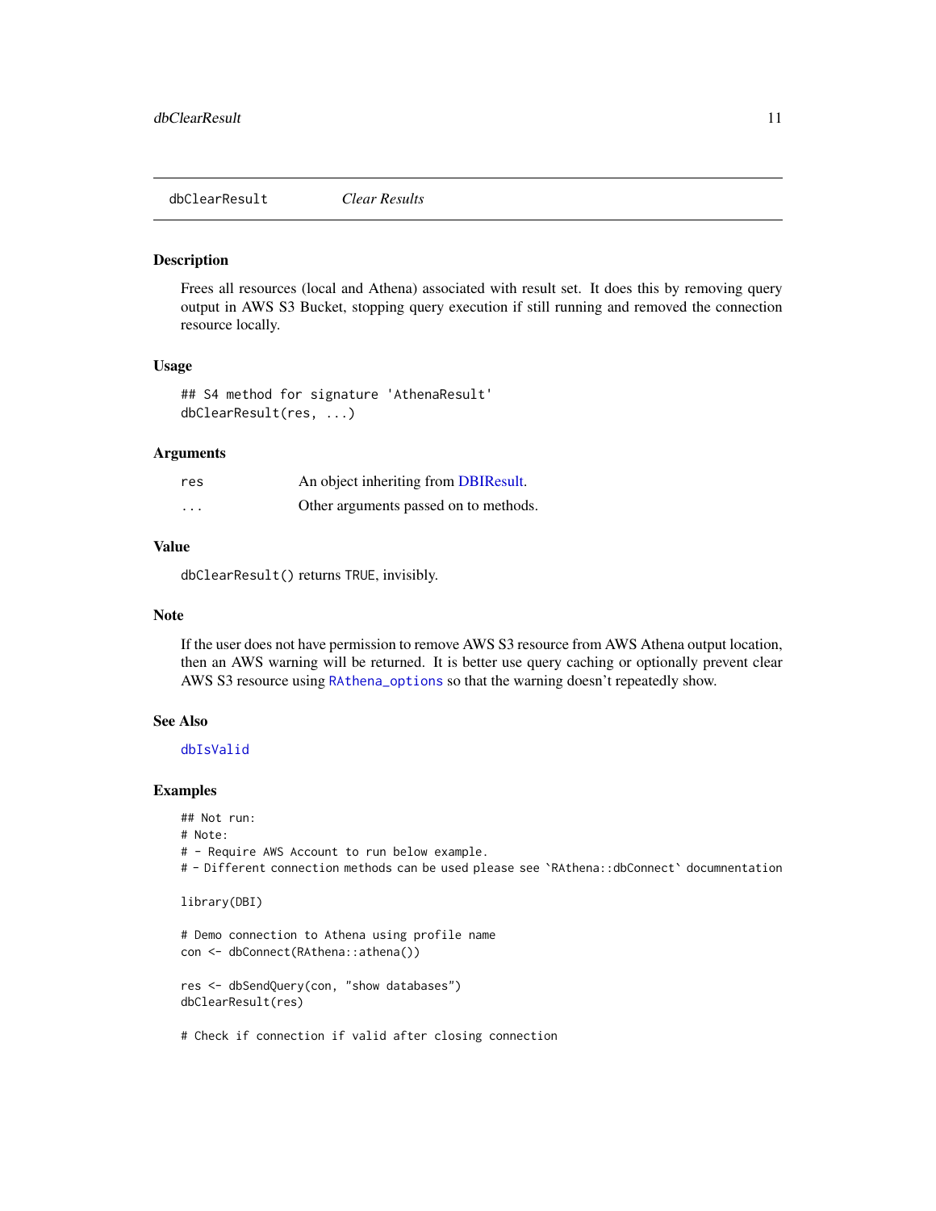dbClearResult    *Clear Results*

## Description

Frees all resources (local and Athena) associated with result set. It does this by removing query output in AWS S3 Bucket, stopping query execution if still running and removed the connection resource locally.

## Usage

```
## S4 method for signature 'AthenaResult'
dbClearResult(res, ...)
```

## Arguments

| | |
|---|---|
| res | An object inheriting from DBIResult. |
| ... | Other arguments passed on to methods. |

## Value

`dbClearResult()` returns `TRUE`, invisibly.

## Note

If the user does not have permission to remove AWS S3 resource from AWS Athena output location, then an AWS warning will be returned. It is better use query caching or optionally prevent clear AWS S3 resource using `RAthena_options` so that the warning doesn't repeatedly show.

## See Also

`dbIsValid`

## Examples

```
## Not run:
# Note:
# - Require AWS Account to run below example.
# - Different connection methods can be used please see `RAthena::dbConnect` documnentation

library(DBI)

# Demo connection to Athena using profile name
con <- dbConnect(RAthena::athena())

res <- dbSendQuery(con, "show databases")
dbClearResult(res)

# Check if connection if valid after closing connection
```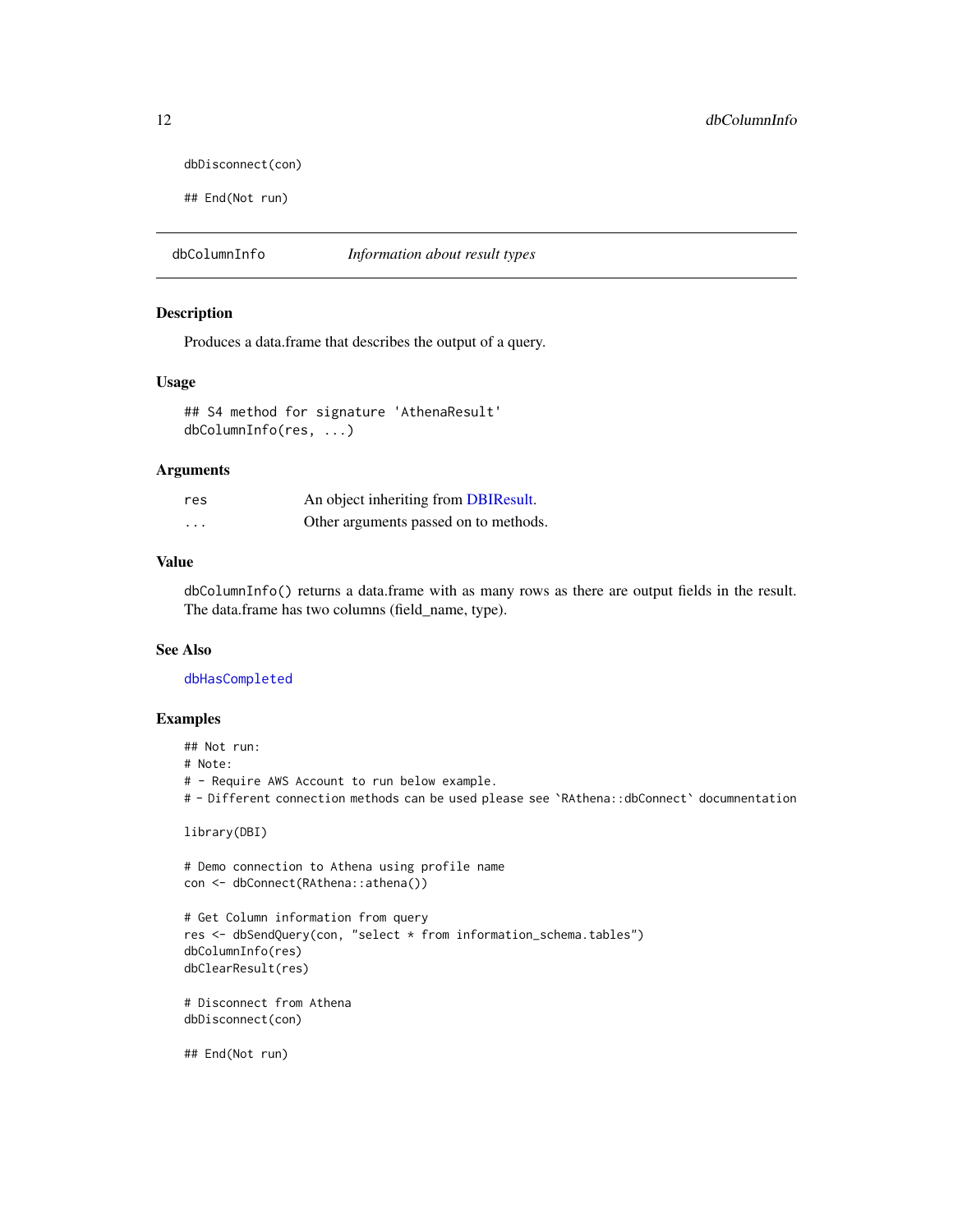```
dbDisconnect(con)

## End(Not run)
```

## dbColumnInfo *Information about result types*

### Description

Produces a data.frame that describes the output of a query.

### Usage

```
## S4 method for signature 'AthenaResult'
dbColumnInfo(res, ...)
```

### Arguments

| | |
|---|---|
| res | An object inheriting from DBIResult. |
| ... | Other arguments passed on to methods. |

### Value

dbColumnInfo() returns a data.frame with as many rows as there are output fields in the result. The data.frame has two columns (field_name, type).

### See Also

dbHasCompleted

### Examples

```
## Not run:
# Note:
# - Require AWS Account to run below example.
# - Different connection methods can be used please see `RAthena::dbConnect` documnentation

library(DBI)

# Demo connection to Athena using profile name
con <- dbConnect(RAthena::athena())

# Get Column information from query
res <- dbSendQuery(con, "select * from information_schema.tables")
dbColumnInfo(res)
dbClearResult(res)

# Disconnect from Athena
dbDisconnect(con)

## End(Not run)
```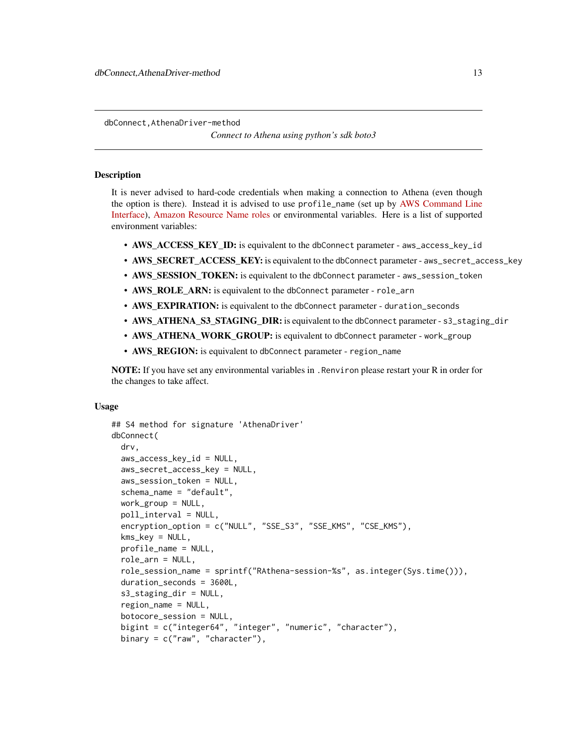dbConnect,AthenaDriver-method

*Connect to Athena using python's sdk boto3*

## Description

It is never advised to hard-code credentials when making a connection to Athena (even though the option is there). Instead it is advised to use `profile_name` (set up by AWS Command Line Interface), Amazon Resource Name roles or environmental variables. Here is a list of supported environment variables:

- **AWS_ACCESS_KEY_ID:** is equivalent to the `dbConnect` parameter - `aws_access_key_id`
- **AWS_SECRET_ACCESS_KEY:** is equivalent to the `dbConnect` parameter - `aws_secret_access_key`
- **AWS_SESSION_TOKEN:** is equivalent to the `dbConnect` parameter - `aws_session_token`
- **AWS_ROLE_ARN:** is equivalent to the `dbConnect` parameter - `role_arn`
- **AWS_EXPIRATION:** is equivalent to the `dbConnect` parameter - `duration_seconds`
- **AWS_ATHENA_S3_STAGING_DIR:** is equivalent to the `dbConnect` parameter - `s3_staging_dir`
- **AWS_ATHENA_WORK_GROUP:** is equivalent to `dbConnect` parameter - `work_group`
- **AWS_REGION:** is equivalent to `dbConnect` parameter - `region_name`

**NOTE:** If you have set any environmental variables in `.Renviron` please restart your R in order for the changes to take affect.

## Usage

```
## S4 method for signature 'AthenaDriver'
dbConnect(
  drv,
  aws_access_key_id = NULL,
  aws_secret_access_key = NULL,
  aws_session_token = NULL,
  schema_name = "default",
  work_group = NULL,
  poll_interval = NULL,
  encryption_option = c("NULL", "SSE_S3", "SSE_KMS", "CSE_KMS"),
  kms_key = NULL,
  profile_name = NULL,
  role_arn = NULL,
  role_session_name = sprintf("RAthena-session-%s", as.integer(Sys.time())),
  duration_seconds = 3600L,
  s3_staging_dir = NULL,
  region_name = NULL,
  botocore_session = NULL,
  bigint = c("integer64", "integer", "numeric", "character"),
  binary = c("raw", "character"),
```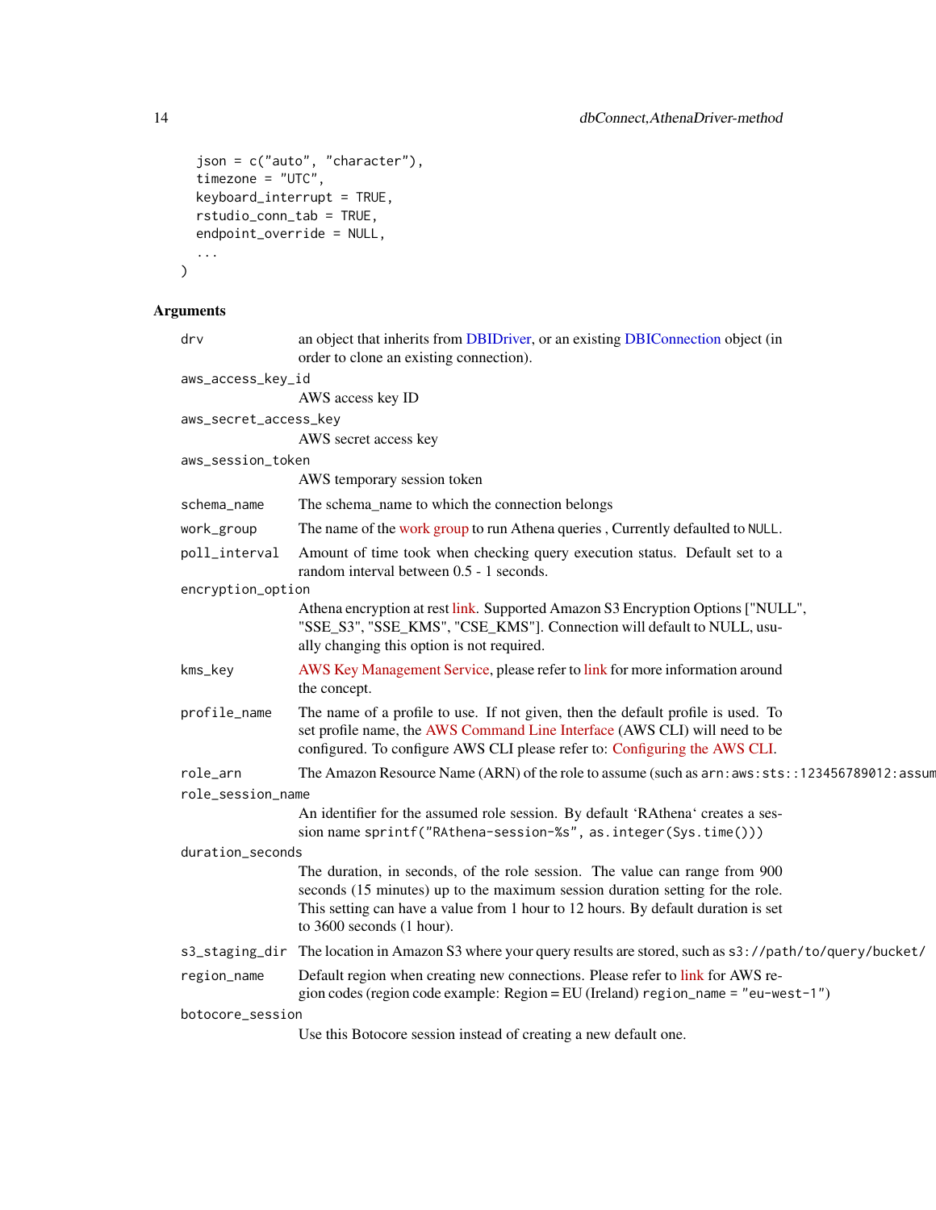```
  json = c("auto", "character"),
  timezone = "UTC",
  keyboard_interrupt = TRUE,
  rstudio_conn_tab = TRUE,
  endpoint_override = NULL,
  ...
)
```

## Arguments

`drv`
: an object that inherits from DBIDriver, or an existing DBIConnection object (in order to clone an existing connection).

`aws_access_key_id`
: AWS access key ID

`aws_secret_access_key`
: AWS secret access key

`aws_session_token`
: AWS temporary session token

`schema_name`
: The schema_name to which the connection belongs

`work_group`
: The name of the work group to run Athena queries , Currently defaulted to `NULL`.

`poll_interval`
: Amount of time took when checking query execution status. Default set to a random interval between 0.5 - 1 seconds.

`encryption_option`
: Athena encryption at rest link. Supported Amazon S3 Encryption Options ["NULL", "SSE_S3", "SSE_KMS", "CSE_KMS"]. Connection will default to NULL, usually changing this option is not required.

`kms_key`
: AWS Key Management Service, please refer to link for more information around the concept.

`profile_name`
: The name of a profile to use. If not given, then the default profile is used. To set profile name, the AWS Command Line Interface (AWS CLI) will need to be configured. To configure AWS CLI please refer to: Configuring the AWS CLI.

`role_arn`
: The Amazon Resource Name (ARN) of the role to assume (such as `arn:aws:sts::123456789012:assum`

`role_session_name`
: An identifier for the assumed role session. By default 'RAthena' creates a session name `sprintf("RAthena-session-%s", as.integer(Sys.time()))`

`duration_seconds`
: The duration, in seconds, of the role session. The value can range from 900 seconds (15 minutes) up to the maximum session duration setting for the role. This setting can have a value from 1 hour to 12 hours. By default duration is set to 3600 seconds (1 hour).

`s3_staging_dir`
: The location in Amazon S3 where your query results are stored, such as `s3://path/to/query/bucket/`

`region_name`
: Default region when creating new connections. Please refer to link for AWS region codes (region code example: Region = EU (Ireland) `region_name = "eu-west-1"`)

`botocore_session`
: Use this Botocore session instead of creating a new default one.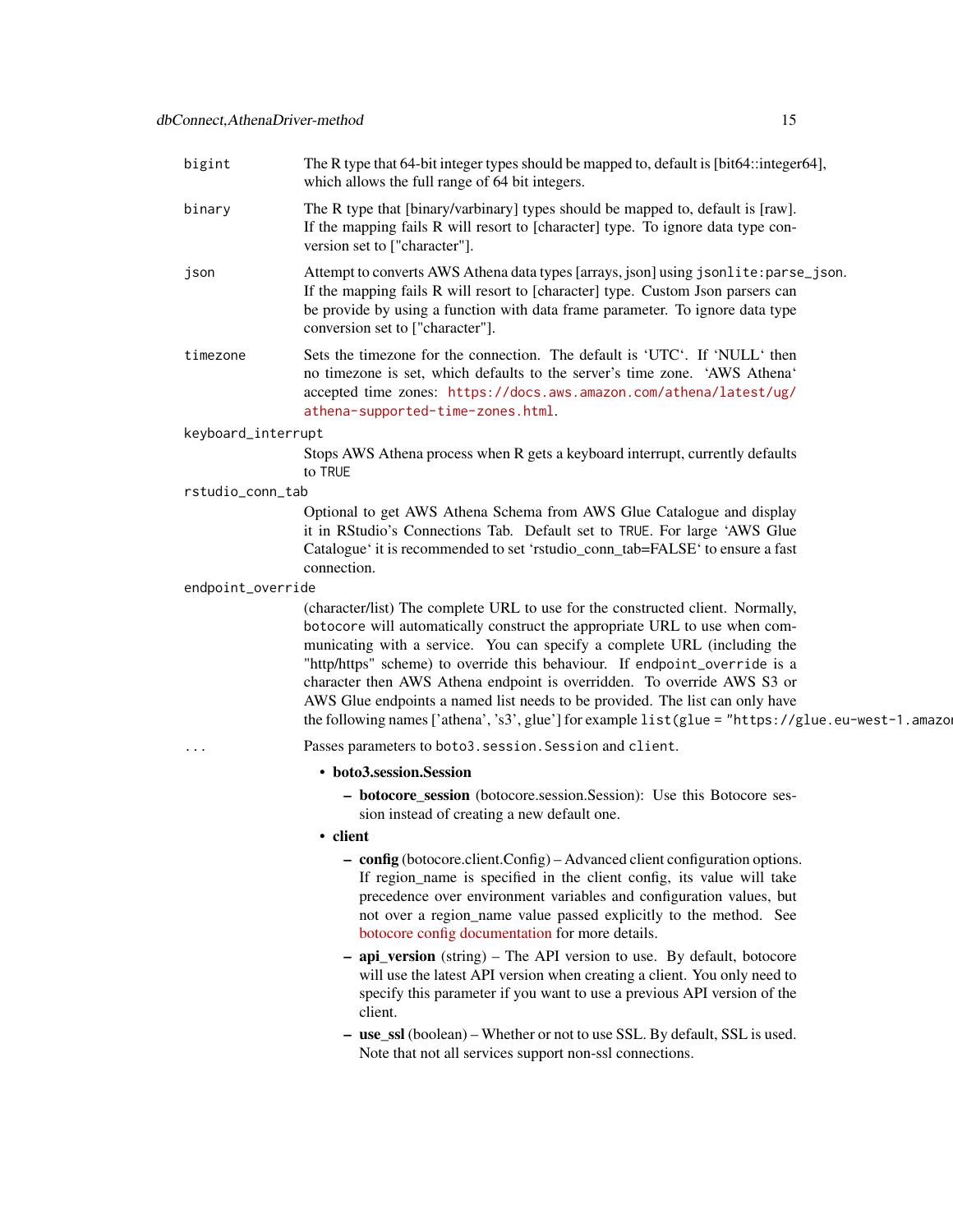`bigint` The R type that 64-bit integer types should be mapped to, default is [bit64::integer64], which allows the full range of 64 bit integers.

`binary` The R type that [binary/varbinary] types should be mapped to, default is [raw]. If the mapping fails R will resort to [character] type. To ignore data type conversion set to ["character"].

`json` Attempt to converts AWS Athena data types [arrays, json] using `jsonlite:parse_json`. If the mapping fails R will resort to [character] type. Custom Json parsers can be provide by using a function with data frame parameter. To ignore data type conversion set to ["character"].

`timezone` Sets the timezone for the connection. The default is 'UTC'. If 'NULL' then no timezone is set, which defaults to the server's time zone. 'AWS Athena' accepted time zones: https://docs.aws.amazon.com/athena/latest/ug/athena-supported-time-zones.html.

`keyboard_interrupt`
Stops AWS Athena process when R gets a keyboard interrupt, currently defaults to `TRUE`

`rstudio_conn_tab`
Optional to get AWS Athena Schema from AWS Glue Catalogue and display it in RStudio's Connections Tab. Default set to `TRUE`. For large 'AWS Glue Catalogue' it is recommended to set 'rstudio_conn_tab=FALSE' to ensure a fast connection.

`endpoint_override`
(character/list) The complete URL to use for the constructed client. Normally, `botocore` will automatically construct the appropriate URL to use when communicating with a service. You can specify a complete URL (including the "http/https" scheme) to override this behaviour. If `endpoint_override` is a character then AWS Athena endpoint is overridden. To override AWS S3 or AWS Glue endpoints a named list needs to be provided. The list can only have the following names ['athena', 's3', glue'] for example `list(glue = "https://glue.eu-west-1.amazon`

`...` Passes parameters to `boto3.session.Session` and `client`.

- **boto3.session.Session**
  - **botocore_session** (botocore.session.Session): Use this Botocore session instead of creating a new default one.
- **client**
  - **config** (botocore.client.Config) – Advanced client configuration options. If region_name is specified in the client config, its value will take precedence over environment variables and configuration values, but not over a region_name value passed explicitly to the method. See botocore config documentation for more details.
  - **api_version** (string) – The API version to use. By default, botocore will use the latest API version when creating a client. You only need to specify this parameter if you want to use a previous API version of the client.
  - **use_ssl** (boolean) – Whether or not to use SSL. By default, SSL is used. Note that not all services support non-ssl connections.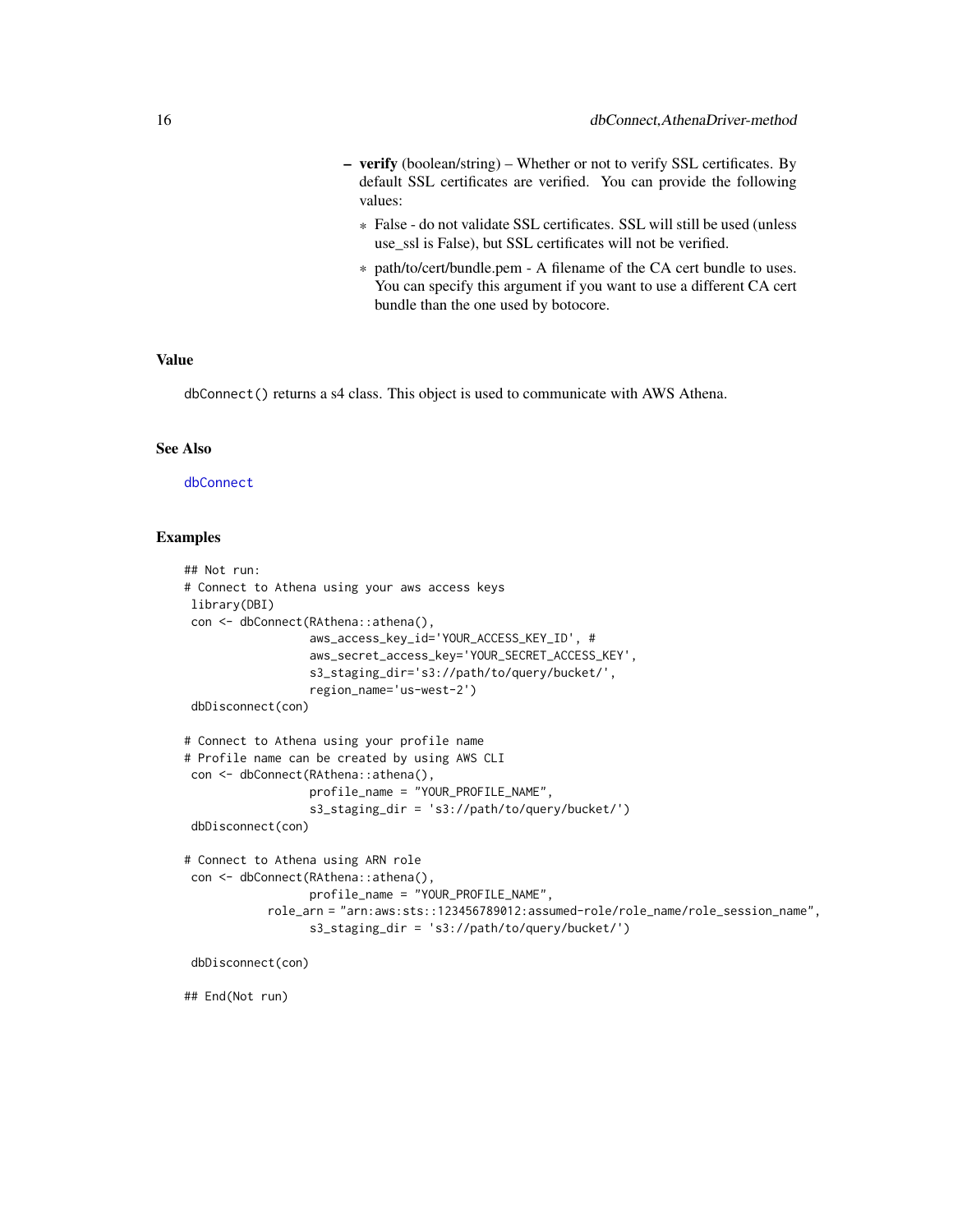- **verify** (boolean/string) – Whether or not to verify SSL certificates. By default SSL certificates are verified. You can provide the following values:
  - False - do not validate SSL certificates. SSL will still be used (unless use_ssl is False), but SSL certificates will not be verified.
  - path/to/cert/bundle.pem - A filename of the CA cert bundle to uses. You can specify this argument if you want to use a different CA cert bundle than the one used by botocore.

## Value

dbConnect() returns a s4 class. This object is used to communicate with AWS Athena.

## See Also

dbConnect

## Examples

```
## Not run:
# Connect to Athena using your aws access keys
 library(DBI)
 con <- dbConnect(RAthena::athena(),
                  aws_access_key_id='YOUR_ACCESS_KEY_ID', #
                  aws_secret_access_key='YOUR_SECRET_ACCESS_KEY',
                  s3_staging_dir='s3://path/to/query/bucket/',
                  region_name='us-west-2')
 dbDisconnect(con)

# Connect to Athena using your profile name
# Profile name can be created by using AWS CLI
 con <- dbConnect(RAthena::athena(),
                  profile_name = "YOUR_PROFILE_NAME",
                  s3_staging_dir = 's3://path/to/query/bucket/')
 dbDisconnect(con)

# Connect to Athena using ARN role
 con <- dbConnect(RAthena::athena(),
                  profile_name = "YOUR_PROFILE_NAME",
            role_arn = "arn:aws:sts::123456789012:assumed-role/role_name/role_session_name",
                  s3_staging_dir = 's3://path/to/query/bucket/')

 dbDisconnect(con)

## End(Not run)
```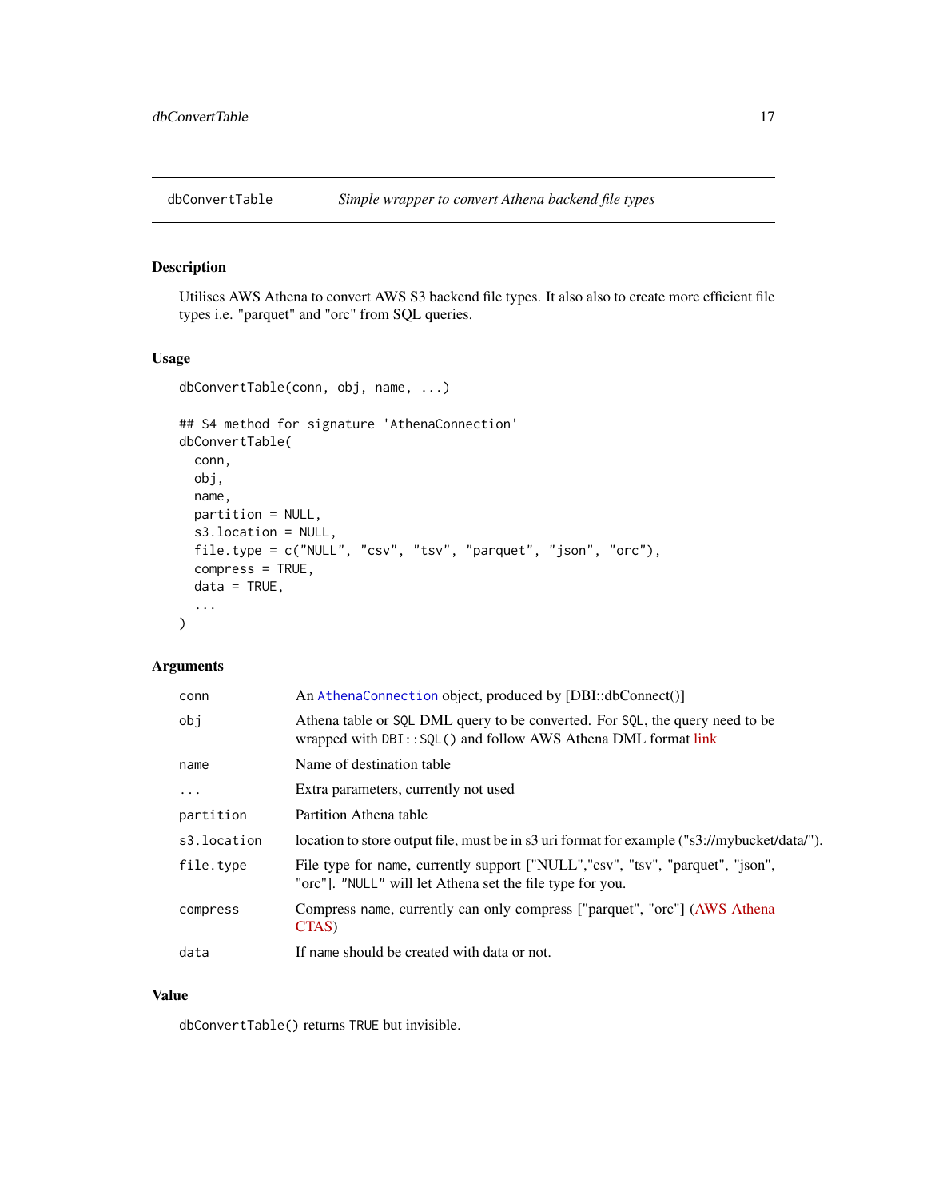## dbConvertTable — *Simple wrapper to convert Athena backend file types*

### Description

Utilises AWS Athena to convert AWS S3 backend file types. It also also to create more efficient file types i.e. "parquet" and "orc" from SQL queries.

### Usage

```
dbConvertTable(conn, obj, name, ...)

## S4 method for signature 'AthenaConnection'
dbConvertTable(
  conn,
  obj,
  name,
  partition = NULL,
  s3.location = NULL,
  file.type = c("NULL", "csv", "tsv", "parquet", "json", "orc"),
  compress = TRUE,
  data = TRUE,
  ...
)
```

### Arguments

| | |
|---|---|
| `conn` | An `AthenaConnection` object, produced by [DBI::dbConnect()] |
| `obj` | Athena table or `SQL` DML query to be converted. For `SQL`, the query need to be wrapped with `DBI::SQL()` and follow AWS Athena DML format link |
| `name` | Name of destination table |
| `...` | Extra parameters, currently not used |
| `partition` | Partition Athena table |
| `s3.location` | location to store output file, must be in s3 uri format for example ("s3://mybucket/data/"). |
| `file.type` | File type for `name`, currently support ["NULL","csv", "tsv", "parquet", "json", "orc"]. `"NULL"` will let Athena set the file type for you. |
| `compress` | Compress `name`, currently can only compress ["parquet", "orc"] (AWS Athena CTAS) |
| `data` | If `name` should be created with data or not. |

### Value

`dbConvertTable()` returns `TRUE` but invisible.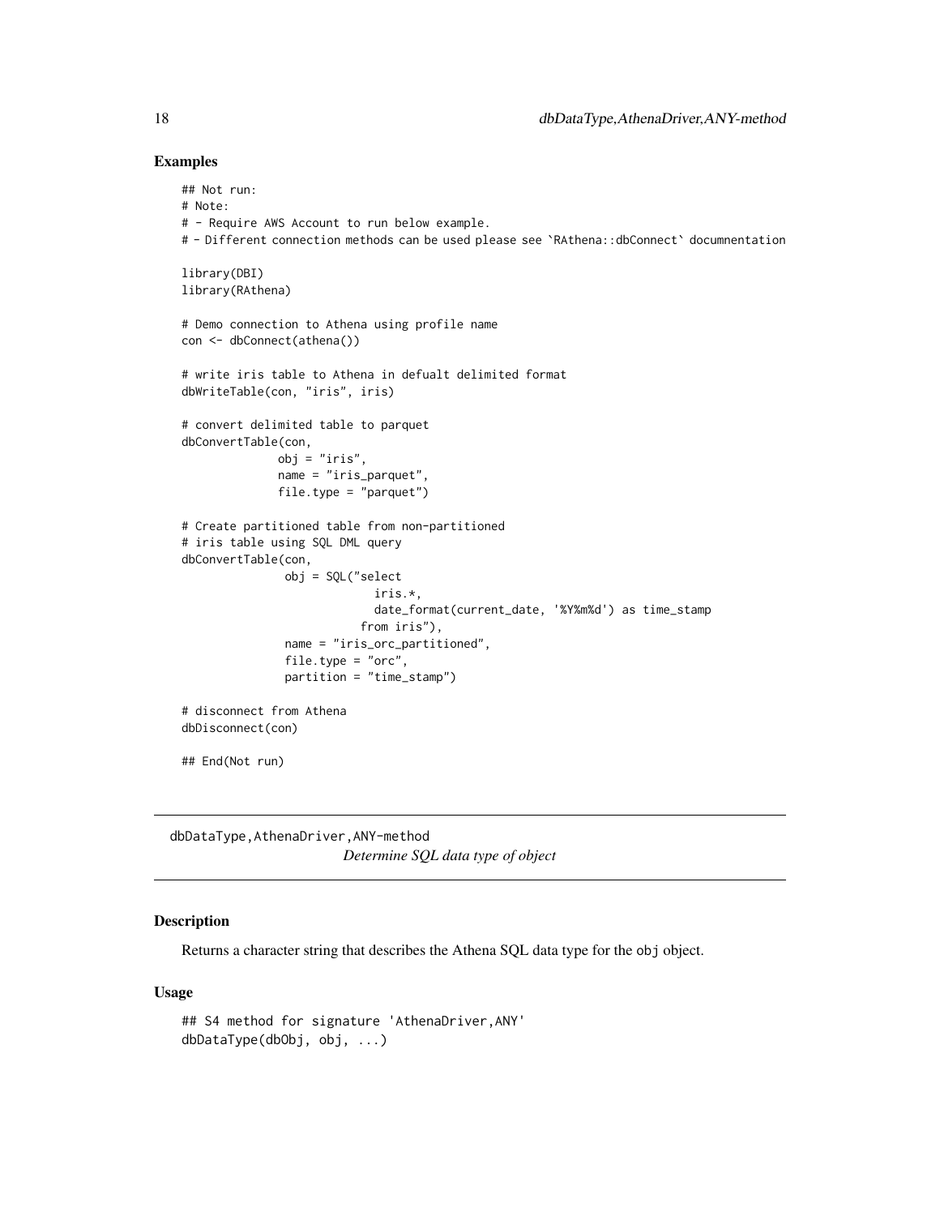## Examples

```
## Not run:
# Note:
# - Require AWS Account to run below example.
# - Different connection methods can be used please see `RAthena::dbConnect` documnentation

library(DBI)
library(RAthena)

# Demo connection to Athena using profile name
con <- dbConnect(athena())

# write iris table to Athena in defualt delimited format
dbWriteTable(con, "iris", iris)

# convert delimited table to parquet
dbConvertTable(con,
              obj = "iris",
              name = "iris_parquet",
              file.type = "parquet")

# Create partitioned table from non-partitioned
# iris table using SQL DML query
dbConvertTable(con,
               obj = SQL("select
                          iris.*,
                          date_format(current_date, '%Y%m%d') as time_stamp
                        from iris"),
               name = "iris_orc_partitioned",
               file.type = "orc",
               partition = "time_stamp")

# disconnect from Athena
dbDisconnect(con)

## End(Not run)
```

---

`dbDataType,AthenaDriver,ANY-method`
*Determine SQL data type of object*

---

## Description

Returns a character string that describes the Athena SQL data type for the `obj` object.

## Usage

```
## S4 method for signature 'AthenaDriver,ANY'
dbDataType(dbObj, obj, ...)
```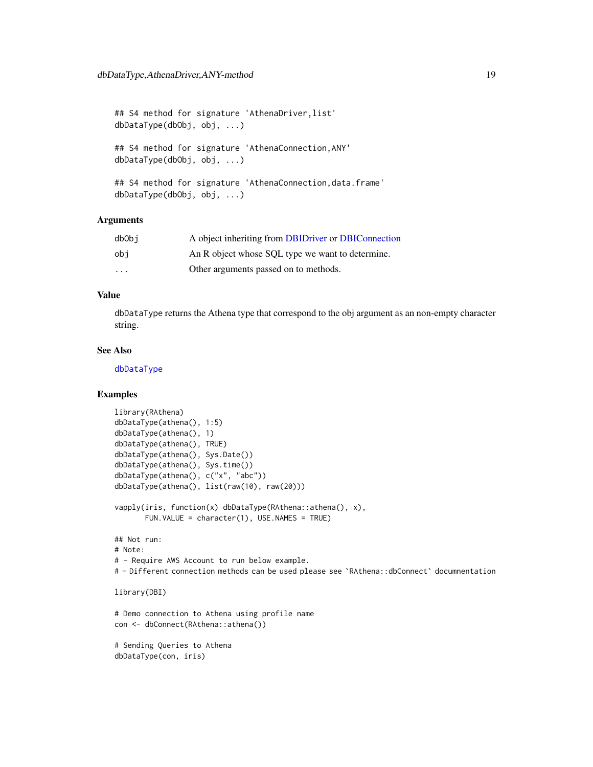```
## S4 method for signature 'AthenaDriver,list'
dbDataType(dbObj, obj, ...)

## S4 method for signature 'AthenaConnection,ANY'
dbDataType(dbObj, obj, ...)

## S4 method for signature 'AthenaConnection,data.frame'
dbDataType(dbObj, obj, ...)
```

### Arguments

| | |
|---|---|
| dbObj | A object inheriting from DBIDriver or DBIConnection |
| obj | An R object whose SQL type we want to determine. |
| ... | Other arguments passed on to methods. |

### Value

dbDataType returns the Athena type that correspond to the obj argument as an non-empty character string.

### See Also

dbDataType

### Examples

```
library(RAthena)
dbDataType(athena(), 1:5)
dbDataType(athena(), 1)
dbDataType(athena(), TRUE)
dbDataType(athena(), Sys.Date())
dbDataType(athena(), Sys.time())
dbDataType(athena(), c("x", "abc"))
dbDataType(athena(), list(raw(10), raw(20)))

vapply(iris, function(x) dbDataType(RAthena::athena(), x),
       FUN.VALUE = character(1), USE.NAMES = TRUE)

## Not run:
# Note:
# - Require AWS Account to run below example.
# - Different connection methods can be used please see `RAthena::dbConnect` documnentation

library(DBI)

# Demo connection to Athena using profile name
con <- dbConnect(RAthena::athena())

# Sending Queries to Athena
dbDataType(con, iris)
```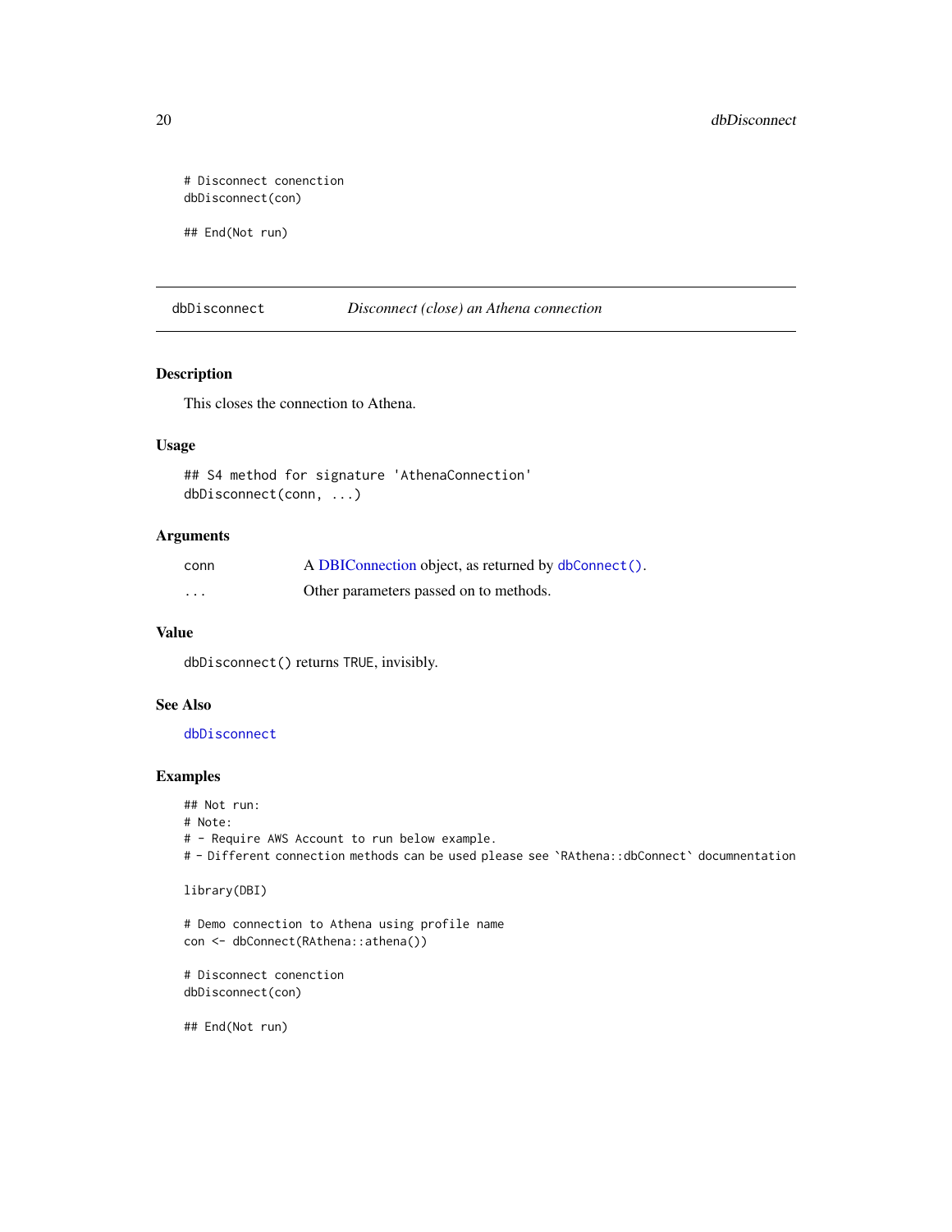```
# Disconnect conenction
dbDisconnect(con)

## End(Not run)
```

## dbDisconnect *Disconnect (close) an Athena connection*

### Description

This closes the connection to Athena.

### Usage

```
## S4 method for signature 'AthenaConnection'
dbDisconnect(conn, ...)
```

### Arguments

| | |
|---|---|
| conn | A DBIConnection object, as returned by `dbConnect()`. |
| ... | Other parameters passed on to methods. |

### Value

`dbDisconnect()` returns `TRUE`, invisibly.

### See Also

`dbDisconnect`

### Examples

```
## Not run:
# Note:
# - Require AWS Account to run below example.
# - Different connection methods can be used please see `RAthena::dbConnect` documnentation

library(DBI)

# Demo connection to Athena using profile name
con <- dbConnect(RAthena::athena())

# Disconnect conenction
dbDisconnect(con)

## End(Not run)
```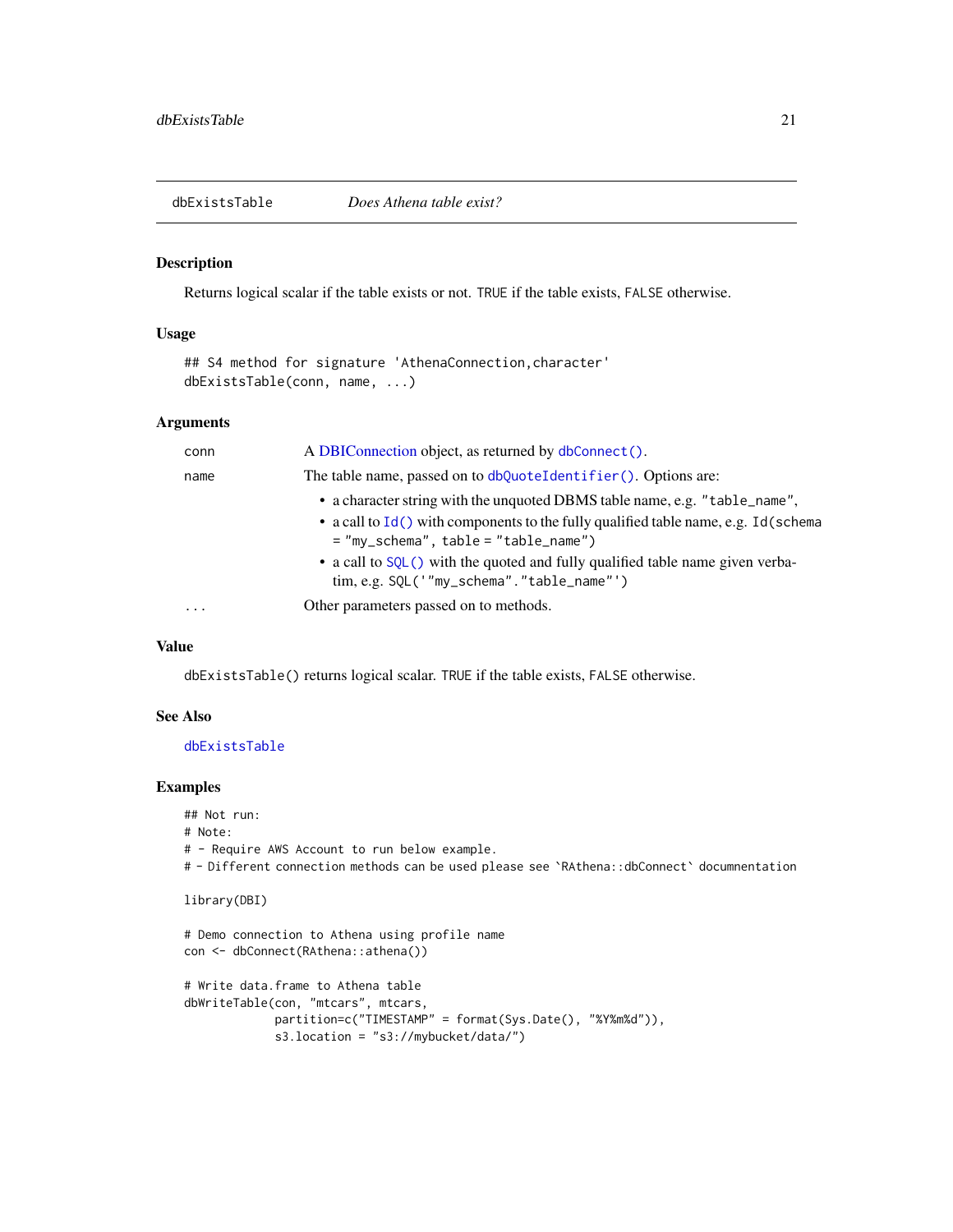# dbExistsTable — *Does Athena table exist?*

## Description

Returns logical scalar if the table exists or not. TRUE if the table exists, FALSE otherwise.

## Usage

```
## S4 method for signature 'AthenaConnection,character'
dbExistsTable(conn, name, ...)
```

## Arguments

| | |
|---|---|
| conn | A DBIConnection object, as returned by `dbConnect()`. |
| name | The table name, passed on to `dbQuoteIdentifier()`. Options are:<br>• a character string with the unquoted DBMS table name, e.g. `"table_name"`,<br>• a call to `Id()` with components to the fully qualified table name, e.g. `Id(schema = "my_schema", table = "table_name")`<br>• a call to `SQL()` with the quoted and fully qualified table name given verbatim, e.g. `SQL('"my_schema"."table_name"')` |
| ... | Other parameters passed on to methods. |

## Value

`dbExistsTable()` returns logical scalar. TRUE if the table exists, FALSE otherwise.

## See Also

dbExistsTable

## Examples

```
## Not run:
# Note:
# - Require AWS Account to run below example.
# - Different connection methods can be used please see `RAthena::dbConnect` documnentation

library(DBI)

# Demo connection to Athena using profile name
con <- dbConnect(RAthena::athena())

# Write data.frame to Athena table
dbWriteTable(con, "mtcars", mtcars,
             partition=c("TIMESTAMP" = format(Sys.Date(), "%Y%m%d")),
             s3.location = "s3://mybucket/data/")
```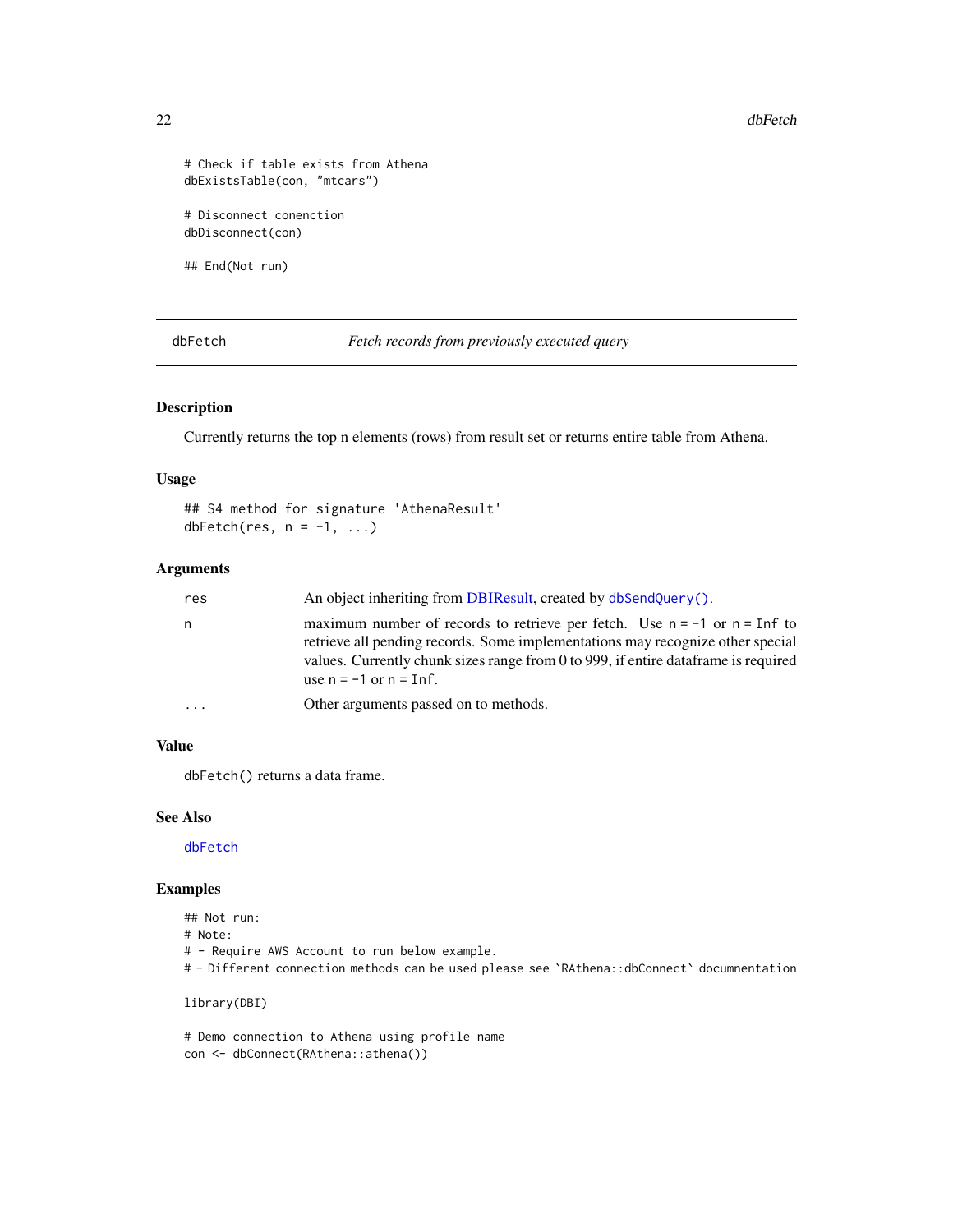```
# Check if table exists from Athena
dbExistsTable(con, "mtcars")

# Disconnect conenction
dbDisconnect(con)

## End(Not run)
```

## dbFetch — *Fetch records from previously executed query*

### Description

Currently returns the top n elements (rows) from result set or returns entire table from Athena.

### Usage

```
## S4 method for signature 'AthenaResult'
dbFetch(res, n = -1, ...)
```

### Arguments

| | |
|---|---|
| `res` | An object inheriting from DBIResult, created by `dbSendQuery()`. |
| `n` | maximum number of records to retrieve per fetch. Use `n = -1` or `n = Inf` to retrieve all pending records. Some implementations may recognize other special values. Currently chunk sizes range from 0 to 999, if entire dataframe is required use `n = -1` or `n = Inf`. |
| `...` | Other arguments passed on to methods. |

### Value

`dbFetch()` returns a data frame.

### See Also

`dbFetch`

### Examples

```
## Not run:
# Note:
# - Require AWS Account to run below example.
# - Different connection methods can be used please see `RAthena::dbConnect` documnentation

library(DBI)

# Demo connection to Athena using profile name
con <- dbConnect(RAthena::athena())
```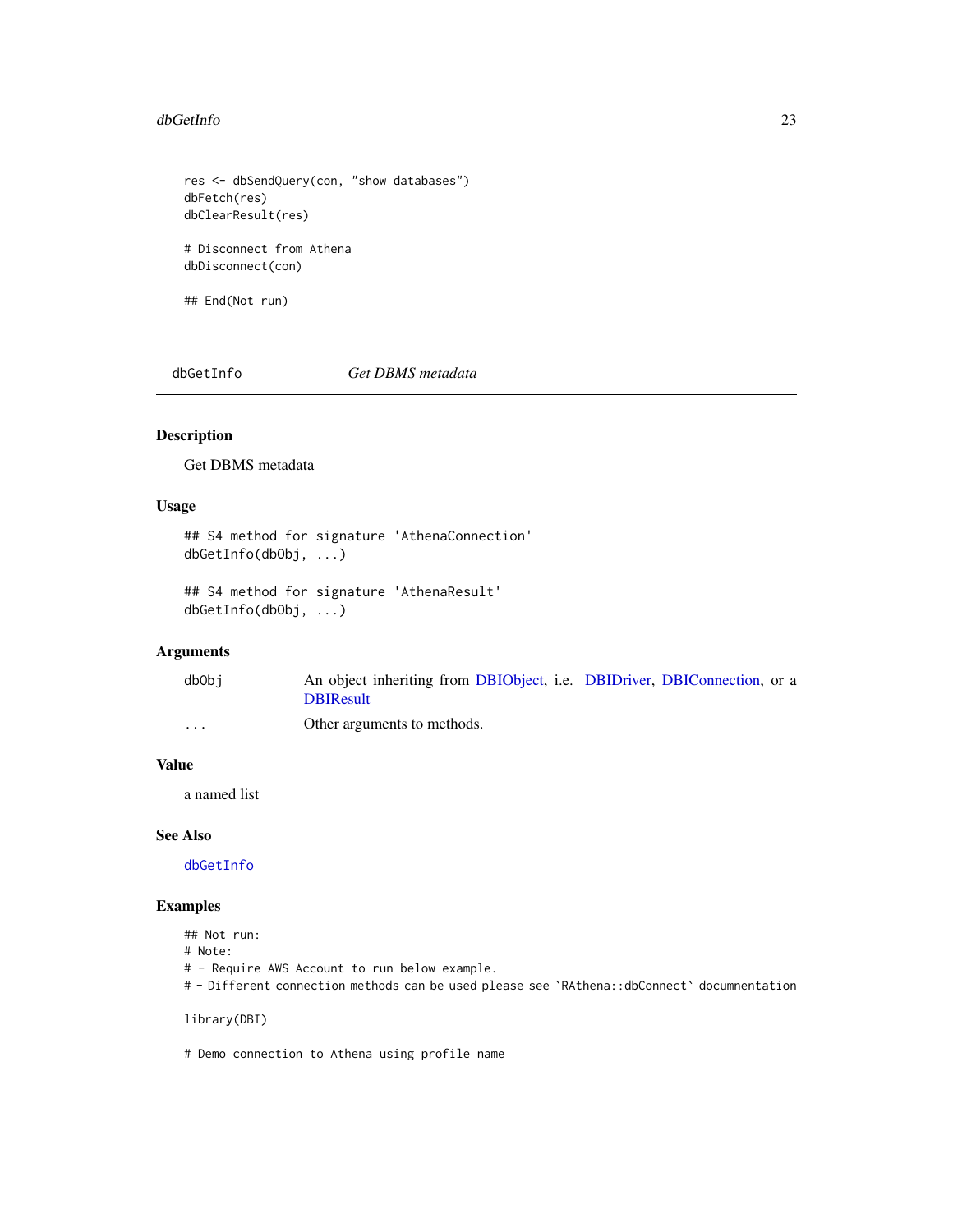```
res <- dbSendQuery(con, "show databases")
dbFetch(res)
dbClearResult(res)

# Disconnect from Athena
dbDisconnect(con)

## End(Not run)
```

## dbGetInfo — *Get DBMS metadata*

### Description

Get DBMS metadata

### Usage

```
## S4 method for signature 'AthenaConnection'
dbGetInfo(dbObj, ...)

## S4 method for signature 'AthenaResult'
dbGetInfo(dbObj, ...)
```

### Arguments

| | |
|---|---|
| dbObj | An object inheriting from DBIObject, i.e. DBIDriver, DBIConnection, or a DBIResult |
| ... | Other arguments to methods. |

### Value

a named list

### See Also

dbGetInfo

### Examples

```
## Not run:
# Note:
# - Require AWS Account to run below example.
# - Different connection methods can be used please see `RAthena::dbConnect` documnentation

library(DBI)

# Demo connection to Athena using profile name
```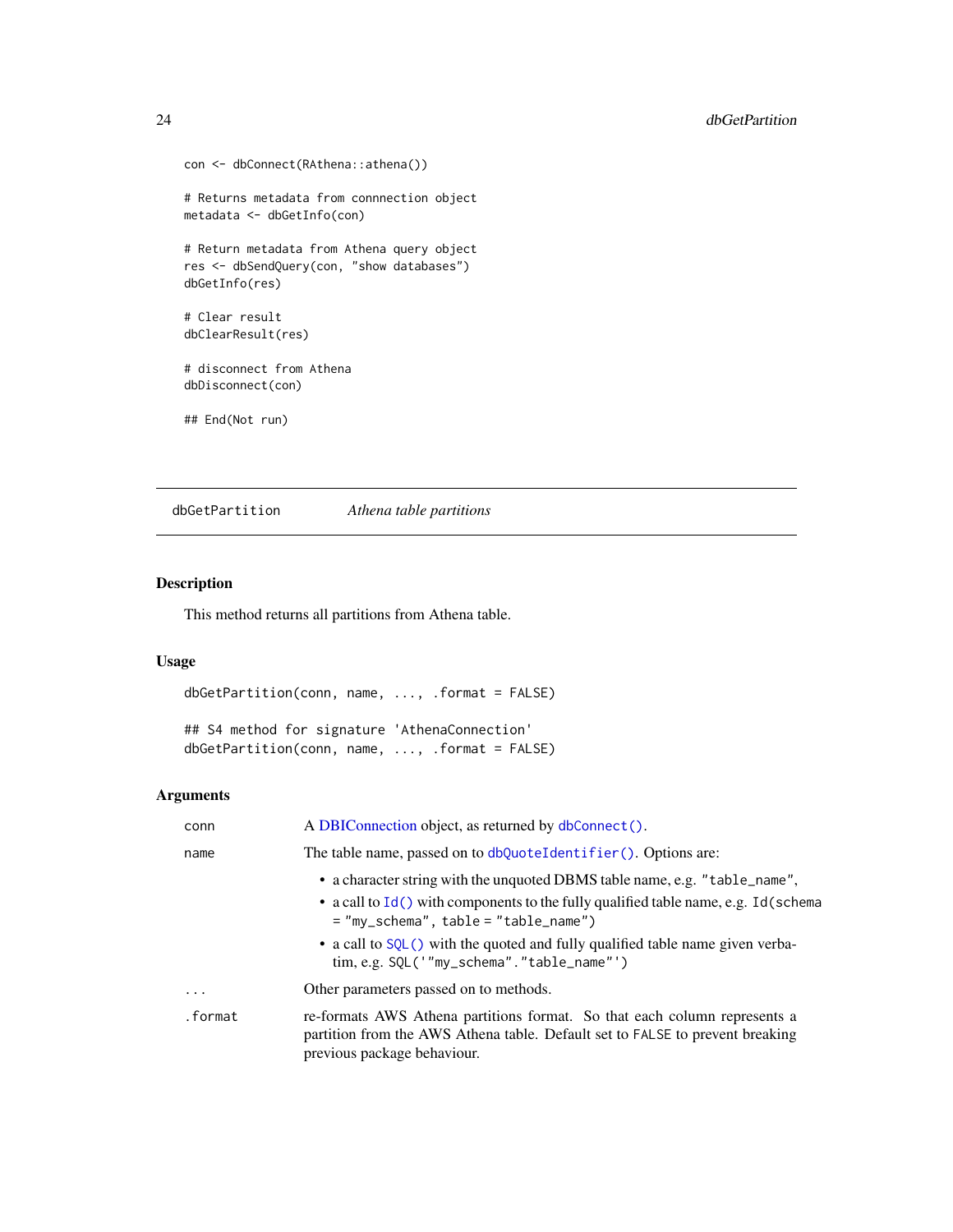```
con <- dbConnect(RAthena::athena())

# Returns metadata from connnection object
metadata <- dbGetInfo(con)

# Return metadata from Athena query object
res <- dbSendQuery(con, "show databases")
dbGetInfo(res)

# Clear result
dbClearResult(res)

# disconnect from Athena
dbDisconnect(con)

## End(Not run)
```

---

## dbGetPartition *Athena table partitions*

---

### Description

This method returns all partitions from Athena table.

### Usage

```
dbGetPartition(conn, name, ..., .format = FALSE)

## S4 method for signature 'AthenaConnection'
dbGetPartition(conn, name, ..., .format = FALSE)
```

### Arguments

| | |
|---|---|
| `conn` | A DBIConnection object, as returned by `dbConnect()`. |
| `name` | The table name, passed on to `dbQuoteIdentifier()`. Options are:<br>• a character string with the unquoted DBMS table name, e.g. `"table_name"`,<br>• a call to `Id()` with components to the fully qualified table name, e.g. `Id(schema = "my_schema", table = "table_name")`<br>• a call to `SQL()` with the quoted and fully qualified table name given verbatim, e.g. `SQL('"my_schema"."table_name"')` |
| `...` | Other parameters passed on to methods. |
| `.format` | re-formats AWS Athena partitions format. So that each column represents a partition from the AWS Athena table. Default set to `FALSE` to prevent breaking previous package behaviour. |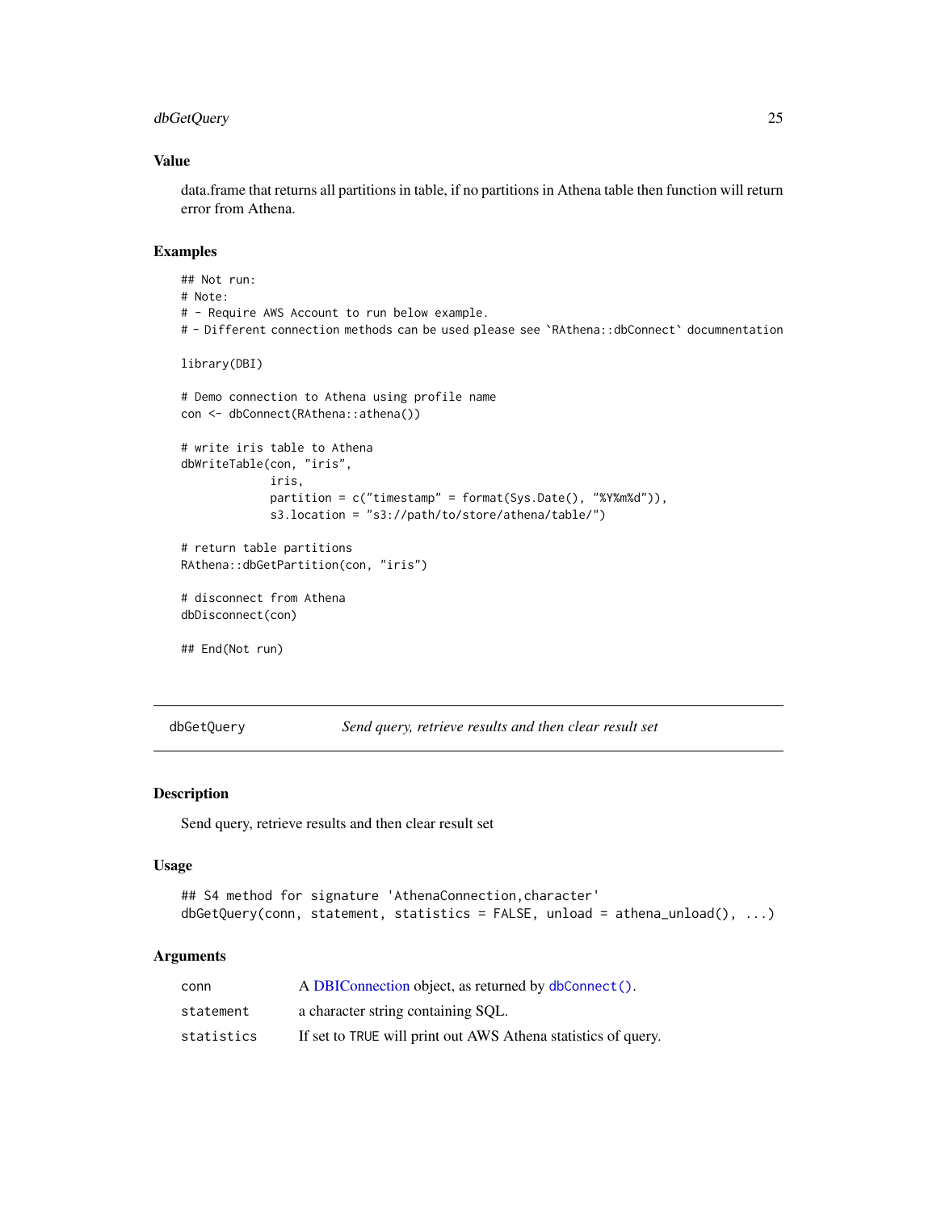### Value

data.frame that returns all partitions in table, if no partitions in Athena table then function will return error from Athena.

### Examples

```
## Not run:
# Note:
# - Require AWS Account to run below example.
# - Different connection methods can be used please see `RAthena::dbConnect` documnentation

library(DBI)

# Demo connection to Athena using profile name
con <- dbConnect(RAthena::athena())

# write iris table to Athena
dbWriteTable(con, "iris",
             iris,
             partition = c("timestamp" = format(Sys.Date(), "%Y%m%d")),
             s3.location = "s3://path/to/store/athena/table/")

# return table partitions
RAthena::dbGetPartition(con, "iris")

# disconnect from Athena
dbDisconnect(con)

## End(Not run)
```

---

## dbGetQuery — *Send query, retrieve results and then clear result set*

### Description

Send query, retrieve results and then clear result set

### Usage

```
## S4 method for signature 'AthenaConnection,character'
dbGetQuery(conn, statement, statistics = FALSE, unload = athena_unload(), ...)
```

### Arguments

| | |
|---|---|
| conn | A DBIConnection object, as returned by `dbConnect()`. |
| statement | a character string containing SQL. |
| statistics | If set to TRUE will print out AWS Athena statistics of query. |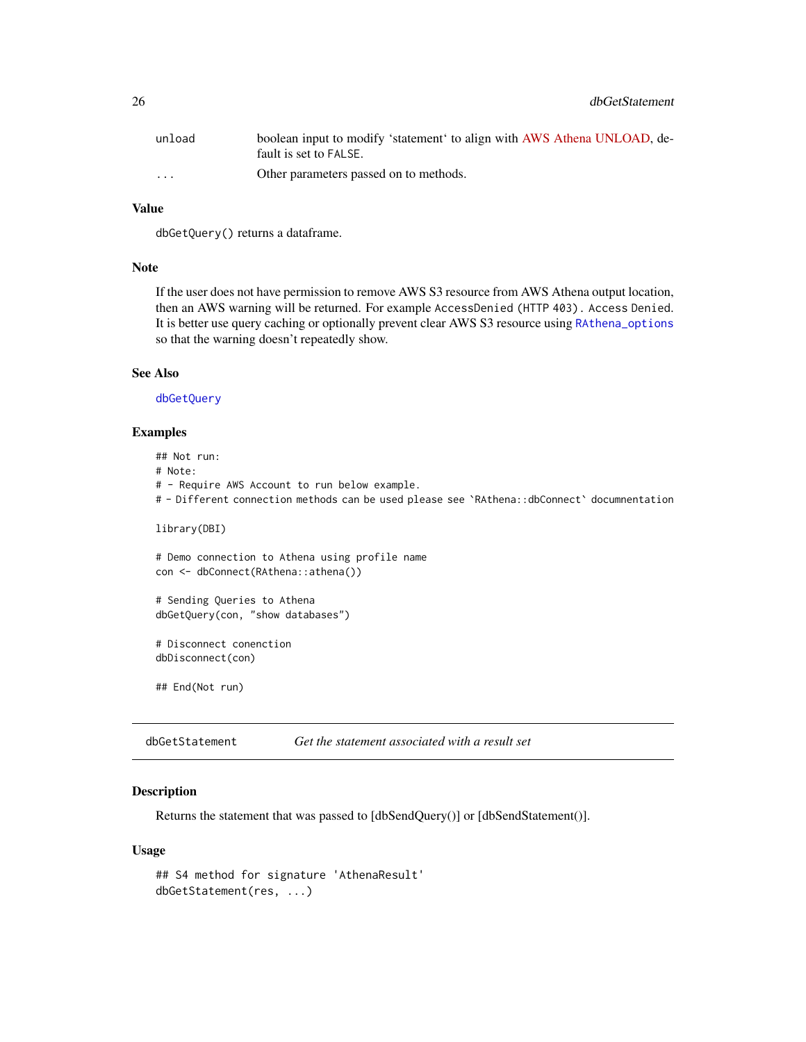| | |
|---|---|
| unload | boolean input to modify 'statement' to align with AWS Athena UNLOAD, default is set to FALSE. |
| ... | Other parameters passed on to methods. |

### Value

dbGetQuery() returns a dataframe.

### Note

If the user does not have permission to remove AWS S3 resource from AWS Athena output location, then an AWS warning will be returned. For example AccessDenied (HTTP 403). Access Denied. It is better use query caching or optionally prevent clear AWS S3 resource using RAthena_options so that the warning doesn't repeatedly show.

### See Also

dbGetQuery

### Examples

```
## Not run:
# Note:
# - Require AWS Account to run below example.
# - Different connection methods can be used please see `RAthena::dbConnect` documnentation

library(DBI)

# Demo connection to Athena using profile name
con <- dbConnect(RAthena::athena())

# Sending Queries to Athena
dbGetQuery(con, "show databases")

# Disconnect conenction
dbDisconnect(con)

## End(Not run)
```

---

## dbGetStatement *Get the statement associated with a result set*

### Description

Returns the statement that was passed to [dbSendQuery()] or [dbSendStatement()].

### Usage

```
## S4 method for signature 'AthenaResult'
dbGetStatement(res, ...)
```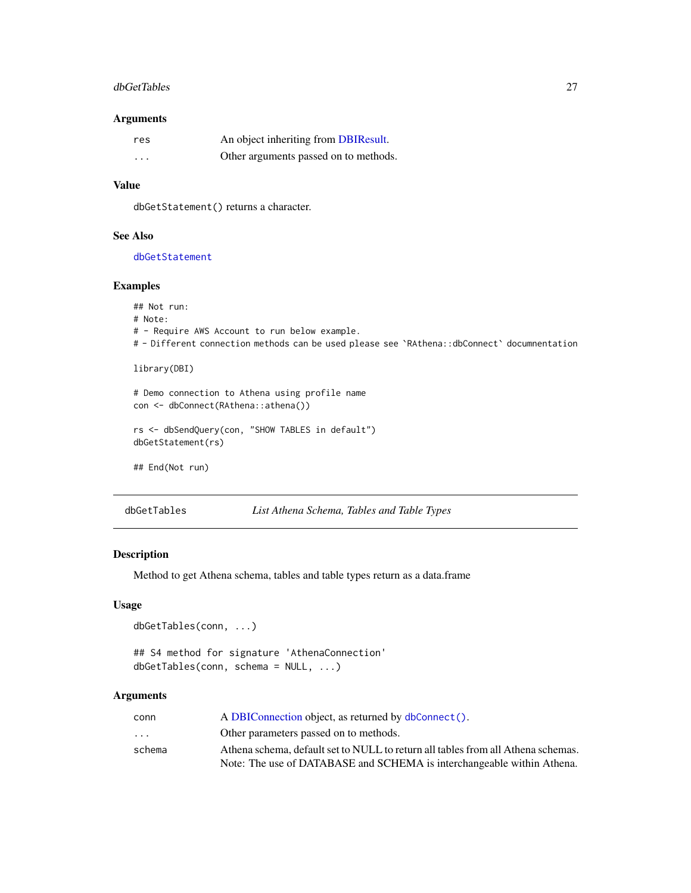### Arguments

| | |
|---|---|
| `res` | An object inheriting from DBIResult. |
| `...` | Other arguments passed on to methods. |

### Value

`dbGetStatement()` returns a character.

### See Also

`dbGetStatement`

### Examples

```
## Not run:
# Note:
# - Require AWS Account to run below example.
# - Different connection methods can be used please see `RAthena::dbConnect` documnentation

library(DBI)

# Demo connection to Athena using profile name
con <- dbConnect(RAthena::athena())

rs <- dbSendQuery(con, "SHOW TABLES in default")
dbGetStatement(rs)

## End(Not run)
```

---

## dbGetTables — *List Athena Schema, Tables and Table Types*

### Description

Method to get Athena schema, tables and table types return as a data.frame

### Usage

```
dbGetTables(conn, ...)

## S4 method for signature 'AthenaConnection'
dbGetTables(conn, schema = NULL, ...)
```

### Arguments

| | |
|---|---|
| `conn` | A DBIConnection object, as returned by `dbConnect()`. |
| `...` | Other parameters passed on to methods. |
| `schema` | Athena schema, default set to NULL to return all tables from all Athena schemas. Note: The use of DATABASE and SCHEMA is interchangeable within Athena. |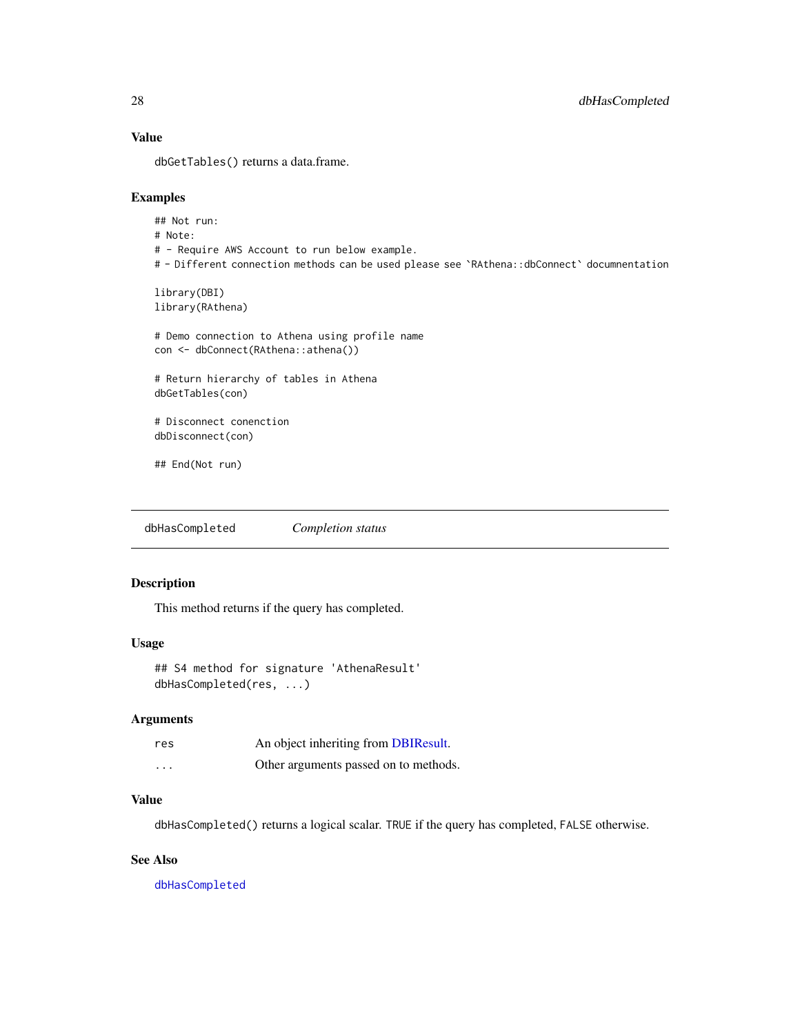### Value

dbGetTables() returns a data.frame.

### Examples

```
## Not run:
# Note:
# - Require AWS Account to run below example.
# - Different connection methods can be used please see `RAthena::dbConnect` documnentation

library(DBI)
library(RAthena)

# Demo connection to Athena using profile name
con <- dbConnect(RAthena::athena())

# Return hierarchy of tables in Athena
dbGetTables(con)

# Disconnect conenction
dbDisconnect(con)

## End(Not run)
```

---

## dbHasCompleted *Completion status*

### Description

This method returns if the query has completed.

### Usage

```
## S4 method for signature 'AthenaResult'
dbHasCompleted(res, ...)
```

### Arguments

| | |
|---|---|
| res | An object inheriting from DBIResult. |
| ... | Other arguments passed on to methods. |

### Value

dbHasCompleted() returns a logical scalar. TRUE if the query has completed, FALSE otherwise.

### See Also

dbHasCompleted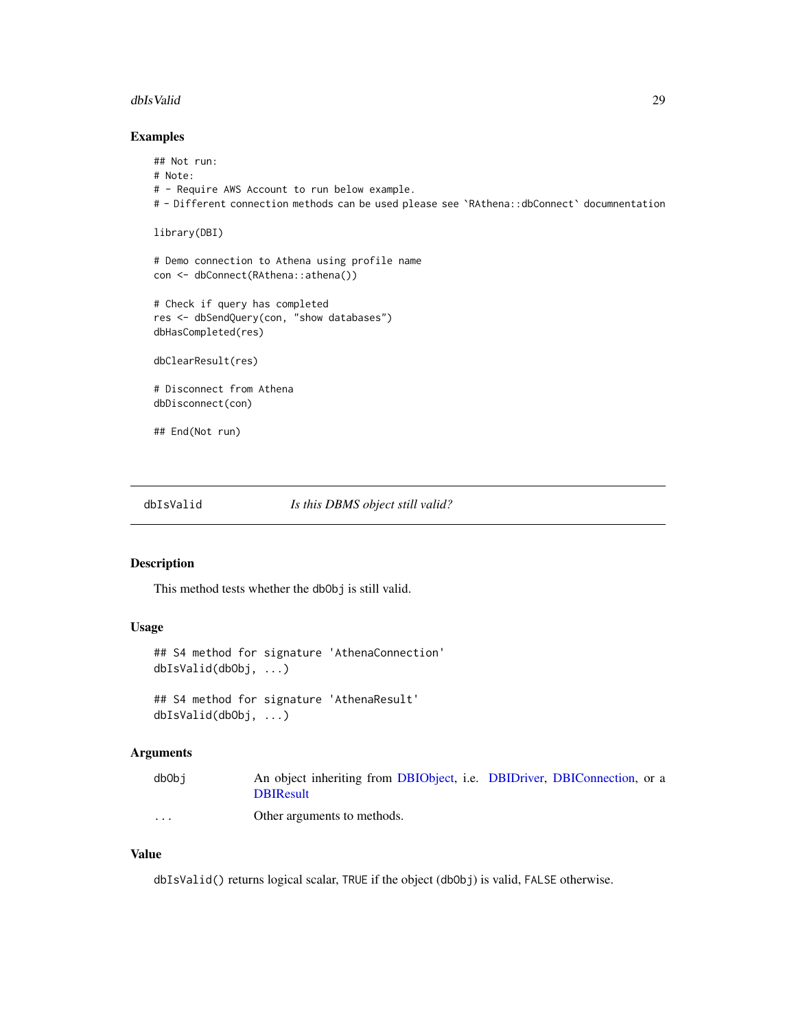## Examples

```
## Not run:
# Note:
# - Require AWS Account to run below example.
# - Different connection methods can be used please see `RAthena::dbConnect` documnentation

library(DBI)

# Demo connection to Athena using profile name
con <- dbConnect(RAthena::athena())

# Check if query has completed
res <- dbSendQuery(con, "show databases")
dbHasCompleted(res)

dbClearResult(res)

# Disconnect from Athena
dbDisconnect(con)

## End(Not run)
```

---

# dbIsValid *Is this DBMS object still valid?*

## Description

This method tests whether the dbObj is still valid.

## Usage

```
## S4 method for signature 'AthenaConnection'
dbIsValid(dbObj, ...)

## S4 method for signature 'AthenaResult'
dbIsValid(dbObj, ...)
```

## Arguments

| | |
|---|---|
| dbObj | An object inheriting from DBIObject, i.e. DBIDriver, DBIConnection, or a DBIResult |
| ... | Other arguments to methods. |

## Value

dbIsValid() returns logical scalar, TRUE if the object (dbObj) is valid, FALSE otherwise.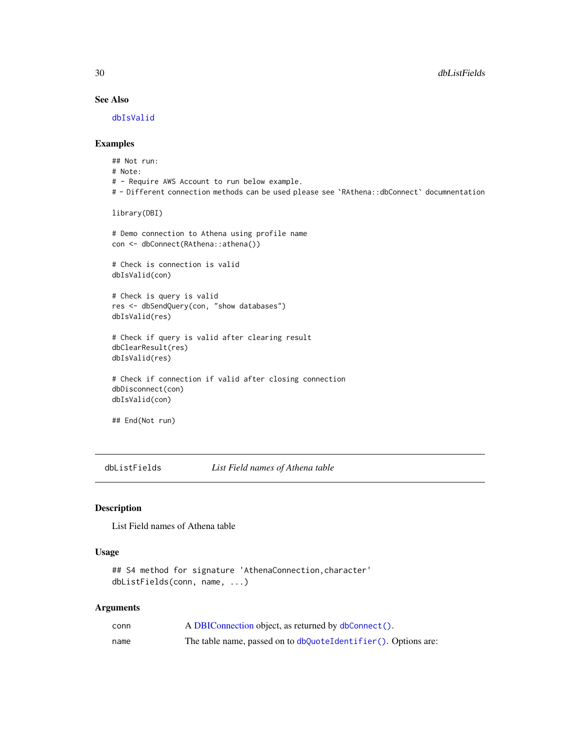### See Also

dbIsValid

### Examples

```
## Not run:
# Note:
# - Require AWS Account to run below example.
# - Different connection methods can be used please see `RAthena::dbConnect` documnentation

library(DBI)

# Demo connection to Athena using profile name
con <- dbConnect(RAthena::athena())

# Check is connection is valid
dbIsValid(con)

# Check is query is valid
res <- dbSendQuery(con, "show databases")
dbIsValid(res)

# Check if query is valid after clearing result
dbClearResult(res)
dbIsValid(res)

# Check if connection if valid after closing connection
dbDisconnect(con)
dbIsValid(con)

## End(Not run)
```

---

## dbListFields — *List Field names of Athena table*

### Description

List Field names of Athena table

### Usage

```
## S4 method for signature 'AthenaConnection,character'
dbListFields(conn, name, ...)
```

### Arguments

| | |
|---|---|
| conn | A DBIConnection object, as returned by `dbConnect()`. |
| name | The table name, passed on to `dbQuoteIdentifier()`. Options are: |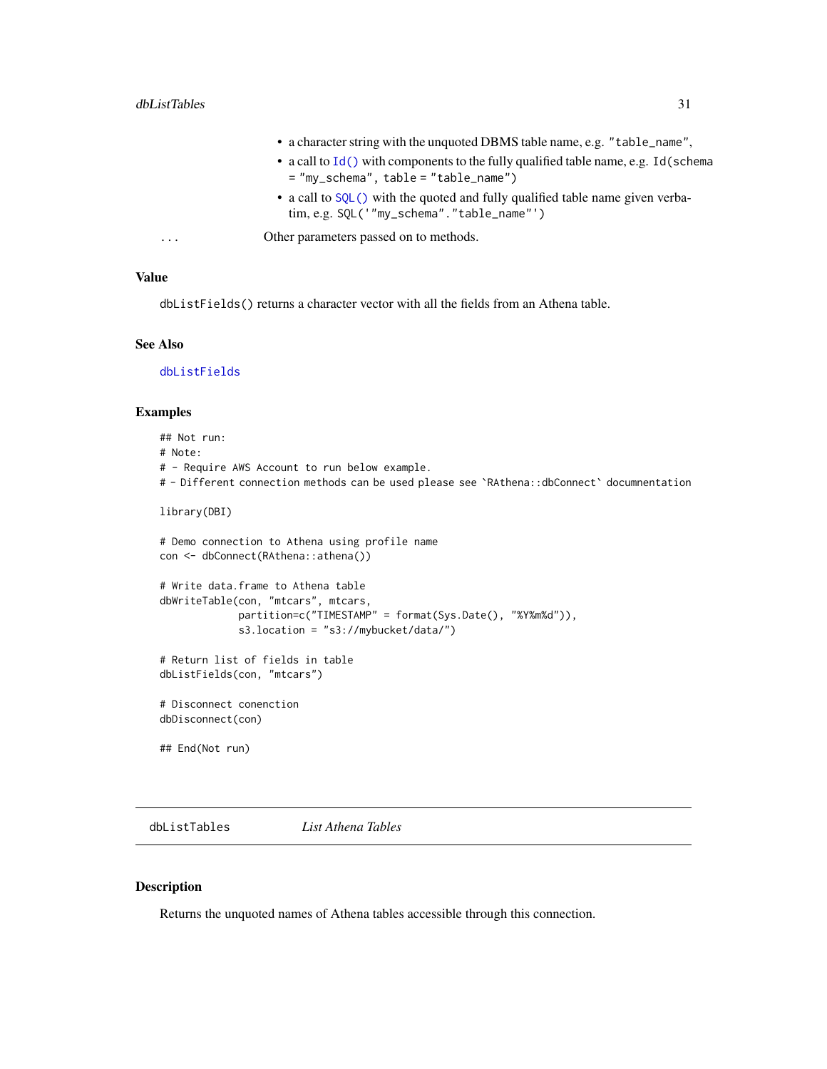- a character string with the unquoted DBMS table name, e.g. `"table_name"`,
- a call to `Id()` with components to the fully qualified table name, e.g. `Id(schema = "my_schema", table = "table_name")`
- a call to `SQL()` with the quoted and fully qualified table name given verbatim, e.g. `SQL('"my_schema"."table_name"')`

`...` Other parameters passed on to methods.

### Value

`dbListFields()` returns a character vector with all the fields from an Athena table.

### See Also

`dbListFields`

### Examples

```
## Not run:
# Note:
# - Require AWS Account to run below example.
# - Different connection methods can be used please see `RAthena::dbConnect` documnentation

library(DBI)

# Demo connection to Athena using profile name
con <- dbConnect(RAthena::athena())

# Write data.frame to Athena table
dbWriteTable(con, "mtcars", mtcars,
             partition=c("TIMESTAMP" = format(Sys.Date(), "%Y%m%d")),
             s3.location = "s3://mybucket/data/")

# Return list of fields in table
dbListFields(con, "mtcars")

# Disconnect conenction
dbDisconnect(con)

## End(Not run)
```

## dbListTables — *List Athena Tables*

### Description

Returns the unquoted names of Athena tables accessible through this connection.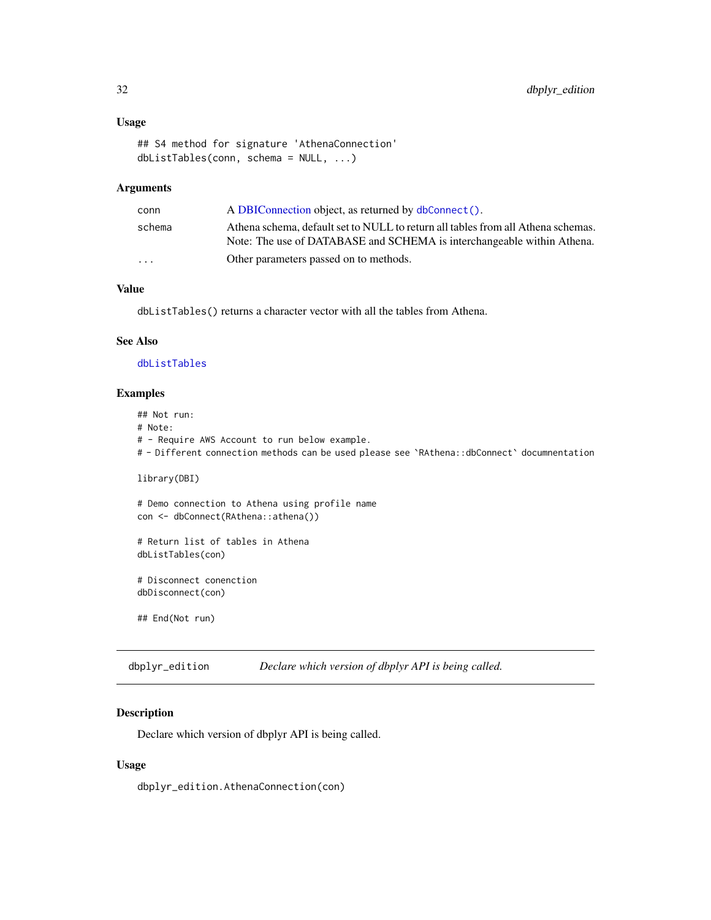### Usage

```
## S4 method for signature 'AthenaConnection'
dbListTables(conn, schema = NULL, ...)
```

### Arguments

| | |
|---|---|
| conn | A DBIConnection object, as returned by `dbConnect()`. |
| schema | Athena schema, default set to NULL to return all tables from all Athena schemas. Note: The use of DATABASE and SCHEMA is interchangeable within Athena. |
| ... | Other parameters passed on to methods. |

### Value

`dbListTables()` returns a character vector with all the tables from Athena.

### See Also

`dbListTables`

### Examples

```
## Not run:
# Note:
# - Require AWS Account to run below example.
# - Different connection methods can be used please see `RAthena::dbConnect` documnentation

library(DBI)

# Demo connection to Athena using profile name
con <- dbConnect(RAthena::athena())

# Return list of tables in Athena
dbListTables(con)

# Disconnect conenction
dbDisconnect(con)

## End(Not run)
```

## dbplyr_edition — *Declare which version of dbplyr API is being called.*

### Description

Declare which version of dbplyr API is being called.

### Usage

```
dbplyr_edition.AthenaConnection(con)
```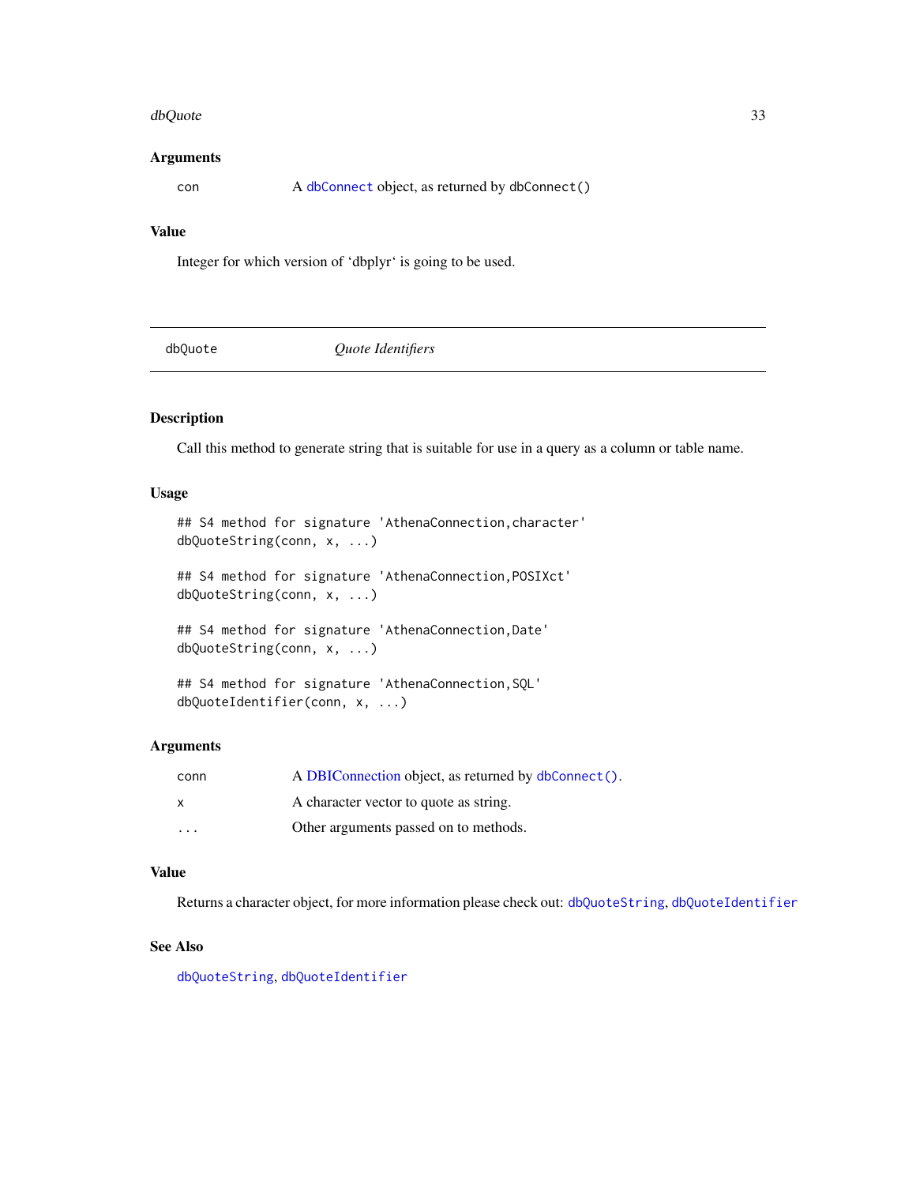### Arguments

| | |
|---|---|
| con | A `dbConnect` object, as returned by `dbConnect()` |

### Value

Integer for which version of 'dbplyr' is going to be used.

---

## dbQuote — *Quote Identifiers*

---

### Description

Call this method to generate string that is suitable for use in a query as a column or table name.

### Usage

```
## S4 method for signature 'AthenaConnection,character'
dbQuoteString(conn, x, ...)

## S4 method for signature 'AthenaConnection,POSIXct'
dbQuoteString(conn, x, ...)

## S4 method for signature 'AthenaConnection,Date'
dbQuoteString(conn, x, ...)

## S4 method for signature 'AthenaConnection,SQL'
dbQuoteIdentifier(conn, x, ...)
```

### Arguments

| | |
|---|---|
| conn | A DBIConnection object, as returned by `dbConnect()`. |
| x | A character vector to quote as string. |
| ... | Other arguments passed on to methods. |

### Value

Returns a character object, for more information please check out: `dbQuoteString`, `dbQuoteIdentifier`

### See Also

`dbQuoteString`, `dbQuoteIdentifier`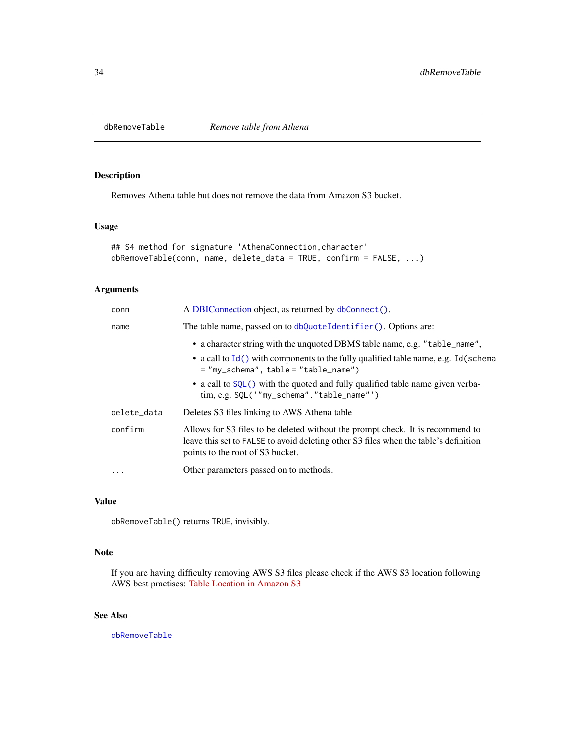# dbRemoveTable — *Remove table from Athena*

## Description

Removes Athena table but does not remove the data from Amazon S3 bucket.

## Usage

```
## S4 method for signature 'AthenaConnection,character'
dbRemoveTable(conn, name, delete_data = TRUE, confirm = FALSE, ...)
```

## Arguments

| | |
|---|---|
| `conn` | A DBIConnection object, as returned by `dbConnect()`. |
| `name` | The table name, passed on to `dbQuoteIdentifier()`. Options are:<br>• a character string with the unquoted DBMS table name, e.g. `"table_name"`,<br>• a call to `Id()` with components to the fully qualified table name, e.g. `Id(schema = "my_schema", table = "table_name")`<br>• a call to `SQL()` with the quoted and fully qualified table name given verbatim, e.g. `SQL('"my_schema"."table_name"')` |
| `delete_data` | Deletes S3 files linking to AWS Athena table |
| `confirm` | Allows for S3 files to be deleted without the prompt check. It is recommend to leave this set to `FALSE` to avoid deleting other S3 files when the table's definition points to the root of S3 bucket. |
| `...` | Other parameters passed on to methods. |

## Value

`dbRemoveTable()` returns `TRUE`, invisibly.

## Note

If you are having difficulty removing AWS S3 files please check if the AWS S3 location following AWS best practises: Table Location in Amazon S3

## See Also

`dbRemoveTable`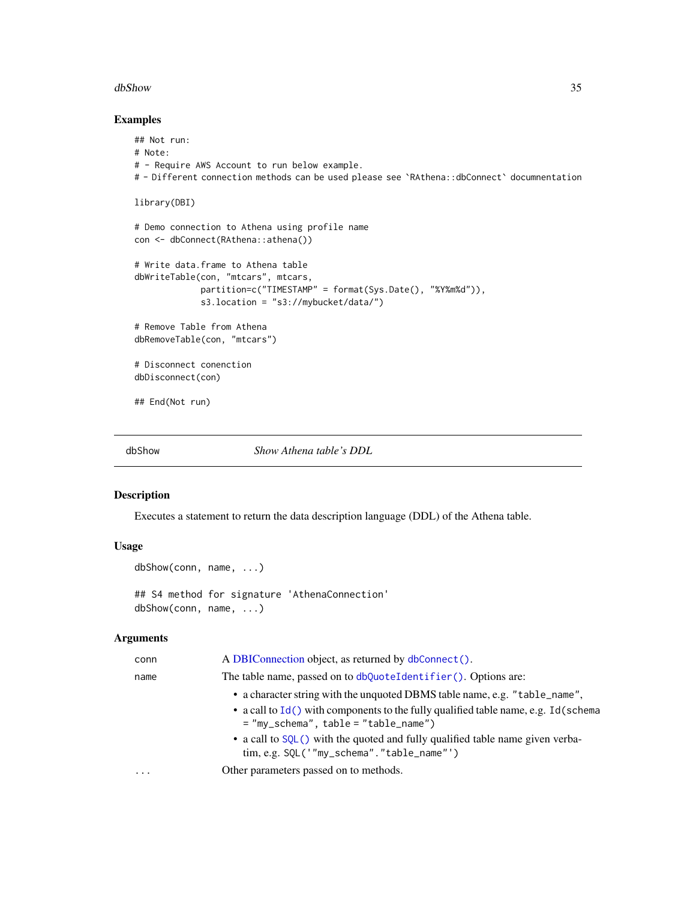## Examples

```
## Not run:
# Note:
# - Require AWS Account to run below example.
# - Different connection methods can be used please see `RAthena::dbConnect` documnentation

library(DBI)

# Demo connection to Athena using profile name
con <- dbConnect(RAthena::athena())

# Write data.frame to Athena table
dbWriteTable(con, "mtcars", mtcars,
             partition=c("TIMESTAMP" = format(Sys.Date(), "%Y%m%d")),
             s3.location = "s3://mybucket/data/")

# Remove Table from Athena
dbRemoveTable(con, "mtcars")

# Disconnect conenction
dbDisconnect(con)

## End(Not run)
```

---

dbShow *Show Athena table's DDL*

---

## Description

Executes a statement to return the data description language (DDL) of the Athena table.

## Usage

```
dbShow(conn, name, ...)

## S4 method for signature 'AthenaConnection'
dbShow(conn, name, ...)
```

## Arguments

| | |
|---|---|
| conn | A DBIConnection object, as returned by `dbConnect()`. |
| name | The table name, passed on to `dbQuoteIdentifier()`. Options are:<br>• a character string with the unquoted DBMS table name, e.g. `"table_name"`,<br>• a call to `Id()` with components to the fully qualified table name, e.g. `Id(schema = "my_schema", table = "table_name")`<br>• a call to `SQL()` with the quoted and fully qualified table name given verbatim, e.g. `SQL('"my_schema"."table_name"')` |
| ... | Other parameters passed on to methods. |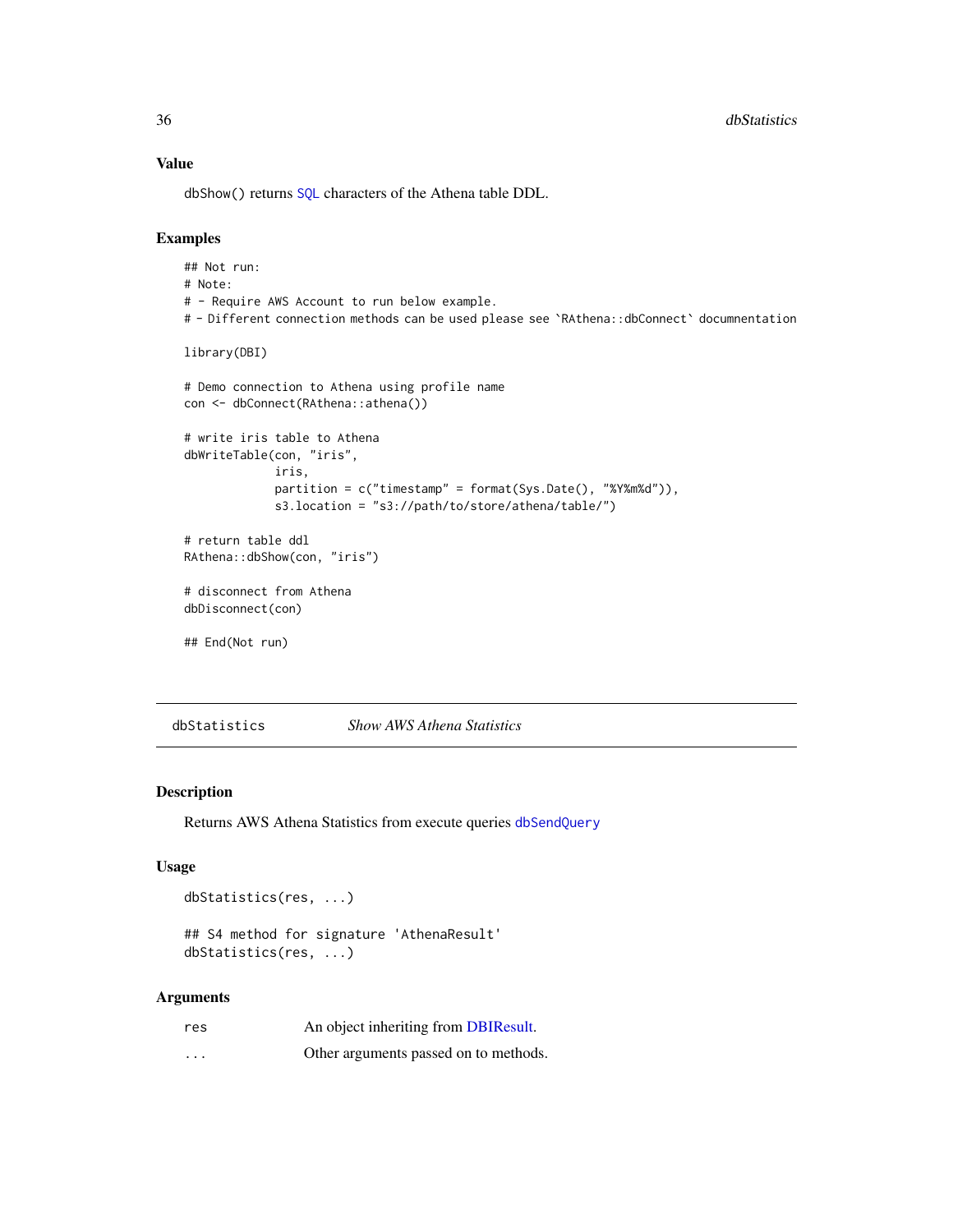### Value

dbShow() returns SQL characters of the Athena table DDL.

### Examples

```
## Not run:
# Note:
# - Require AWS Account to run below example.
# - Different connection methods can be used please see `RAthena::dbConnect` documnentation

library(DBI)

# Demo connection to Athena using profile name
con <- dbConnect(RAthena::athena())

# write iris table to Athena
dbWriteTable(con, "iris",
             iris,
             partition = c("timestamp" = format(Sys.Date(), "%Y%m%d")),
             s3.location = "s3://path/to/store/athena/table/")

# return table ddl
RAthena::dbShow(con, "iris")

# disconnect from Athena
dbDisconnect(con)

## End(Not run)
```

---

## dbStatistics *Show AWS Athena Statistics*

### Description

Returns AWS Athena Statistics from execute queries dbSendQuery

### Usage

```
dbStatistics(res, ...)

## S4 method for signature 'AthenaResult'
dbStatistics(res, ...)
```

### Arguments

| | |
|---|---|
| res | An object inheriting from DBIResult. |
| ... | Other arguments passed on to methods. |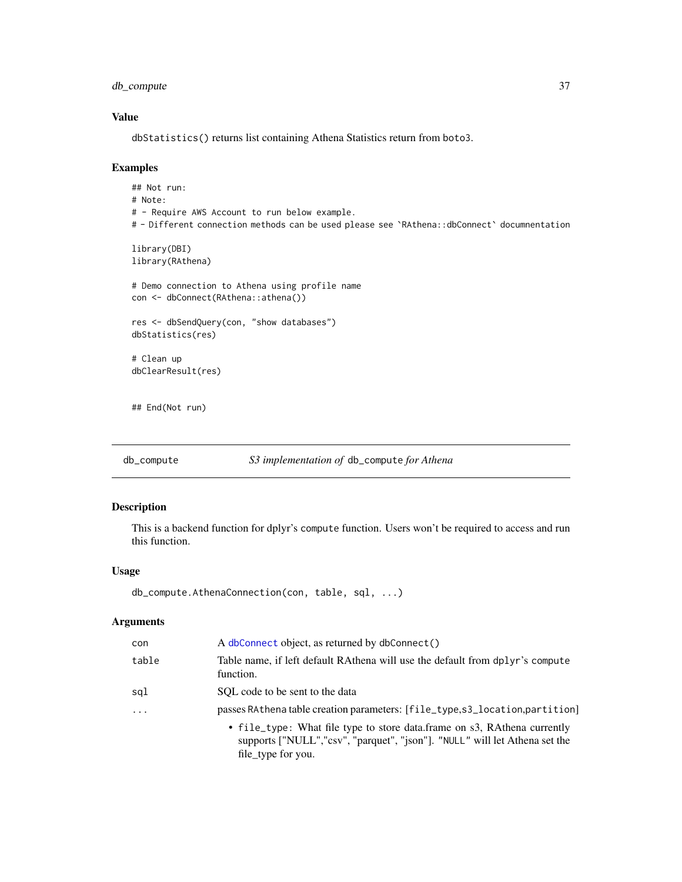### Value

`dbStatistics()` returns list containing Athena Statistics return from boto3.

### Examples

```
## Not run:
# Note:
# - Require AWS Account to run below example.
# - Different connection methods can be used please see `RAthena::dbConnect` documnentation

library(DBI)
library(RAthena)

# Demo connection to Athena using profile name
con <- dbConnect(RAthena::athena())

res <- dbSendQuery(con, "show databases")
dbStatistics(res)

# Clean up
dbClearResult(res)


## End(Not run)
```

---

## db_compute — *S3 implementation of* `db_compute` *for Athena*

### Description

This is a backend function for dplyr's `compute` function. Users won't be required to access and run this function.

### Usage

```
db_compute.AthenaConnection(con, table, sql, ...)
```

### Arguments

| | |
|---|---|
| `con` | A `dbConnect` object, as returned by `dbConnect()` |
| `table` | Table name, if left default RAthena will use the default from `dplyr`'s `compute` function. |
| `sql` | SQL code to be sent to the data |
| `...` | passes `RAthena` table creation parameters: [`file_type`,`s3_location`,`partition`]<br>• `file_type`: What file type to store data.frame on s3, RAthena currently supports ["NULL","csv", "parquet", "json"]. `"NULL"` will let Athena set the file_type for you. |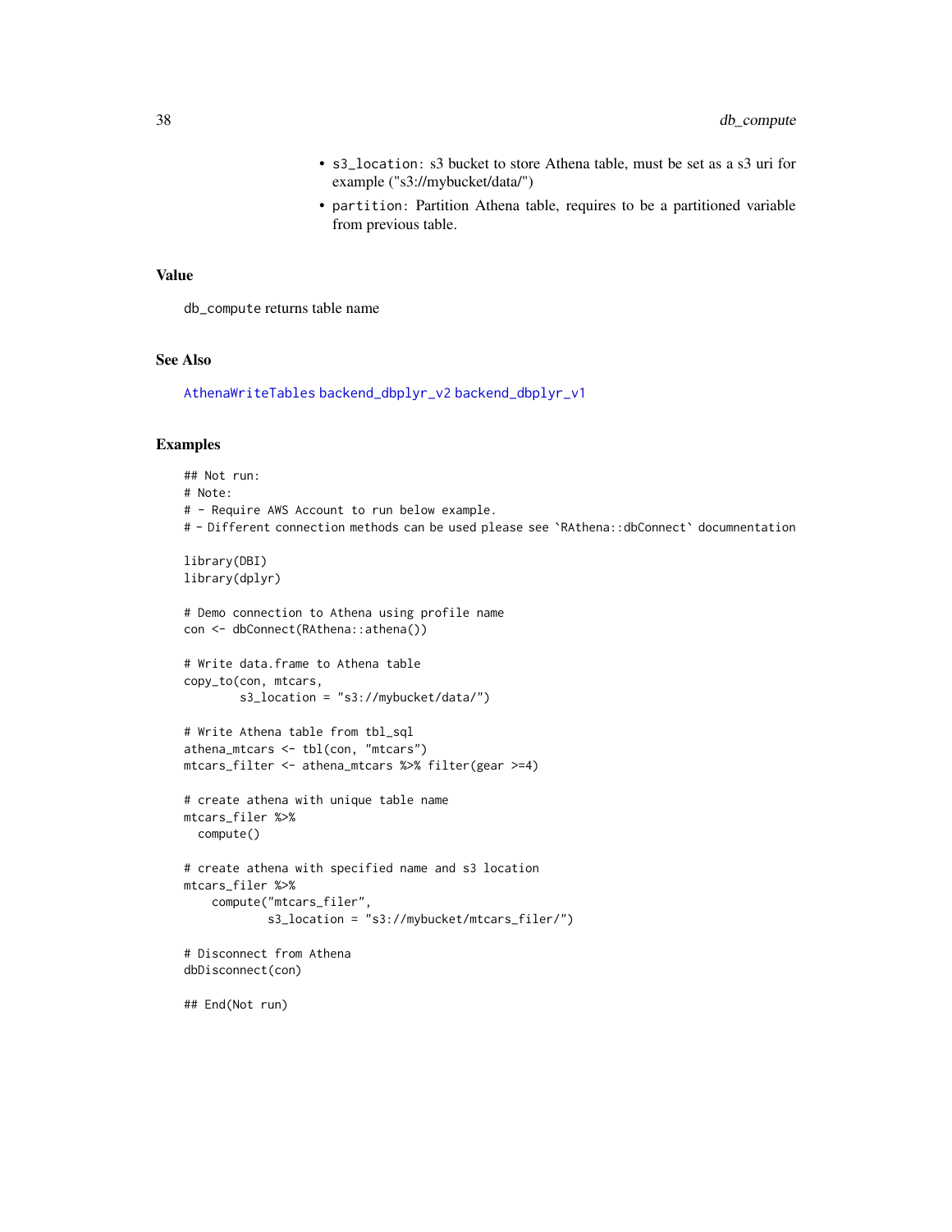- `s3_location`: s3 bucket to store Athena table, must be set as a s3 uri for example ("s3://mybucket/data/")
- `partition`: Partition Athena table, requires to be a partitioned variable from previous table.

### Value

`db_compute` returns table name

### See Also

AthenaWriteTables backend_dbplyr_v2 backend_dbplyr_v1

### Examples

```
## Not run:
# Note:
# - Require AWS Account to run below example.
# - Different connection methods can be used please see `RAthena::dbConnect` documnentation

library(DBI)
library(dplyr)

# Demo connection to Athena using profile name
con <- dbConnect(RAthena::athena())

# Write data.frame to Athena table
copy_to(con, mtcars,
        s3_location = "s3://mybucket/data/")

# Write Athena table from tbl_sql
athena_mtcars <- tbl(con, "mtcars")
mtcars_filter <- athena_mtcars %>% filter(gear >=4)

# create athena with unique table name
mtcars_filer %>%
  compute()

# create athena with specified name and s3 location
mtcars_filer %>%
    compute("mtcars_filer",
            s3_location = "s3://mybucket/mtcars_filer/")

# Disconnect from Athena
dbDisconnect(con)

## End(Not run)
```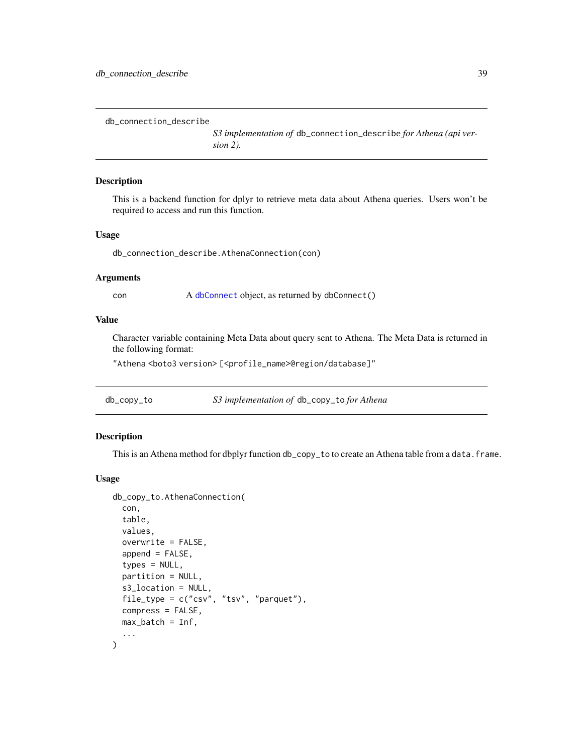## db_connection_describe

*S3 implementation of* `db_connection_describe` *for Athena (api version 2).*

### Description

This is a backend function for dplyr to retrieve meta data about Athena queries. Users won't be required to access and run this function.

### Usage

```
db_connection_describe.AthenaConnection(con)
```

### Arguments

| | |
|---|---|
| con | A `dbConnect` object, as returned by `dbConnect()` |

### Value

Character variable containing Meta Data about query sent to Athena. The Meta Data is returned in the following format:

`"Athena <boto3 version> [<profile_name>@region/database]"`

## db_copy_to

*S3 implementation of* `db_copy_to` *for Athena*

### Description

This is an Athena method for dbplyr function `db_copy_to` to create an Athena table from a `data.frame`.

### Usage

```
db_copy_to.AthenaConnection(
  con,
  table,
  values,
  overwrite = FALSE,
  append = FALSE,
  types = NULL,
  partition = NULL,
  s3_location = NULL,
  file_type = c("csv", "tsv", "parquet"),
  compress = FALSE,
  max_batch = Inf,
  ...
)
```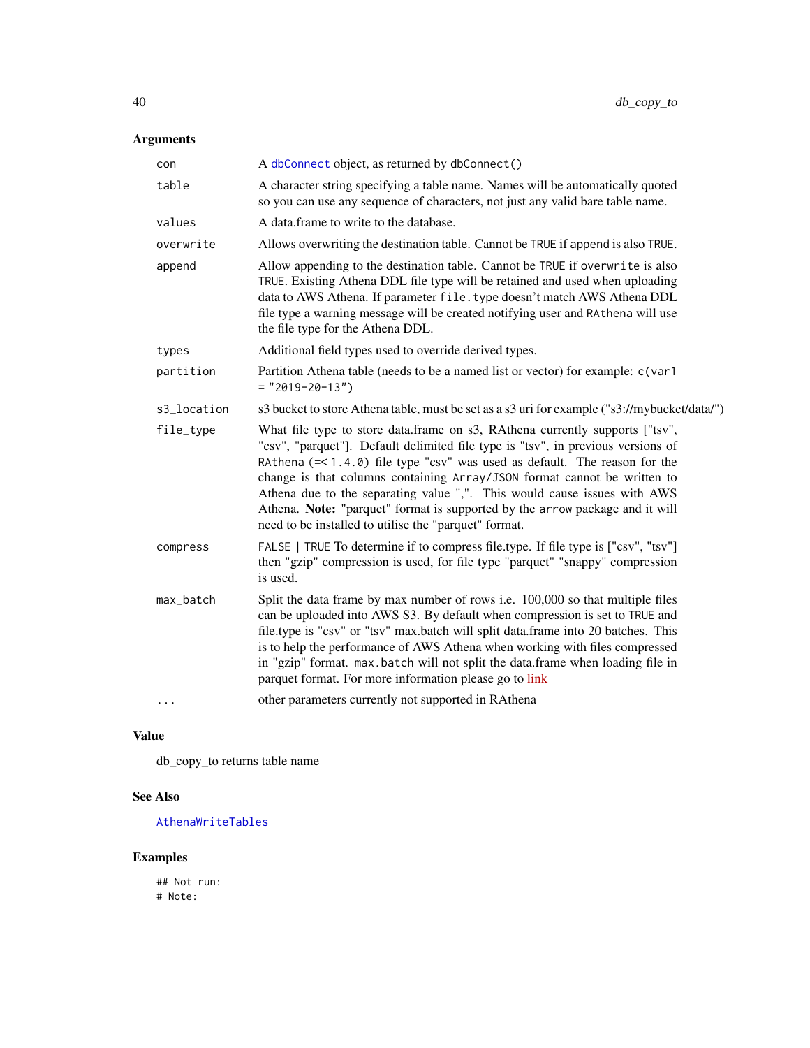## Arguments

| | |
|---|---|
| con | A `dbConnect` object, as returned by `dbConnect()` |
| table | A character string specifying a table name. Names will be automatically quoted so you can use any sequence of characters, not just any valid bare table name. |
| values | A data.frame to write to the database. |
| overwrite | Allows overwriting the destination table. Cannot be `TRUE` if `append` is also `TRUE`. |
| append | Allow appending to the destination table. Cannot be `TRUE` if `overwrite` is also `TRUE`. Existing Athena DDL file type will be retained and used when uploading data to AWS Athena. If parameter `file.type` doesn't match AWS Athena DDL file type a warning message will be created notifying user and `RAthena` will use the file type for the Athena DDL. |
| types | Additional field types used to override derived types. |
| partition | Partition Athena table (needs to be a named list or vector) for example: `c(var1 = "2019-20-13")` |
| s3_location | s3 bucket to store Athena table, must be set as a s3 uri for example ("s3://mybucket/data/") |
| file_type | What file type to store data.frame on s3, RAthena currently supports ["tsv", "csv", "parquet"]. Default delimited file type is "tsv", in previous versions of `RAthena (=< 1.4.0)` file type "csv" was used as default. The reason for the change is that columns containing `Array/JSON` format cannot be written to Athena due to the separating value ",". This would cause issues with AWS Athena. **Note:** "parquet" format is supported by the `arrow` package and it will need to be installed to utilise the "parquet" format. |
| compress | `FALSE` \| `TRUE` To determine if to compress file.type. If file type is ["csv", "tsv"] then "gzip" compression is used, for file type "parquet" "snappy" compression is used. |
| max_batch | Split the data frame by max number of rows i.e. 100,000 so that multiple files can be uploaded into AWS S3. By default when compression is set to `TRUE` and file.type is "csv" or "tsv" max.batch will split data.frame into 20 batches. This is to help the performance of AWS Athena when working with files compressed in "gzip" format. `max.batch` will not split the data.frame when loading file in parquet format. For more information please go to link |
| ... | other parameters currently not supported in RAthena |

## Value

db_copy_to returns table name

## See Also

`AthenaWriteTables`

## Examples

```
## Not run:
# Note:
```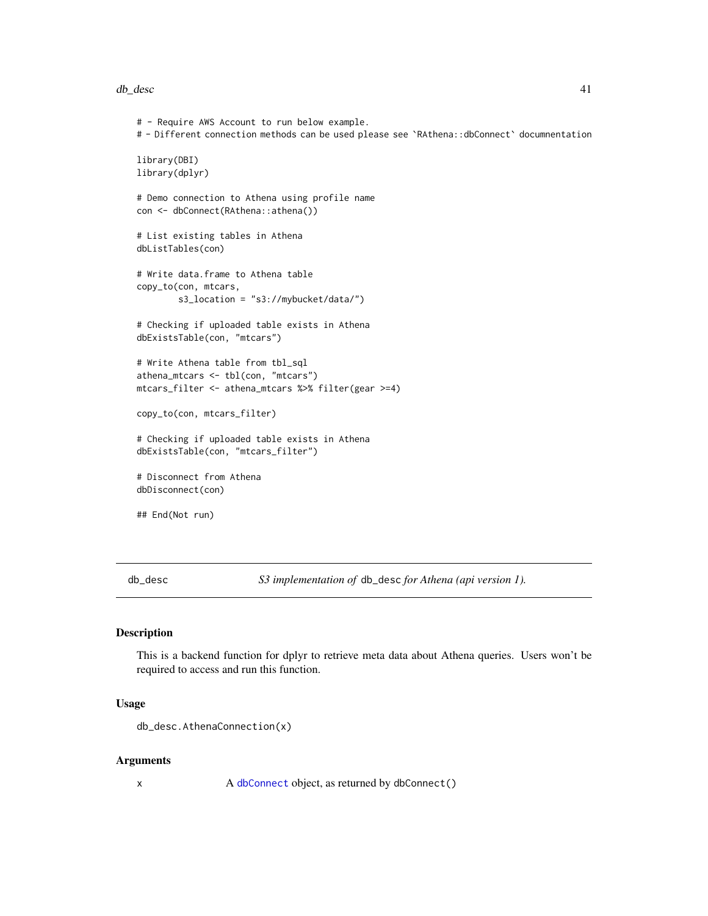```
# - Require AWS Account to run below example.
# - Different connection methods can be used please see `RAthena::dbConnect` documnentation

library(DBI)
library(dplyr)

# Demo connection to Athena using profile name
con <- dbConnect(RAthena::athena())

# List existing tables in Athena
dbListTables(con)

# Write data.frame to Athena table
copy_to(con, mtcars,
        s3_location = "s3://mybucket/data/")

# Checking if uploaded table exists in Athena
dbExistsTable(con, "mtcars")

# Write Athena table from tbl_sql
athena_mtcars <- tbl(con, "mtcars")
mtcars_filter <- athena_mtcars %>% filter(gear >=4)

copy_to(con, mtcars_filter)

# Checking if uploaded table exists in Athena
dbExistsTable(con, "mtcars_filter")

# Disconnect from Athena
dbDisconnect(con)

## End(Not run)
```

## db_desc — *S3 implementation of* `db_desc` *for Athena (api version 1).*

### Description

This is a backend function for dplyr to retrieve meta data about Athena queries. Users won't be required to access and run this function.

### Usage

```
db_desc.AthenaConnection(x)
```

### Arguments

x — A `dbConnect` object, as returned by `dbConnect()`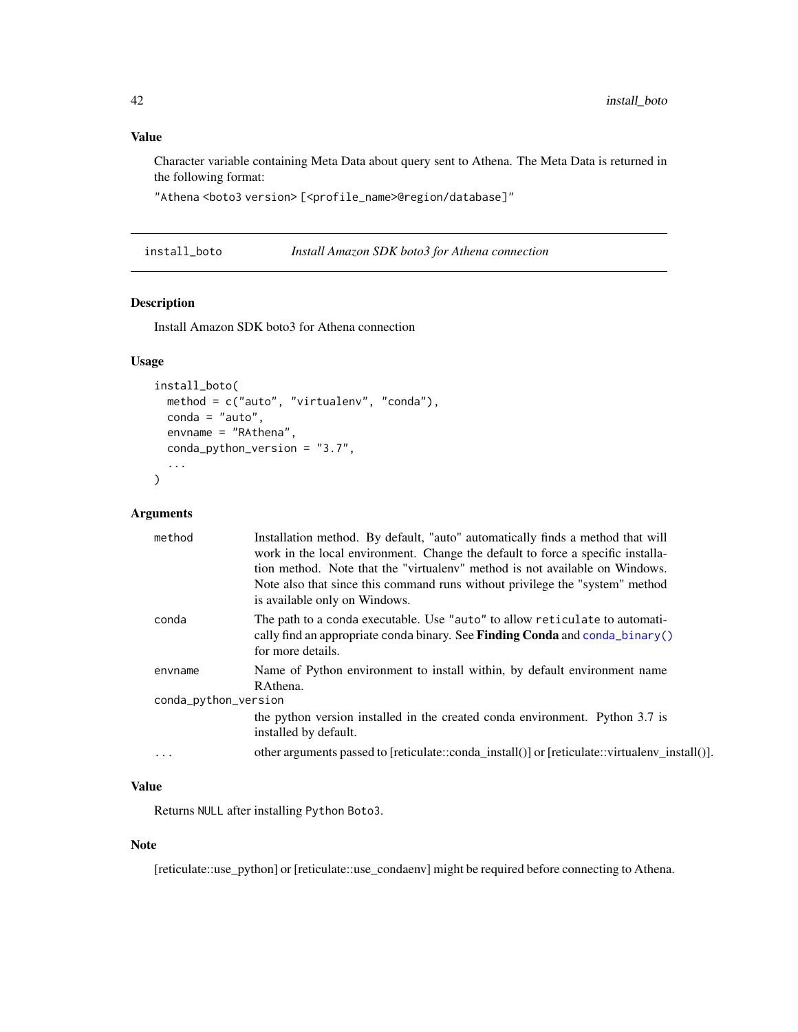## Value

Character variable containing Meta Data about query sent to Athena. The Meta Data is returned in the following format:

"Athena <boto3 version> [<profile_name>@region/database]"

---

`install_boto` *Install Amazon SDK boto3 for Athena connection*

---

### Description

Install Amazon SDK boto3 for Athena connection

### Usage

```
install_boto(
  method = c("auto", "virtualenv", "conda"),
  conda = "auto",
  envname = "RAthena",
  conda_python_version = "3.7",
  ...
)
```

### Arguments

| | |
|---|---|
| method | Installation method. By default, "auto" automatically finds a method that will work in the local environment. Change the default to force a specific installation method. Note that the "virtualenv" method is not available on Windows. Note also that since this command runs without privilege the "system" method is available only on Windows. |
| conda | The path to a conda executable. Use "auto" to allow reticulate to automatically find an appropriate conda binary. See **Finding Conda** and conda_binary() for more details. |
| envname | Name of Python environment to install within, by default environment name RAthena. |
| conda_python_version | the python version installed in the created conda environment. Python 3.7 is installed by default. |
| ... | other arguments passed to [reticulate::conda_install()] or [reticulate::virtualenv_install()]. |

### Value

Returns NULL after installing Python Boto3.

### Note

[reticulate::use_python] or [reticulate::use_condaenv] might be required before connecting to Athena.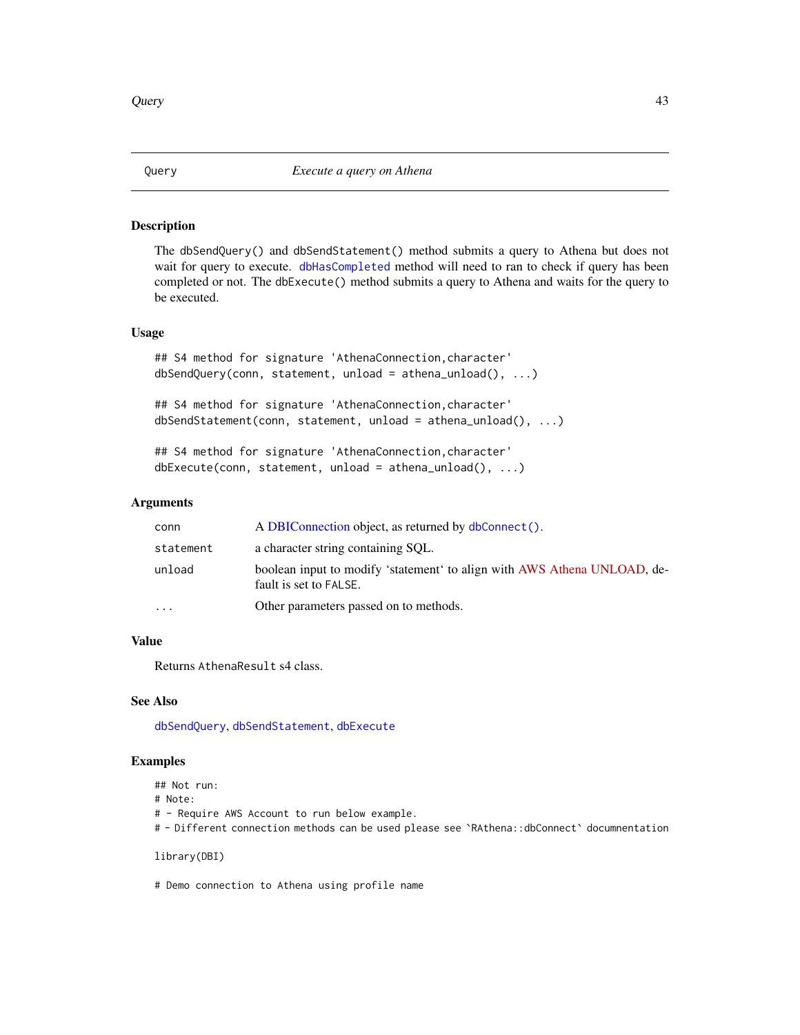## Query — *Execute a query on Athena*

### Description

The dbSendQuery() and dbSendStatement() method submits a query to Athena but does not wait for query to execute. dbHasCompleted method will need to ran to check if query has been completed or not. The dbExecute() method submits a query to Athena and waits for the query to be executed.

### Usage

```
## S4 method for signature 'AthenaConnection,character'
dbSendQuery(conn, statement, unload = athena_unload(), ...)

## S4 method for signature 'AthenaConnection,character'
dbSendStatement(conn, statement, unload = athena_unload(), ...)

## S4 method for signature 'AthenaConnection,character'
dbExecute(conn, statement, unload = athena_unload(), ...)
```

### Arguments

| | |
|---|---|
| conn | A DBIConnection object, as returned by dbConnect(). |
| statement | a character string containing SQL. |
| unload | boolean input to modify 'statement' to align with AWS Athena UNLOAD, default is set to FALSE. |
| ... | Other parameters passed on to methods. |

### Value

Returns AthenaResult s4 class.

### See Also

dbSendQuery, dbSendStatement, dbExecute

### Examples

```
## Not run:
# Note:
# - Require AWS Account to run below example.
# - Different connection methods can be used please see `RAthena::dbConnect` documnentation

library(DBI)

# Demo connection to Athena using profile name
```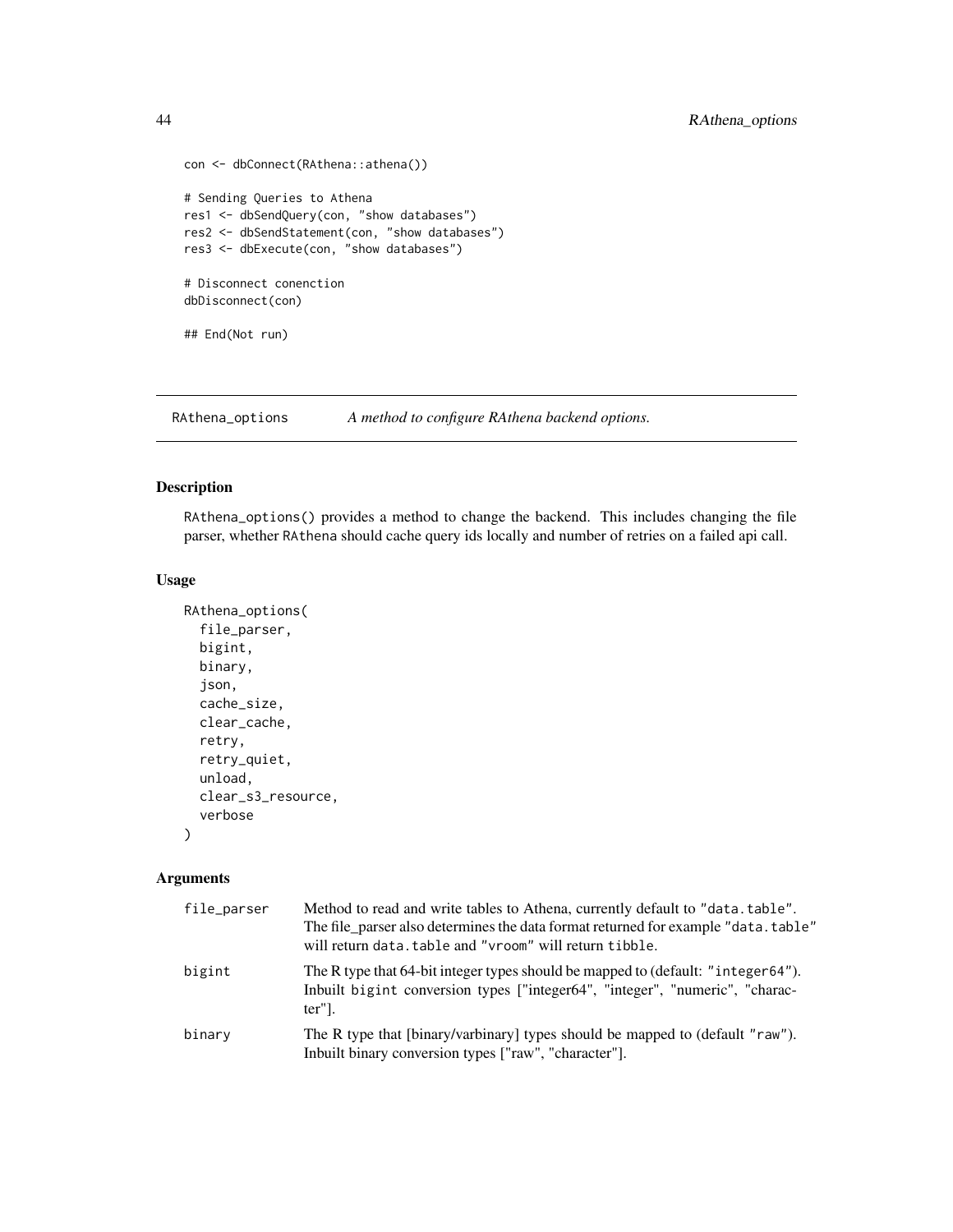```
con <- dbConnect(RAthena::athena())

# Sending Queries to Athena
res1 <- dbSendQuery(con, "show databases")
res2 <- dbSendStatement(con, "show databases")
res3 <- dbExecute(con, "show databases")

# Disconnect conenction
dbDisconnect(con)

## End(Not run)
```

## RAthena_options — *A method to configure RAthena backend options.*

### Description

RAthena_options() provides a method to change the backend. This includes changing the file parser, whether RAthena should cache query ids locally and number of retries on a failed api call.

### Usage

```
RAthena_options(
  file_parser,
  bigint,
  binary,
  json,
  cache_size,
  clear_cache,
  retry,
  retry_quiet,
  unload,
  clear_s3_resource,
  verbose
)
```

### Arguments

| | |
|---|---|
| file_parser | Method to read and write tables to Athena, currently default to "data.table". The file_parser also determines the data format returned for example "data.table" will return data.table and "vroom" will return tibble. |
| bigint | The R type that 64-bit integer types should be mapped to (default: "integer64"). Inbuilt bigint conversion types ["integer64", "integer", "numeric", "character"]. |
| binary | The R type that [binary/varbinary] types should be mapped to (default "raw"). Inbuilt binary conversion types ["raw", "character"]. |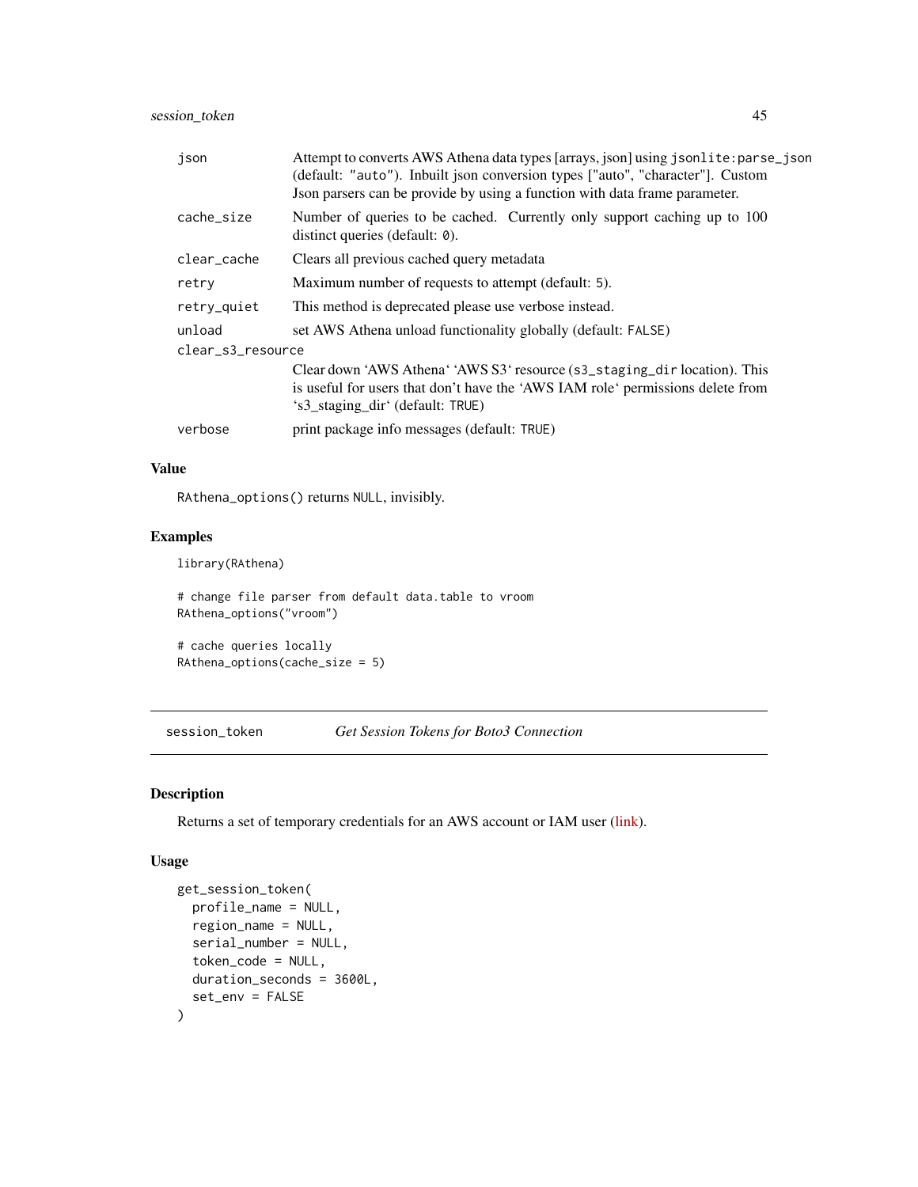| | |
|---|---|
| `json` | Attempt to converts AWS Athena data types [arrays, json] using `jsonlite:parse_json` (default: `"auto"`). Inbuilt json conversion types ["auto", "character"]. Custom Json parsers can be provide by using a function with data frame parameter. |
| `cache_size` | Number of queries to be cached. Currently only support caching up to 100 distinct queries (default: `0`). |
| `clear_cache` | Clears all previous cached query metadata |
| `retry` | Maximum number of requests to attempt (default: `5`). |
| `retry_quiet` | This method is deprecated please use verbose instead. |
| `unload` | set AWS Athena unload functionality globally (default: `FALSE`) |
| `clear_s3_resource` | Clear down 'AWS Athena' 'AWS S3' resource (`s3_staging_dir` location). This is useful for users that don't have the 'AWS IAM role' permissions delete from 's3_staging_dir' (default: `TRUE`) |
| `verbose` | print package info messages (default: `TRUE`) |

### Value

`RAthena_options()` returns `NULL`, invisibly.

### Examples

```
library(RAthena)

# change file parser from default data.table to vroom
RAthena_options("vroom")

# cache queries locally
RAthena_options(cache_size = 5)
```

---

## session_token — *Get Session Tokens for Boto3 Connection*

---

### Description

Returns a set of temporary credentials for an AWS account or IAM user (link).

### Usage

```
get_session_token(
  profile_name = NULL,
  region_name = NULL,
  serial_number = NULL,
  token_code = NULL,
  duration_seconds = 3600L,
  set_env = FALSE
)
```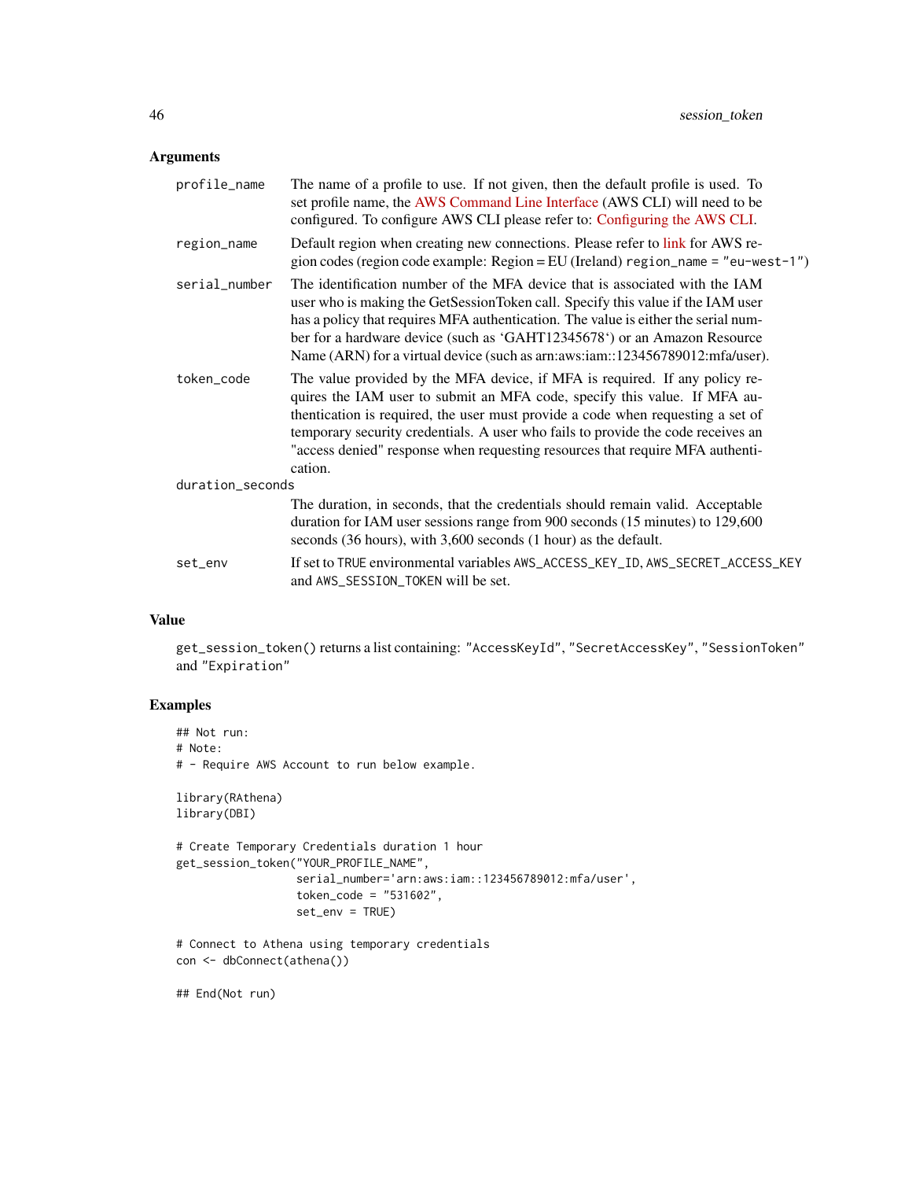### Arguments

| | |
|---|---|
| `profile_name` | The name of a profile to use. If not given, then the default profile is used. To set profile name, the AWS Command Line Interface (AWS CLI) will need to be configured. To configure AWS CLI please refer to: Configuring the AWS CLI. |
| `region_name` | Default region when creating new connections. Please refer to link for AWS region codes (region code example: Region = EU (Ireland) `region_name = "eu-west-1"`) |
| `serial_number` | The identification number of the MFA device that is associated with the IAM user who is making the GetSessionToken call. Specify this value if the IAM user has a policy that requires MFA authentication. The value is either the serial number for a hardware device (such as 'GAHT12345678') or an Amazon Resource Name (ARN) for a virtual device (such as arn:aws:iam::123456789012:mfa/user). |
| `token_code` | The value provided by the MFA device, if MFA is required. If any policy requires the IAM user to submit an MFA code, specify this value. If MFA authentication is required, the user must provide a code when requesting a set of temporary security credentials. A user who fails to provide the code receives an "access denied" response when requesting resources that require MFA authentication. |
| `duration_seconds` | The duration, in seconds, that the credentials should remain valid. Acceptable duration for IAM user sessions range from 900 seconds (15 minutes) to 129,600 seconds (36 hours), with 3,600 seconds (1 hour) as the default. |
| `set_env` | If set to `TRUE` environmental variables `AWS_ACCESS_KEY_ID`, `AWS_SECRET_ACCESS_KEY` and `AWS_SESSION_TOKEN` will be set. |

### Value

`get_session_token()` returns a list containing: `"AccessKeyId"`, `"SecretAccessKey"`, `"SessionToken"` and `"Expiration"`

### Examples

```
## Not run:
# Note:
# - Require AWS Account to run below example.

library(RAthena)
library(DBI)

# Create Temporary Credentials duration 1 hour
get_session_token("YOUR_PROFILE_NAME",
                  serial_number='arn:aws:iam::123456789012:mfa/user',
                  token_code = "531602",
                  set_env = TRUE)

# Connect to Athena using temporary credentials
con <- dbConnect(athena())

## End(Not run)
```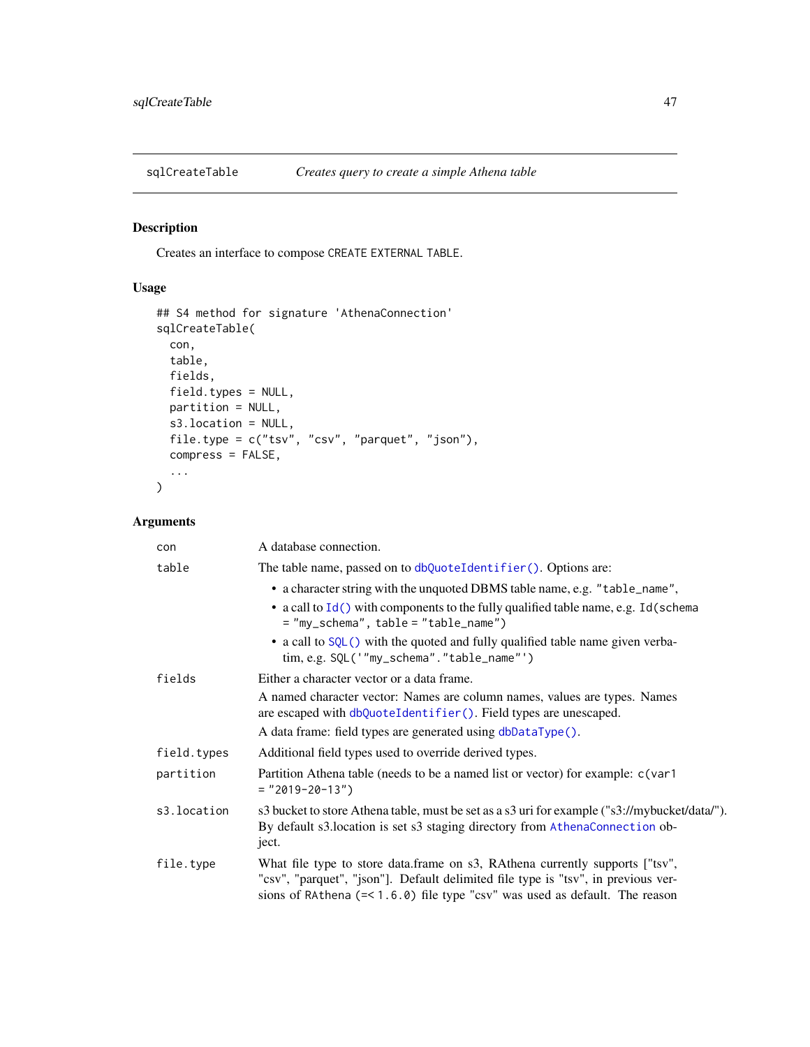## sqlCreateTable — *Creates query to create a simple Athena table*

### Description

Creates an interface to compose `CREATE EXTERNAL TABLE`.

### Usage

```
## S4 method for signature 'AthenaConnection'
sqlCreateTable(
  con,
  table,
  fields,
  field.types = NULL,
  partition = NULL,
  s3.location = NULL,
  file.type = c("tsv", "csv", "parquet", "json"),
  compress = FALSE,
  ...
)
```

### Arguments

`con` — A database connection.

`table` — The table name, passed on to `dbQuoteIdentifier()`. Options are:

- a character string with the unquoted DBMS table name, e.g. `"table_name"`,
- a call to `Id()` with components to the fully qualified table name, e.g. `Id(schema = "my_schema", table = "table_name")`
- a call to `SQL()` with the quoted and fully qualified table name given verbatim, e.g. `SQL('"my_schema"."table_name"')`

`fields` — Either a character vector or a data frame.

A named character vector: Names are column names, values are types. Names are escaped with `dbQuoteIdentifier()`. Field types are unescaped.

A data frame: field types are generated using `dbDataType()`.

`field.types` — Additional field types used to override derived types.

`partition` — Partition Athena table (needs to be a named list or vector) for example: `c(var1 = "2019-20-13")`

`s3.location` — s3 bucket to store Athena table, must be set as a s3 uri for example ("s3://mybucket/data/"). By default s3.location is set s3 staging directory from `AthenaConnection` object.

`file.type` — What file type to store data.frame on s3, RAthena currently supports ["tsv", "csv", "parquet", "json"]. Default delimited file type is "tsv", in previous versions of `RAthena (=< 1.6.0)` file type "csv" was used as default. The reason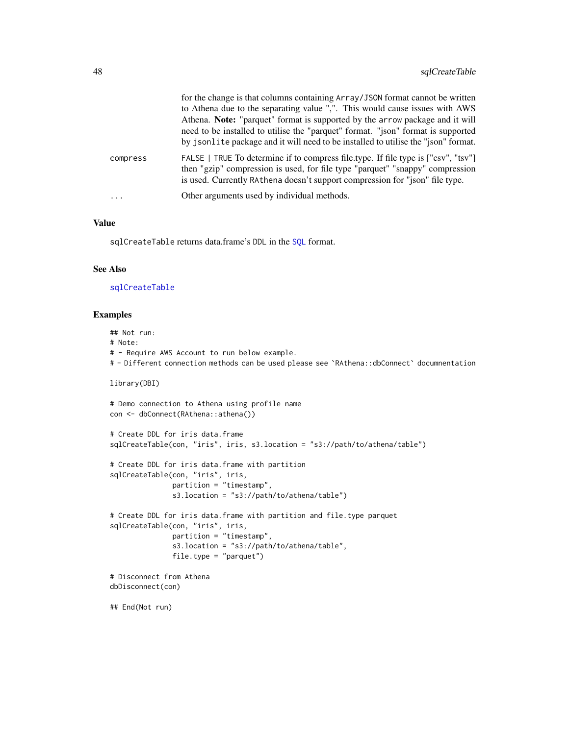| | |
|---|---|
| | for the change is that columns containing `Array/JSON` format cannot be written to Athena due to the separating value ",". This would cause issues with AWS Athena. **Note:** "parquet" format is supported by the `arrow` package and it will need to be installed to utilise the "parquet" format. "json" format is supported by `jsonlite` package and it will need to be installed to utilise the "json" format. |
| `compress` | `FALSE` \| `TRUE` To determine if to compress file.type. If file type is ["csv", "tsv"] then "gzip" compression is used, for file type "parquet" "snappy" compression is used. Currently `RAthena` doesn't support compression for "json" file type. |
| `...` | Other arguments used by individual methods. |

### Value

`sqlCreateTable` returns data.frame's `DDL` in the `SQL` format.

### See Also

`sqlCreateTable`

### Examples

```
## Not run:
# Note:
# - Require AWS Account to run below example.
# - Different connection methods can be used please see `RAthena::dbConnect` documnentation

library(DBI)

# Demo connection to Athena using profile name
con <- dbConnect(RAthena::athena())

# Create DDL for iris data.frame
sqlCreateTable(con, "iris", iris, s3.location = "s3://path/to/athena/table")

# Create DDL for iris data.frame with partition
sqlCreateTable(con, "iris", iris,
               partition = "timestamp",
               s3.location = "s3://path/to/athena/table")

# Create DDL for iris data.frame with partition and file.type parquet
sqlCreateTable(con, "iris", iris,
               partition = "timestamp",
               s3.location = "s3://path/to/athena/table",
               file.type = "parquet")

# Disconnect from Athena
dbDisconnect(con)

## End(Not run)
```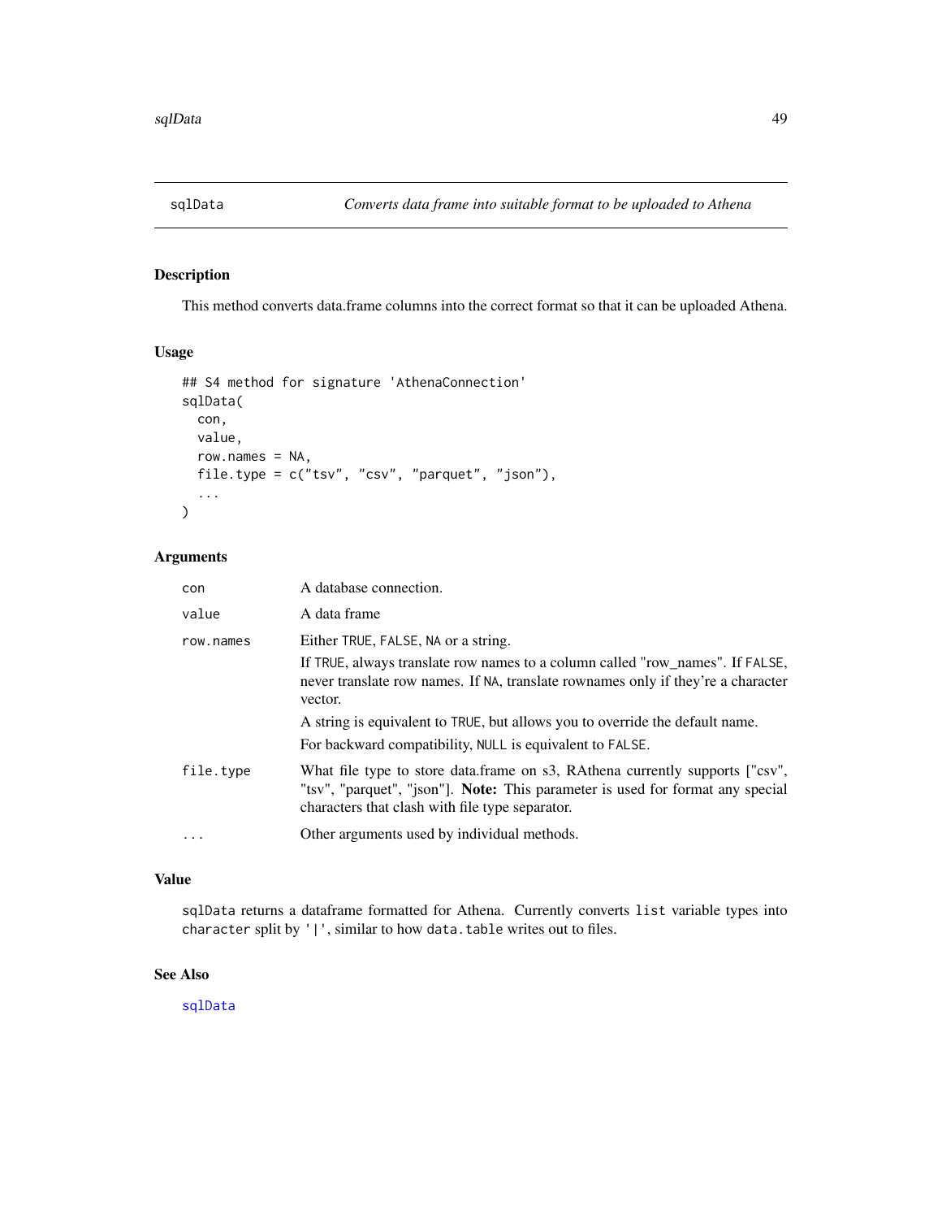# sqlData — *Converts data frame into suitable format to be uploaded to Athena*

## Description

This method converts data.frame columns into the correct format so that it can be uploaded Athena.

## Usage

```
## S4 method for signature 'AthenaConnection'
sqlData(
  con,
  value,
  row.names = NA,
  file.type = c("tsv", "csv", "parquet", "json"),
  ...
)
```

## Arguments

`con` — A database connection.

`value` — A data frame

`row.names` — Either `TRUE`, `FALSE`, `NA` or a string.

If `TRUE`, always translate row names to a column called "row_names". If `FALSE`, never translate row names. If `NA`, translate rownames only if they're a character vector.

A string is equivalent to `TRUE`, but allows you to override the default name.

For backward compatibility, `NULL` is equivalent to `FALSE`.

`file.type` — What file type to store data.frame on s3, RAthena currently supports ["csv", "tsv", "parquet", "json"]. **Note:** This parameter is used for format any special characters that clash with file type separator.

`...` — Other arguments used by individual methods.

## Value

`sqlData` returns a dataframe formatted for Athena. Currently converts `list` variable types into `character` split by `'|'`, similar to how `data.table` writes out to files.

## See Also

`sqlData`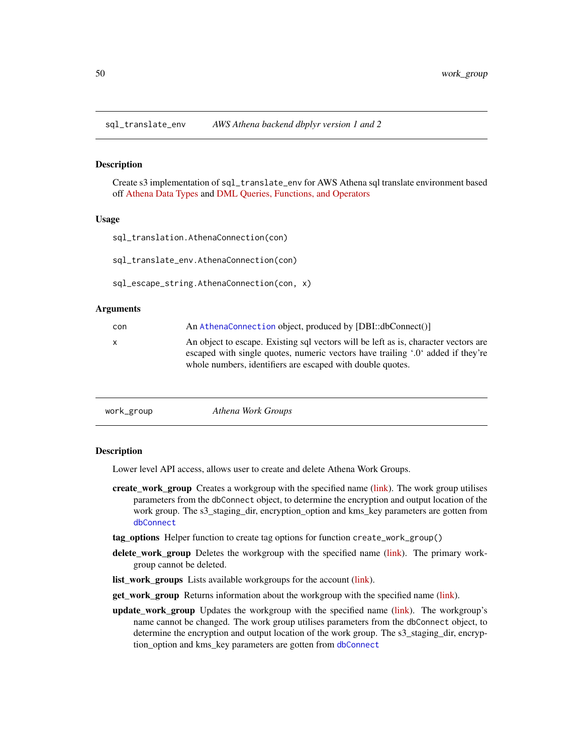## sql_translate_env — *AWS Athena backend dbplyr version 1 and 2*

### Description

Create s3 implementation of `sql_translate_env` for AWS Athena sql translate environment based off Athena Data Types and DML Queries, Functions, and Operators

### Usage

```
sql_translation.AthenaConnection(con)

sql_translate_env.AthenaConnection(con)

sql_escape_string.AthenaConnection(con, x)
```

### Arguments

| | |
|---|---|
| con | An `AthenaConnection` object, produced by [DBI::dbConnect()] |
| x | An object to escape. Existing sql vectors will be left as is, character vectors are escaped with single quotes, numeric vectors have trailing '.0' added if they're whole numbers, identifiers are escaped with double quotes. |

## work_group — *Athena Work Groups*

### Description

Lower level API access, allows user to create and delete Athena Work Groups.

**create_work_group** Creates a workgroup with the specified name (link). The work group utilises parameters from the `dbConnect` object, to determine the encryption and output location of the work group. The s3_staging_dir, encryption_option and kms_key parameters are gotten from `dbConnect`

**tag_options** Helper function to create tag options for function `create_work_group()`

**delete_work_group** Deletes the workgroup with the specified name (link). The primary workgroup cannot be deleted.

**list_work_groups** Lists available workgroups for the account (link).

**get_work_group** Returns information about the workgroup with the specified name (link).

**update_work_group** Updates the workgroup with the specified name (link). The workgroup's name cannot be changed. The work group utilises parameters from the `dbConnect` object, to determine the encryption and output location of the work group. The s3_staging_dir, encryption_option and kms_key parameters are gotten from `dbConnect`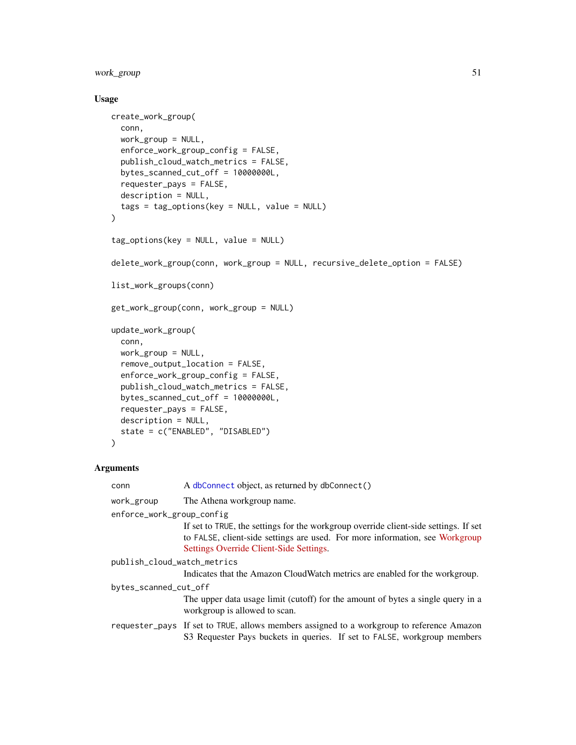### Usage

```
create_work_group(
  conn,
  work_group = NULL,
  enforce_work_group_config = FALSE,
  publish_cloud_watch_metrics = FALSE,
  bytes_scanned_cut_off = 10000000L,
  requester_pays = FALSE,
  description = NULL,
  tags = tag_options(key = NULL, value = NULL)
)

tag_options(key = NULL, value = NULL)

delete_work_group(conn, work_group = NULL, recursive_delete_option = FALSE)

list_work_groups(conn)

get_work_group(conn, work_group = NULL)

update_work_group(
  conn,
  work_group = NULL,
  remove_output_location = FALSE,
  enforce_work_group_config = FALSE,
  publish_cloud_watch_metrics = FALSE,
  bytes_scanned_cut_off = 10000000L,
  requester_pays = FALSE,
  description = NULL,
  state = c("ENABLED", "DISABLED")
)
```

### Arguments

`conn` A `dbConnect` object, as returned by `dbConnect()`

`work_group` The Athena workgroup name.

`enforce_work_group_config`
If set to `TRUE`, the settings for the workgroup override client-side settings. If set to `FALSE`, client-side settings are used. For more information, see Workgroup Settings Override Client-Side Settings.

`publish_cloud_watch_metrics`
Indicates that the Amazon CloudWatch metrics are enabled for the workgroup.

`bytes_scanned_cut_off`
The upper data usage limit (cutoff) for the amount of bytes a single query in a workgroup is allowed to scan.

`requester_pays` If set to `TRUE`, allows members assigned to a workgroup to reference Amazon S3 Requester Pays buckets in queries. If set to `FALSE`, workgroup members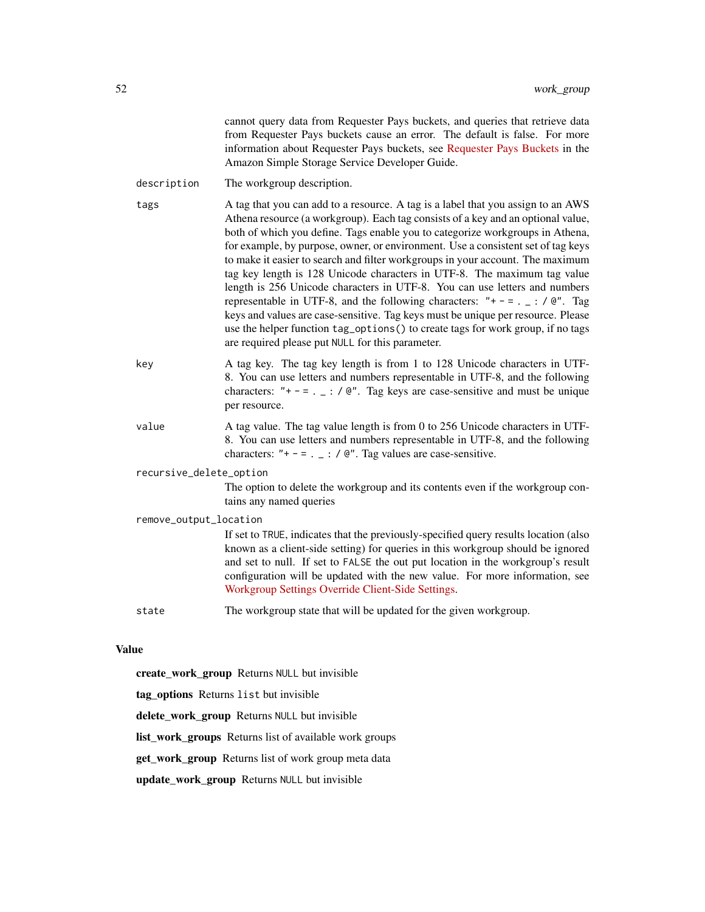cannot query data from Requester Pays buckets, and queries that retrieve data from Requester Pays buckets cause an error. The default is false. For more information about Requester Pays buckets, see Requester Pays Buckets in the Amazon Simple Storage Service Developer Guide.

`description` The workgroup description.

`tags` A tag that you can add to a resource. A tag is a label that you assign to an AWS Athena resource (a workgroup). Each tag consists of a key and an optional value, both of which you define. Tags enable you to categorize workgroups in Athena, for example, by purpose, owner, or environment. Use a consistent set of tag keys to make it easier to search and filter workgroups in your account. The maximum tag key length is 128 Unicode characters in UTF-8. The maximum tag value length is 256 Unicode characters in UTF-8. You can use letters and numbers representable in UTF-8, and the following characters: `"+ - = . _ : / @"`. Tag keys and values are case-sensitive. Tag keys must be unique per resource. Please use the helper function `tag_options()` to create tags for work group, if no tags are required please put `NULL` for this parameter.

`key` A tag key. The tag key length is from 1 to 128 Unicode characters in UTF-8. You can use letters and numbers representable in UTF-8, and the following characters: `"+ - = . _ : / @"`. Tag keys are case-sensitive and must be unique per resource.

`value` A tag value. The tag value length is from 0 to 256 Unicode characters in UTF-8. You can use letters and numbers representable in UTF-8, and the following characters: `"+ - = . _ : / @"`. Tag values are case-sensitive.

`recursive_delete_option`
The option to delete the workgroup and its contents even if the workgroup contains any named queries

`remove_output_location`
If set to `TRUE`, indicates that the previously-specified query results location (also known as a client-side setting) for queries in this workgroup should be ignored and set to null. If set to `FALSE` the out put location in the workgroup's result configuration will be updated with the new value. For more information, see Workgroup Settings Override Client-Side Settings.

`state` The workgroup state that will be updated for the given workgroup.

## Value

**create_work_group** Returns `NULL` but invisible

**tag_options** Returns `list` but invisible

**delete_work_group** Returns `NULL` but invisible

**list_work_groups** Returns list of available work groups

**get_work_group** Returns list of work group meta data

**update_work_group** Returns `NULL` but invisible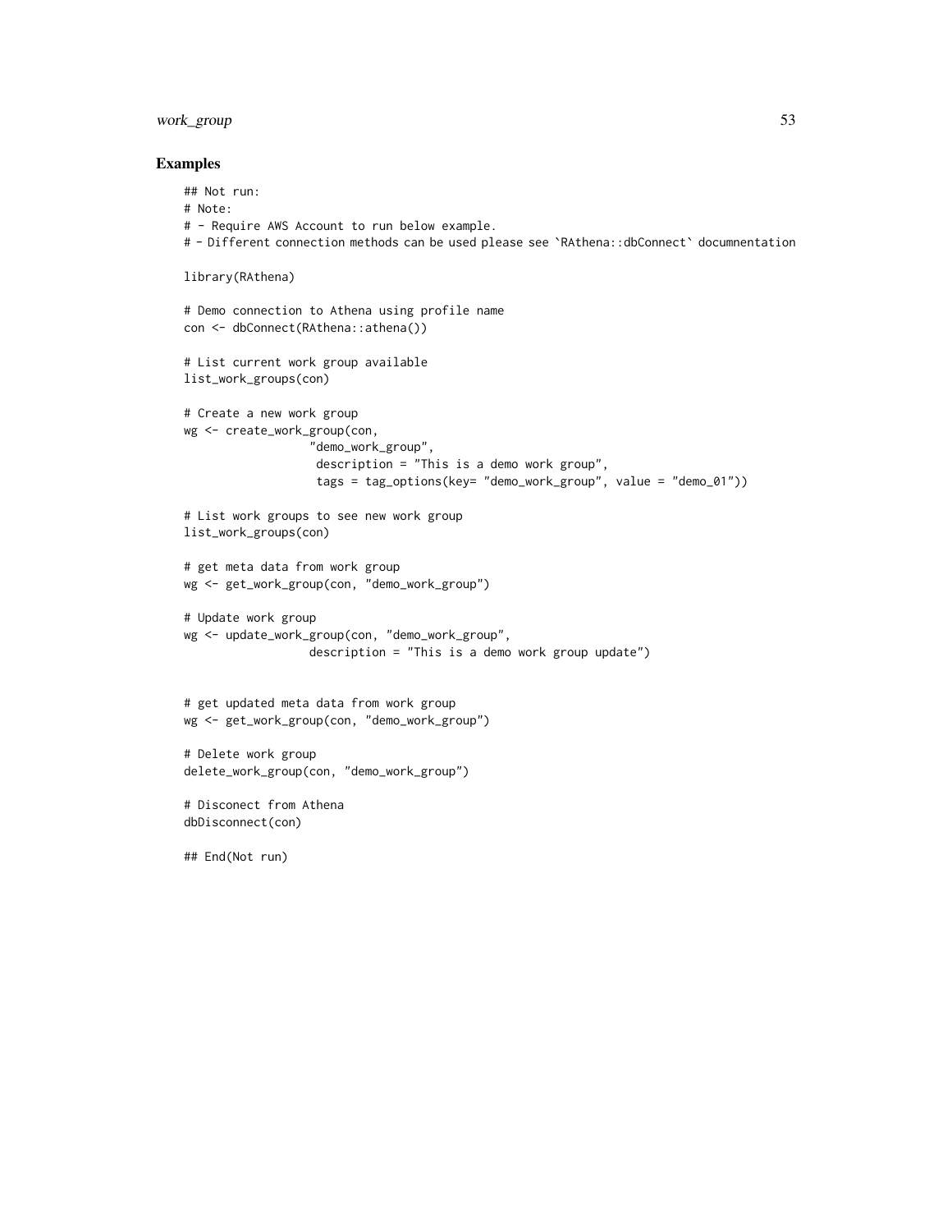## Examples

```
## Not run:
# Note:
# - Require AWS Account to run below example.
# - Different connection methods can be used please see `RAthena::dbConnect` documnentation

library(RAthena)

# Demo connection to Athena using profile name
con <- dbConnect(RAthena::athena())

# List current work group available
list_work_groups(con)

# Create a new work group
wg <- create_work_group(con,
                  "demo_work_group",
                   description = "This is a demo work group",
                   tags = tag_options(key= "demo_work_group", value = "demo_01"))

# List work groups to see new work group
list_work_groups(con)

# get meta data from work group
wg <- get_work_group(con, "demo_work_group")

# Update work group
wg <- update_work_group(con, "demo_work_group",
                  description = "This is a demo work group update")


# get updated meta data from work group
wg <- get_work_group(con, "demo_work_group")

# Delete work group
delete_work_group(con, "demo_work_group")

# Disconect from Athena
dbDisconnect(con)

## End(Not run)
```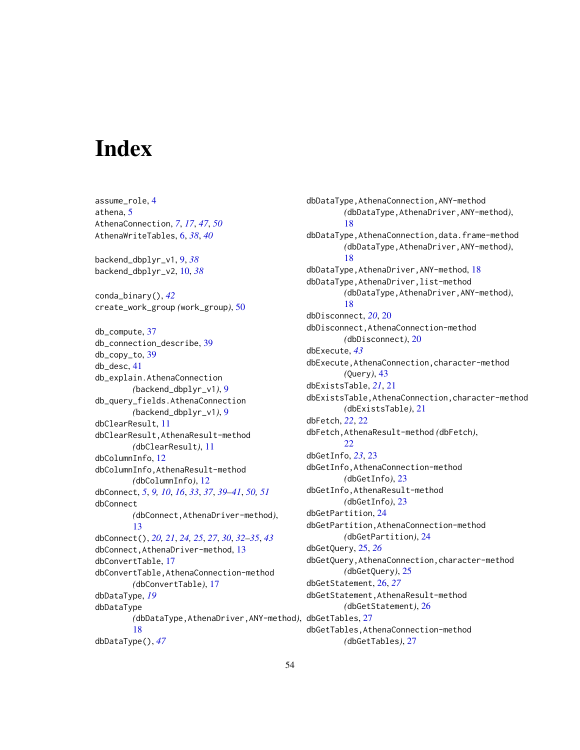# Index

assume_role, 4
athena, 5
AthenaConnection, *7*, *17*, *47*, *50*
AthenaWriteTables, 6, *38*, *40*

backend_dbplyr_v1, 9, *38*
backend_dbplyr_v2, 10, *38*

conda_binary(), *42*
create_work_group *(*work_group*)*, 50

db_compute, 37
db_connection_describe, 39
db_copy_to, 39
db_desc, 41
db_explain.AthenaConnection *(*backend_dbplyr_v1*)*, 9
db_query_fields.AthenaConnection *(*backend_dbplyr_v1*)*, 9
dbClearResult, 11
dbClearResult,AthenaResult-method *(*dbClearResult*)*, 11
dbColumnInfo, 12
dbColumnInfo,AthenaResult-method *(*dbColumnInfo*)*, 12
dbConnect, *5*, *9, 10*, *16*, *33*, *37*, *39–41*, *50, 51*
dbConnect *(*dbConnect,AthenaDriver-method*)*, 13
dbConnect(), *20, 21*, *24, 25*, *27*, *30*, *32–35*, *43*
dbConnect,AthenaDriver-method, 13
dbConvertTable, 17
dbConvertTable,AthenaConnection-method *(*dbConvertTable*)*, 17
dbDataType, *19*
dbDataType *(*dbDataType,AthenaDriver,ANY-method*)*, 18
dbDataType(), *47*
dbDataType,AthenaConnection,ANY-method *(*dbDataType,AthenaDriver,ANY-method*)*, 18
dbDataType,AthenaConnection,data.frame-method *(*dbDataType,AthenaDriver,ANY-method*)*, 18
dbDataType,AthenaDriver,ANY-method, 18
dbDataType,AthenaDriver,list-method *(*dbDataType,AthenaDriver,ANY-method*)*, 18
dbDisconnect, *20*, 20
dbDisconnect,AthenaConnection-method *(*dbDisconnect*)*, 20
dbExecute, *43*
dbExecute,AthenaConnection,character-method *(*Query*)*, 43
dbExistsTable, *21*, 21
dbExistsTable,AthenaConnection,character-method *(*dbExistsTable*)*, 21
dbFetch, *22*, 22
dbFetch,AthenaResult-method *(*dbFetch*)*, 22
dbGetInfo, *23*, 23
dbGetInfo,AthenaConnection-method *(*dbGetInfo*)*, 23
dbGetInfo,AthenaResult-method *(*dbGetInfo*)*, 23
dbGetPartition, 24
dbGetPartition,AthenaConnection-method *(*dbGetPartition*)*, 24
dbGetQuery, 25, *26*
dbGetQuery,AthenaConnection,character-method *(*dbGetQuery*)*, 25
dbGetStatement, 26, *27*
dbGetStatement,AthenaResult-method *(*dbGetStatement*)*, 26
dbGetTables, 27
dbGetTables,AthenaConnection-method *(*dbGetTables*)*, 27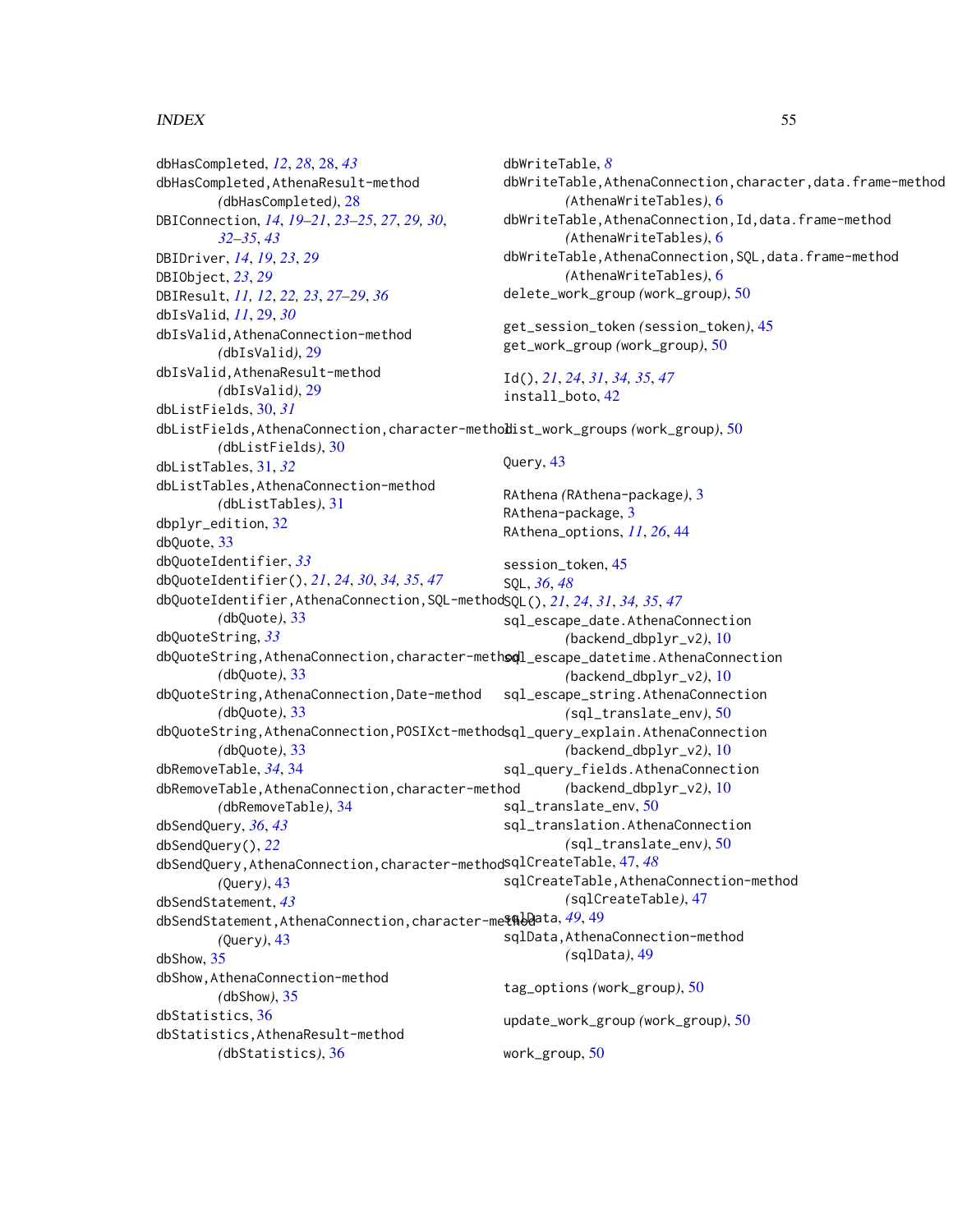dbHasCompleted, *12*, *28*, 28, *43*
dbHasCompleted,AthenaResult-method
 *(dbHasCompleted)*, 28
DBIConnection, *14*, *19–21*, *23–25*, *27*, *29, 30*, *32–35*, *43*
DBIDriver, *14*, *19*, *23*, *29*
DBIObject, *23*, *29*
DBIResult, *11, 12*, *22, 23*, *27–29*, *36*
dbIsValid, *11*, 29, *30*
dbIsValid,AthenaConnection-method
 *(dbIsValid)*, 29
dbIsValid,AthenaResult-method
 *(dbIsValid)*, 29
dbListFields, 30, *31*
dbListFields,AthenaConnection,character-method
 *(dbListFields)*, 30
dbListTables, 31, *32*
dbListTables,AthenaConnection-method
 *(dbListTables)*, 31
dbplyr_edition, 32
dbQuote, 33
dbQuoteIdentifier, *33*
dbQuoteIdentifier(), *21*, *24*, *30*, *34, 35*, *47*
dbQuoteIdentifier,AthenaConnection,SQL-method
 *(dbQuote)*, 33
dbQuoteString, *33*
dbQuoteString,AthenaConnection,character-method
 *(dbQuote)*, 33
dbQuoteString,AthenaConnection,Date-method
 *(dbQuote)*, 33
dbQuoteString,AthenaConnection,POSIXct-method
 *(dbQuote)*, 33
dbRemoveTable, *34*, 34
dbRemoveTable,AthenaConnection,character-method
 *(dbRemoveTable)*, 34
dbSendQuery, *36*, *43*
dbSendQuery(), *22*
dbSendQuery,AthenaConnection,character-method
 *(Query)*, 43
dbSendStatement, *43*
dbSendStatement,AthenaConnection,character-method
 *(Query)*, 43
dbShow, 35
dbShow,AthenaConnection-method
 *(dbShow)*, 35
dbStatistics, 36
dbStatistics,AthenaResult-method
 *(dbStatistics)*, 36

dbWriteTable, *8*
dbWriteTable,AthenaConnection,character,data.frame-method
 *(AthenaWriteTables)*, 6
dbWriteTable,AthenaConnection,Id,data.frame-method
 *(AthenaWriteTables)*, 6
dbWriteTable,AthenaConnection,SQL,data.frame-method
 *(AthenaWriteTables)*, 6
delete_work_group *(work_group)*, 50

get_session_token *(session_token)*, 45
get_work_group *(work_group)*, 50

Id(), *21*, *24*, *31*, *34, 35*, *47*
install_boto, 42

list_work_groups *(work_group)*, 50

Query, 43

RAthena *(RAthena-package)*, 3
RAthena-package, 3
RAthena_options, *11*, *26*, 44

session_token, 45
SQL, *36*, *48*
SQL(), *21*, *24*, *31*, *34, 35*, *47*
sql_escape_date.AthenaConnection
 *(backend_dbplyr_v2)*, 10
sql_escape_datetime.AthenaConnection
 *(backend_dbplyr_v2)*, 10
sql_escape_string.AthenaConnection
 *(sql_translate_env)*, 50
sql_query_explain.AthenaConnection
 *(backend_dbplyr_v2)*, 10
sql_query_fields.AthenaConnection
 *(backend_dbplyr_v2)*, 10
sql_translate_env, 50
sql_translation.AthenaConnection
 *(sql_translate_env)*, 50
sqlCreateTable, 47, *48*
sqlCreateTable,AthenaConnection-method
 *(sqlCreateTable)*, 47
sqlData, *49*, 49
sqlData,AthenaConnection-method
 *(sqlData)*, 49

tag_options *(work_group)*, 50

update_work_group *(work_group)*, 50

work_group, 50